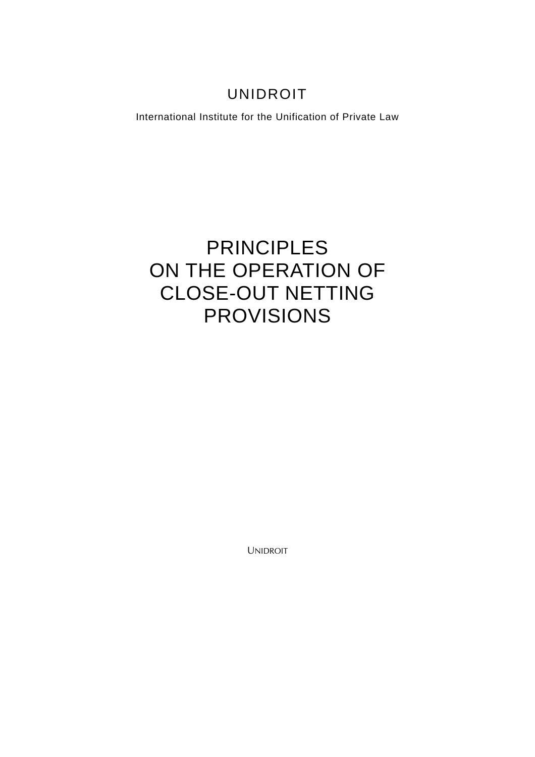UNIDROIT

International Institute for the Unification of Private Law

# PRINCIPLES ON THE OPERATION OF CLOSE-OUT NETTING PROVISIONS

UNIDROIT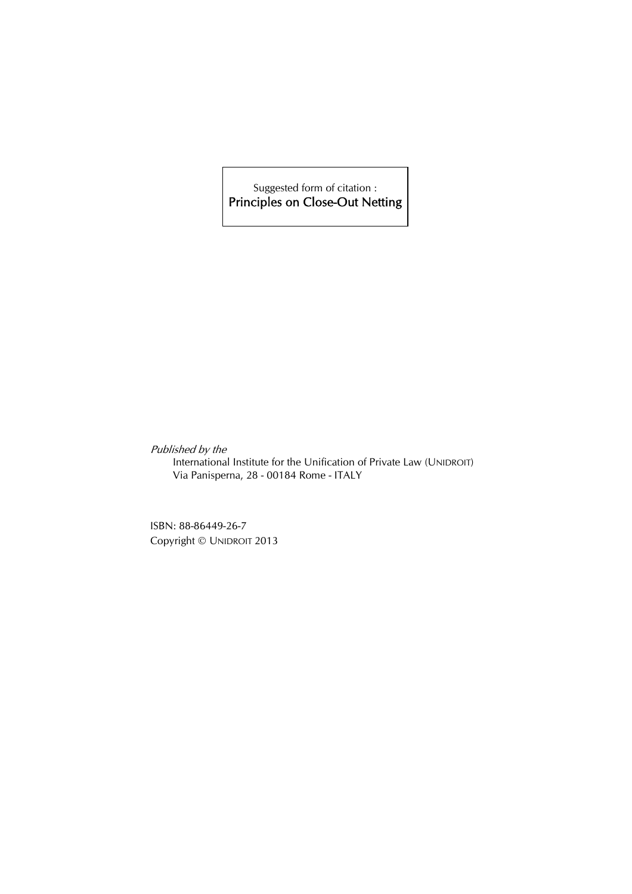Suggested form of citation :
Principles on Close-Out Netting

*Published by the*
International Institute for the Unification of Private Law (UNIDROIT)
Via Panisperna, 28 - 00184 Rome - ITALY

ISBN: 88-86449-26-7
Copyright © UNIDROIT 2013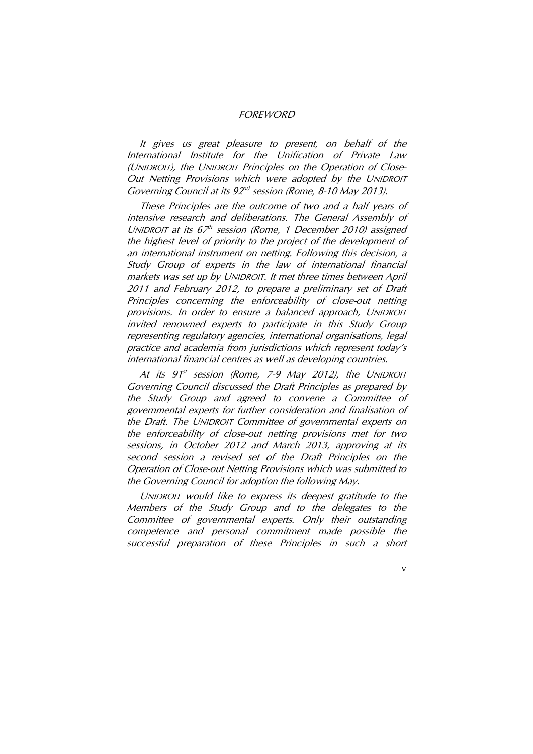# *FOREWORD*

*It gives us great pleasure to present, on behalf of the International Institute for the Unification of Private Law (UNIDROIT), the UNIDROIT Principles on the Operation of Close-Out Netting Provisions which were adopted by the UNIDROIT Governing Council at its 92nd session (Rome, 8-10 May 2013).*

*These Principles are the outcome of two and a half years of intensive research and deliberations. The General Assembly of UNIDROIT at its 67th session (Rome, 1 December 2010) assigned the highest level of priority to the project of the development of an international instrument on netting. Following this decision, a Study Group of experts in the law of international financial markets was set up by UNIDROIT. It met three times between April 2011 and February 2012, to prepare a preliminary set of Draft Principles concerning the enforceability of close-out netting provisions. In order to ensure a balanced approach, UNIDROIT invited renowned experts to participate in this Study Group representing regulatory agencies, international organisations, legal practice and academia from jurisdictions which represent today's international financial centres as well as developing countries.*

*At its 91st session (Rome, 7-9 May 2012), the UNIDROIT Governing Council discussed the Draft Principles as prepared by the Study Group and agreed to convene a Committee of governmental experts for further consideration and finalisation of the Draft. The UNIDROIT Committee of governmental experts on the enforceability of close-out netting provisions met for two sessions, in October 2012 and March 2013, approving at its second session a revised set of the Draft Principles on the Operation of Close-out Netting Provisions which was submitted to the Governing Council for adoption the following May.*

*UNIDROIT would like to express its deepest gratitude to the Members of the Study Group and to the delegates to the Committee of governmental experts. Only their outstanding competence and personal commitment made possible the successful preparation of these Principles in such a short*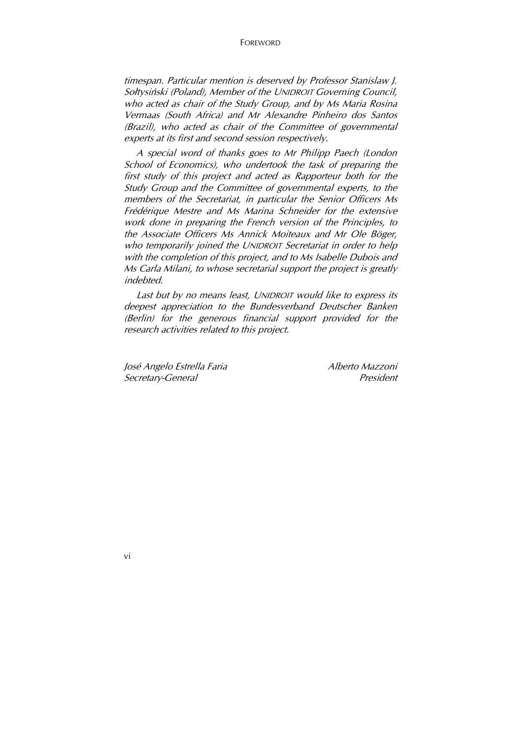*timespan. Particular mention is deserved by Professor Stanislaw J. Sołtysiński (Poland), Member of the UNIDROIT Governing Council, who acted as chair of the Study Group, and by Ms Maria Rosina Vermaas (South Africa) and Mr Alexandre Pinheiro dos Santos (Brazil), who acted as chair of the Committee of governmental experts at its first and second session respectively.*

*A special word of thanks goes to Mr Philipp Paech (London School of Economics), who undertook the task of preparing the first study of this project and acted as Rapporteur both for the Study Group and the Committee of governmental experts, to the members of the Secretariat, in particular the Senior Officers Ms Frédérique Mestre and Ms Marina Schneider for the extensive work done in preparing the French version of the Principles, to the Associate Officers Ms Annick Moiteaux and Mr Ole Böger, who temporarily joined the UNIDROIT Secretariat in order to help with the completion of this project, and to Ms Isabelle Dubois and Ms Carla Milani, to whose secretarial support the project is greatly indebted.*

*Last but by no means least, UNIDROIT would like to express its deepest appreciation to the Bundesverband Deutscher Banken (Berlin) for the generous financial support provided for the research activities related to this project.*

*José Angelo Estrella Faria*
*Secretary-General*

*Alberto Mazzoni*
*President*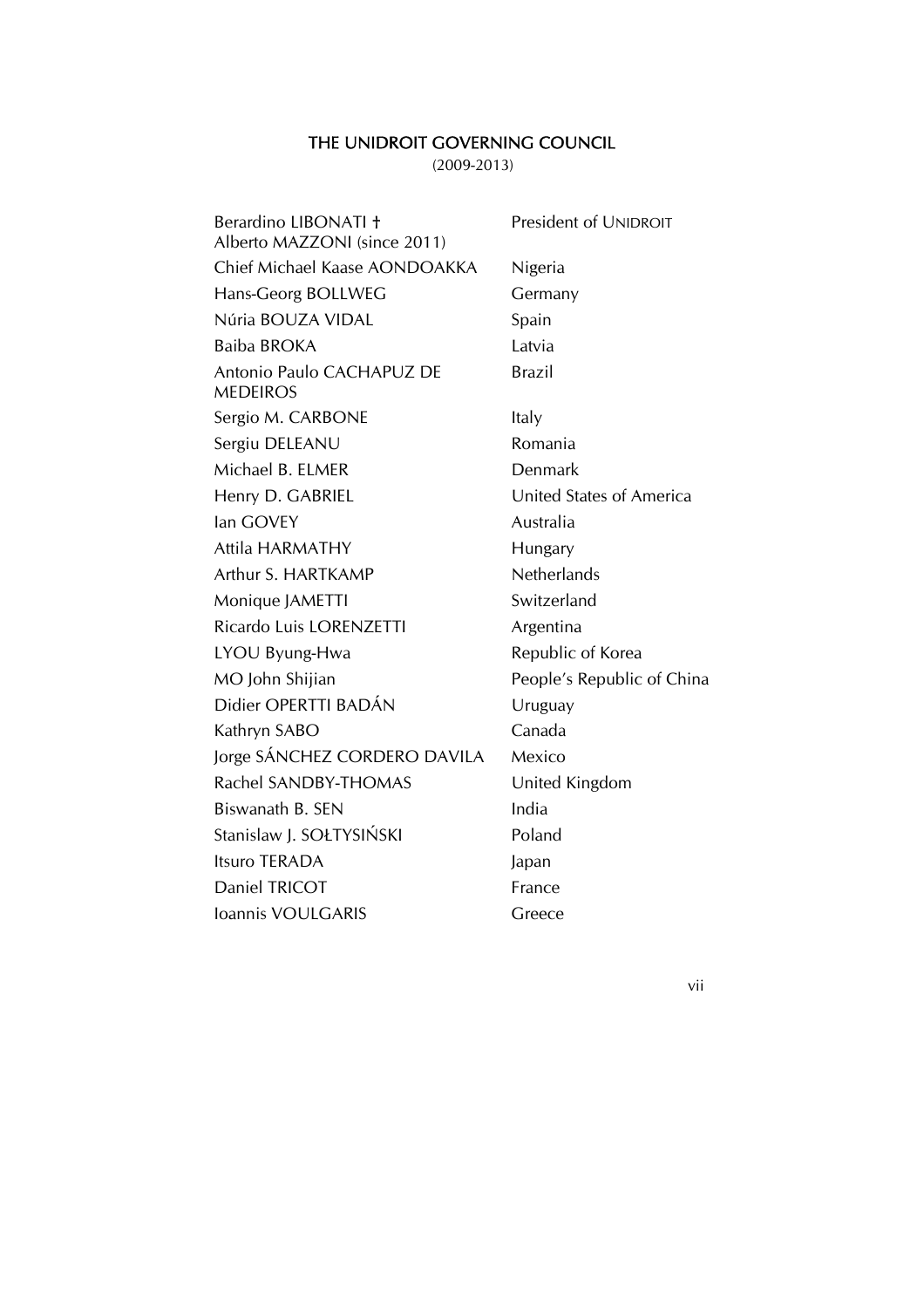# THE UNIDROIT GOVERNING COUNCIL

(2009-2013)

| | |
|---|---|
| Berardino LIBONATI † Alberto MAZZONI (since 2011) | President of UNIDROIT |
| Chief Michael Kaase AONDOAKKA | Nigeria |
| Hans-Georg BOLLWEG | Germany |
| Núria BOUZA VIDAL | Spain |
| Baiba BROKA | Latvia |
| Antonio Paulo CACHAPUZ DE MEDEIROS | Brazil |
| Sergio M. CARBONE | Italy |
| Sergiu DELEANU | Romania |
| Michael B. ELMER | Denmark |
| Henry D. GABRIEL | United States of America |
| Ian GOVEY | Australia |
| Attila HARMATHY | Hungary |
| Arthur S. HARTKAMP | Netherlands |
| Monique JAMETTI | Switzerland |
| Ricardo Luis LORENZETTI | Argentina |
| LYOU Byung-Hwa | Republic of Korea |
| MO John Shijian | People's Republic of China |
| Didier OPERTTI BADÁN | Uruguay |
| Kathryn SABO | Canada |
| Jorge SÁNCHEZ CORDERO DAVILA | Mexico |
| Rachel SANDBY-THOMAS | United Kingdom |
| Biswanath B. SEN | India |
| Stanislaw J. SOŁTYSIŃSKI | Poland |
| Itsuro TERADA | Japan |
| Daniel TRICOT | France |
| Ioannis VOULGARIS | Greece |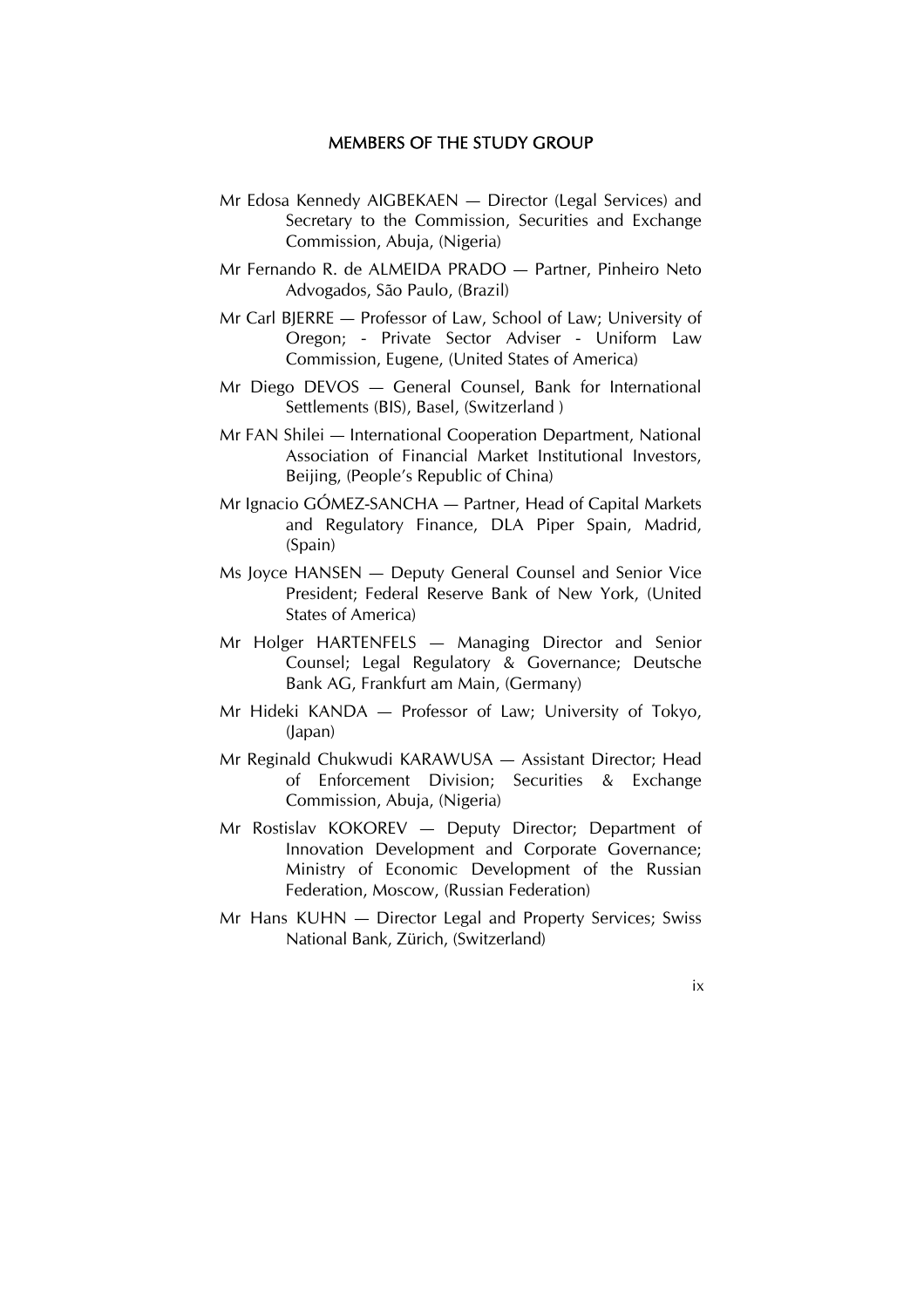## MEMBERS OF THE STUDY GROUP

Mr Edosa Kennedy AIGBEKAEN — Director (Legal Services) and Secretary to the Commission, Securities and Exchange Commission, Abuja, (Nigeria)

Mr Fernando R. de ALMEIDA PRADO — Partner, Pinheiro Neto Advogados, São Paulo, (Brazil)

Mr Carl BJERRE — Professor of Law, School of Law; University of Oregon; - Private Sector Adviser - Uniform Law Commission, Eugene, (United States of America)

Mr Diego DEVOS — General Counsel, Bank for International Settlements (BIS), Basel, (Switzerland )

Mr FAN Shilei — International Cooperation Department, National Association of Financial Market Institutional Investors, Beijing, (People's Republic of China)

Mr Ignacio GÓMEZ-SANCHA — Partner, Head of Capital Markets and Regulatory Finance, DLA Piper Spain, Madrid, (Spain)

Ms Joyce HANSEN — Deputy General Counsel and Senior Vice President; Federal Reserve Bank of New York, (United States of America)

Mr Holger HARTENFELS — Managing Director and Senior Counsel; Legal Regulatory & Governance; Deutsche Bank AG, Frankfurt am Main, (Germany)

Mr Hideki KANDA — Professor of Law; University of Tokyo, (Japan)

Mr Reginald Chukwudi KARAWUSA — Assistant Director; Head of Enforcement Division; Securities & Exchange Commission, Abuja, (Nigeria)

Mr Rostislav KOKOREV — Deputy Director; Department of Innovation Development and Corporate Governance; Ministry of Economic Development of the Russian Federation, Moscow, (Russian Federation)

Mr Hans KUHN — Director Legal and Property Services; Swiss National Bank, Zürich, (Switzerland)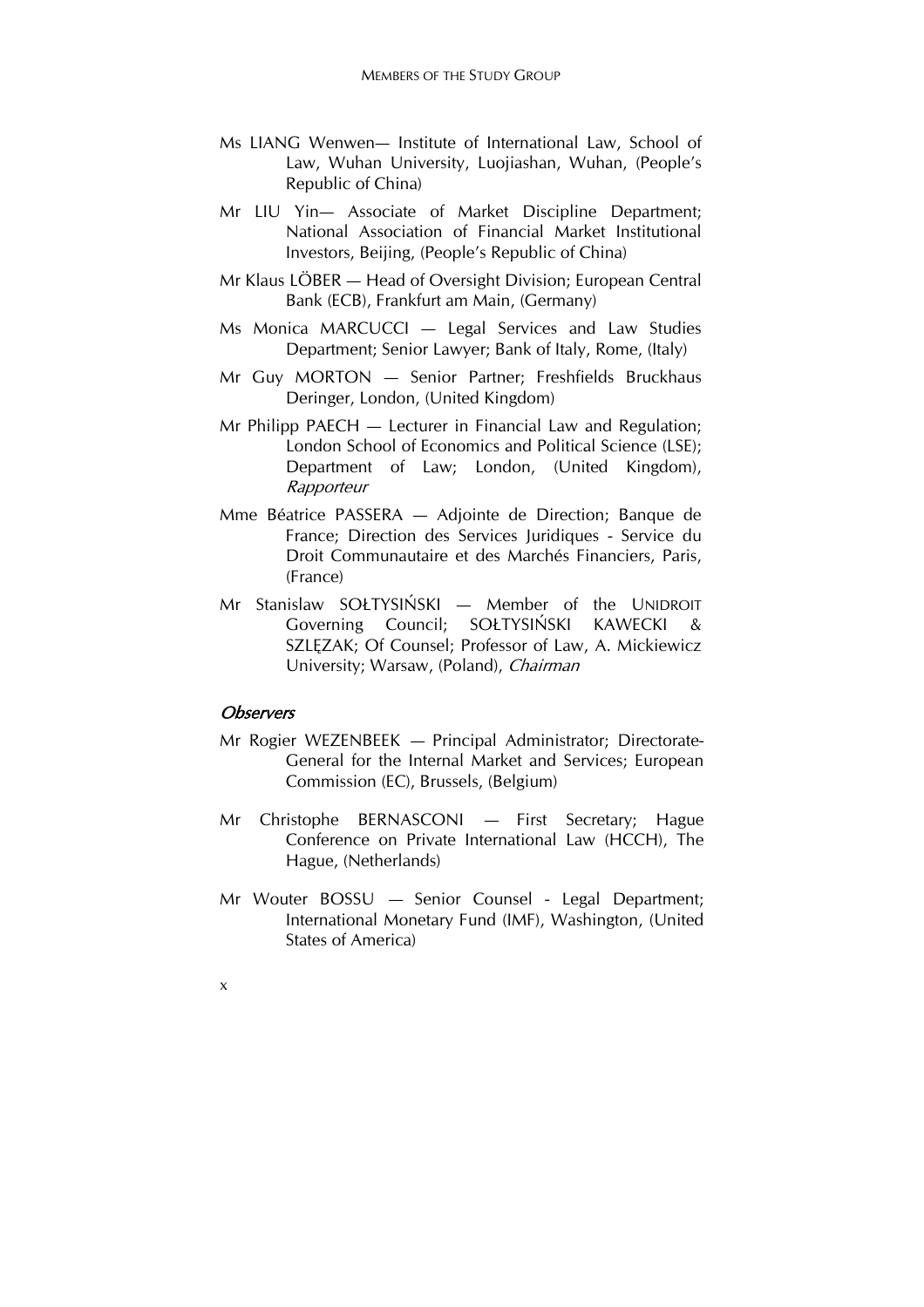Ms LIANG Wenwen— Institute of International Law, School of Law, Wuhan University, Luojiashan, Wuhan, (People's Republic of China)

Mr LIU Yin— Associate of Market Discipline Department; National Association of Financial Market Institutional Investors, Beijing, (People's Republic of China)

Mr Klaus LÖBER — Head of Oversight Division; European Central Bank (ECB), Frankfurt am Main, (Germany)

Ms Monica MARCUCCI — Legal Services and Law Studies Department; Senior Lawyer; Bank of Italy, Rome, (Italy)

Mr Guy MORTON — Senior Partner; Freshfields Bruckhaus Deringer, London, (United Kingdom)

Mr Philipp PAECH — Lecturer in Financial Law and Regulation; London School of Economics and Political Science (LSE); Department of Law; London, (United Kingdom), *Rapporteur*

Mme Béatrice PASSERA — Adjointe de Direction; Banque de France; Direction des Services Juridiques - Service du Droit Communautaire et des Marchés Financiers, Paris, (France)

Mr Stanislaw SOŁTYSIŃSKI — Member of the UNIDROIT Governing Council; SOŁTYSIŃSKI KAWECKI & SZLĘZAK; Of Counsel; Professor of Law, A. Mickiewicz University; Warsaw, (Poland), *Chairman*

### *Observers*

Mr Rogier WEZENBEEK — Principal Administrator; Directorate-General for the Internal Market and Services; European Commission (EC), Brussels, (Belgium)

Mr Christophe BERNASCONI — First Secretary; Hague Conference on Private International Law (HCCH), The Hague, (Netherlands)

Mr Wouter BOSSU — Senior Counsel - Legal Department; International Monetary Fund (IMF), Washington, (United States of America)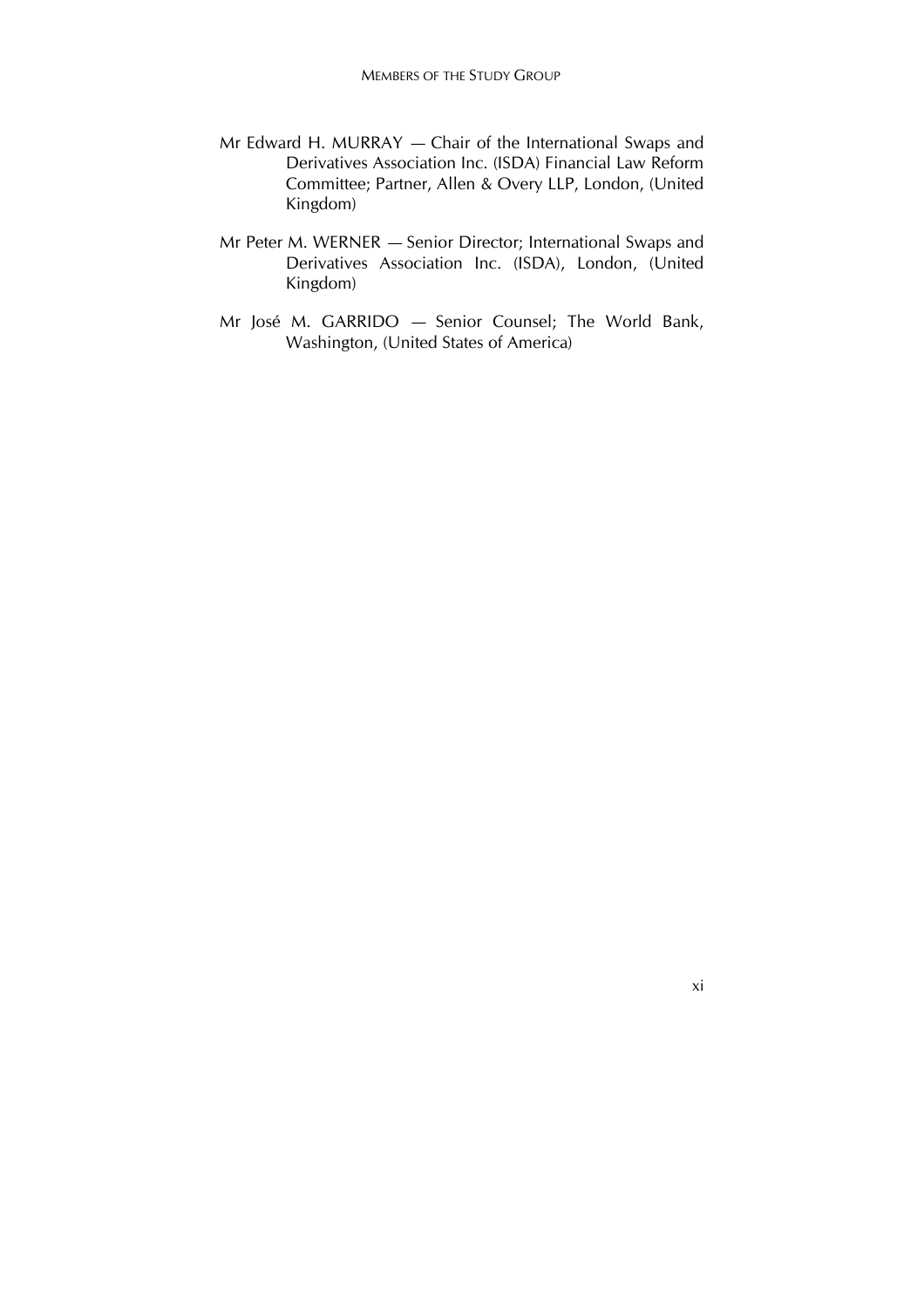Mr Edward H. MURRAY — Chair of the International Swaps and Derivatives Association Inc. (ISDA) Financial Law Reform Committee; Partner, Allen & Overy LLP, London, (United Kingdom)

Mr Peter M. WERNER — Senior Director; International Swaps and Derivatives Association Inc. (ISDA), London, (United Kingdom)

Mr José M. GARRIDO — Senior Counsel; The World Bank, Washington, (United States of America)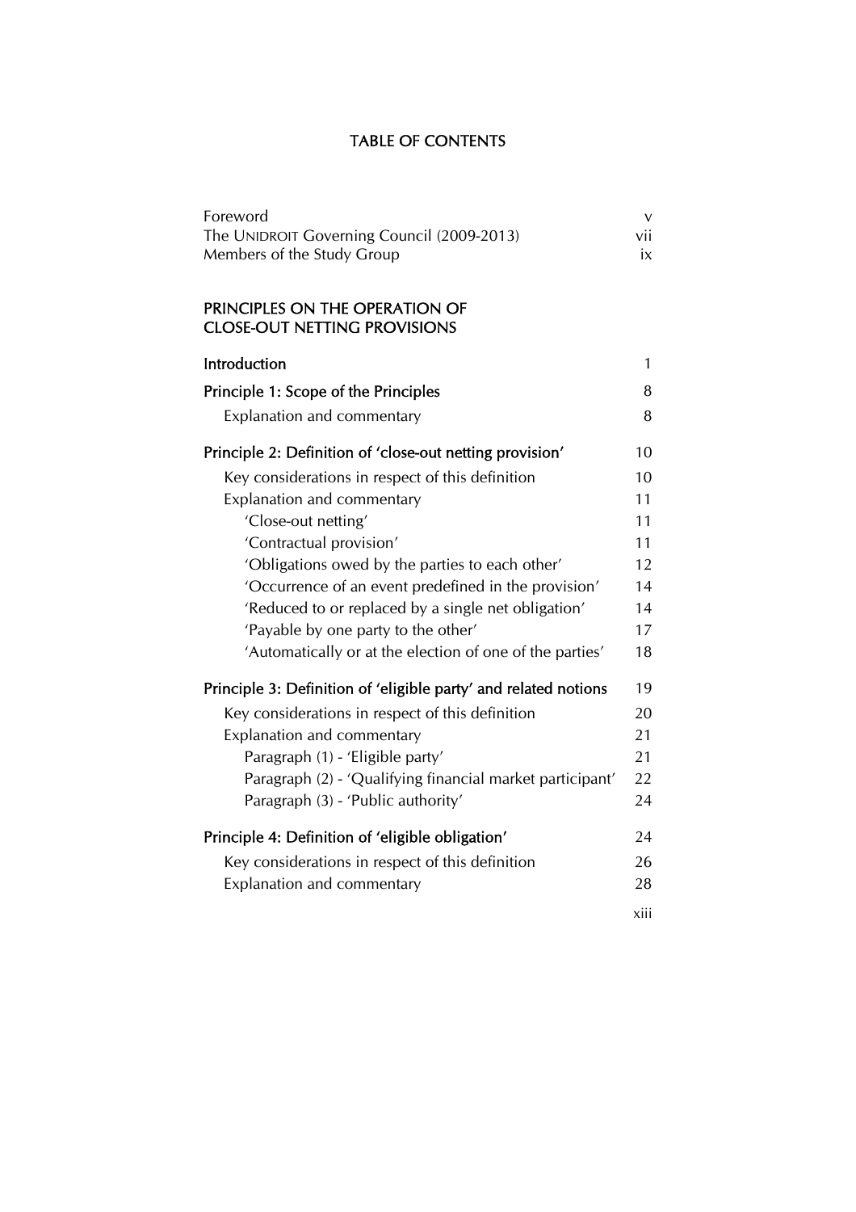# TABLE OF CONTENTS

| | |
|---|---|
| Foreword | v |
| The UNIDROIT Governing Council (2009-2013) | vii |
| Members of the Study Group | ix |

## PRINCIPLES ON THE OPERATION OF CLOSE-OUT NETTING PROVISIONS

| | |
|---|---|
| **Introduction** | 1 |
| **Principle 1: Scope of the Principles** | 8 |
| Explanation and commentary | 8 |
| **Principle 2: Definition of 'close-out netting provision'** | 10 |
| Key considerations in respect of this definition | 10 |
| Explanation and commentary | 11 |
| 'Close-out netting' | 11 |
| 'Contractual provision' | 11 |
| 'Obligations owed by the parties to each other' | 12 |
| 'Occurrence of an event predefined in the provision' | 14 |
| 'Reduced to or replaced by a single net obligation' | 14 |
| 'Payable by one party to the other' | 17 |
| 'Automatically or at the election of one of the parties' | 18 |
| **Principle 3: Definition of 'eligible party' and related notions** | 19 |
| Key considerations in respect of this definition | 20 |
| Explanation and commentary | 21 |
| Paragraph (1) - 'Eligible party' | 21 |
| Paragraph (2) - 'Qualifying financial market participant' | 22 |
| Paragraph (3) - 'Public authority' | 24 |
| **Principle 4: Definition of 'eligible obligation'** | 24 |
| Key considerations in respect of this definition | 26 |
| Explanation and commentary | 28 |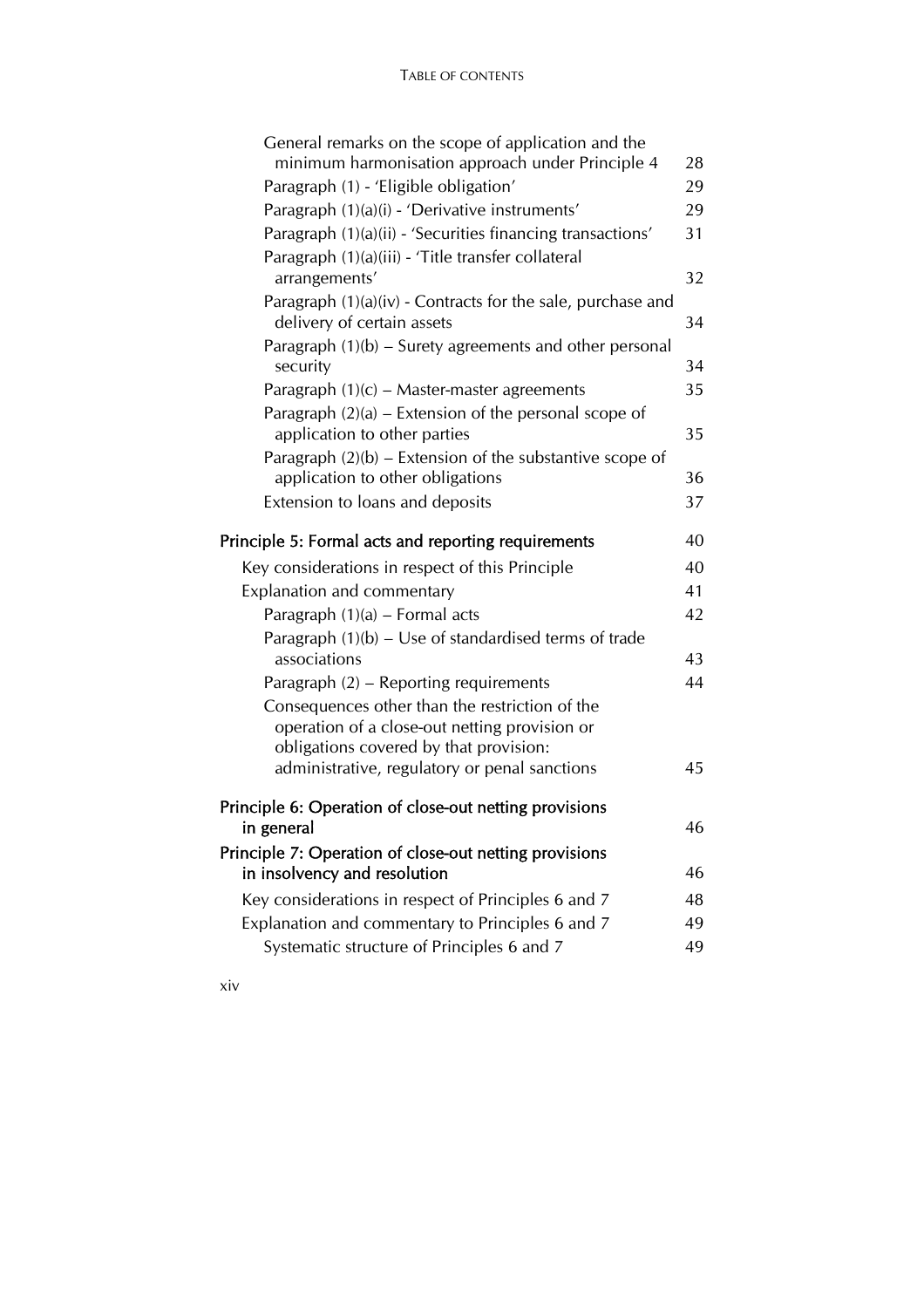| | |
|---|---|
| General remarks on the scope of application and the minimum harmonisation approach under Principle 4 | 28 |
| Paragraph (1) - 'Eligible obligation' | 29 |
| Paragraph (1)(a)(i) - 'Derivative instruments' | 29 |
| Paragraph (1)(a)(ii) - 'Securities financing transactions' | 31 |
| Paragraph (1)(a)(iii) - 'Title transfer collateral arrangements' | 32 |
| Paragraph (1)(a)(iv) - Contracts for the sale, purchase and delivery of certain assets | 34 |
| Paragraph (1)(b) – Surety agreements and other personal security | 34 |
| Paragraph (1)(c) – Master-master agreements | 35 |
| Paragraph (2)(a) – Extension of the personal scope of application to other parties | 35 |
| Paragraph (2)(b) – Extension of the substantive scope of application to other obligations | 36 |
| Extension to loans and deposits | 37 |
| **Principle 5: Formal acts and reporting requirements** | 40 |
| Key considerations in respect of this Principle | 40 |
| Explanation and commentary | 41 |
| Paragraph (1)(a) – Formal acts | 42 |
| Paragraph (1)(b) – Use of standardised terms of trade associations | 43 |
| Paragraph (2) – Reporting requirements | 44 |
| Consequences other than the restriction of the operation of a close-out netting provision or obligations covered by that provision: administrative, regulatory or penal sanctions | 45 |
| **Principle 6: Operation of close-out netting provisions in general** | 46 |
| **Principle 7: Operation of close-out netting provisions in insolvency and resolution** | 46 |
| Key considerations in respect of Principles 6 and 7 | 48 |
| Explanation and commentary to Principles 6 and 7 | 49 |
| Systematic structure of Principles 6 and 7 | 49 |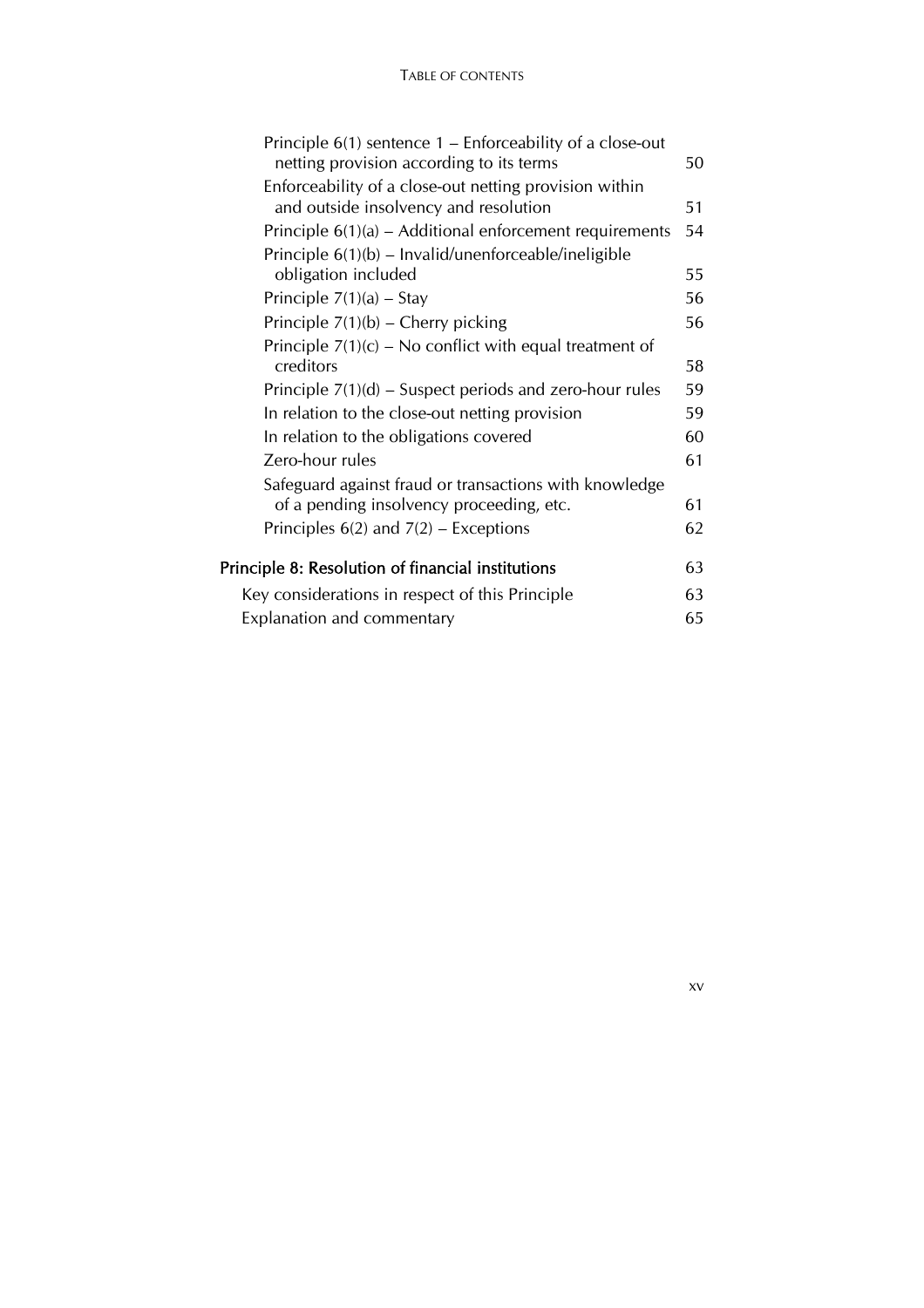Principle 6(1) sentence 1 – Enforceability of a close-out netting provision according to its terms 50

Enforceability of a close-out netting provision within and outside insolvency and resolution 51

Principle 6(1)(a) – Additional enforcement requirements 54

Principle 6(1)(b) – Invalid/unenforceable/ineligible obligation included 55

Principle 7(1)(a) – Stay 56

Principle 7(1)(b) – Cherry picking 56

Principle 7(1)(c) – No conflict with equal treatment of creditors 58

Principle 7(1)(d) – Suspect periods and zero-hour rules 59

In relation to the close-out netting provision 59

In relation to the obligations covered 60

Zero-hour rules 61

Safeguard against fraud or transactions with knowledge of a pending insolvency proceeding, etc. 61

Principles 6(2) and 7(2) – Exceptions 62

**Principle 8: Resolution of financial institutions** 63

Key considerations in respect of this Principle 63

Explanation and commentary 65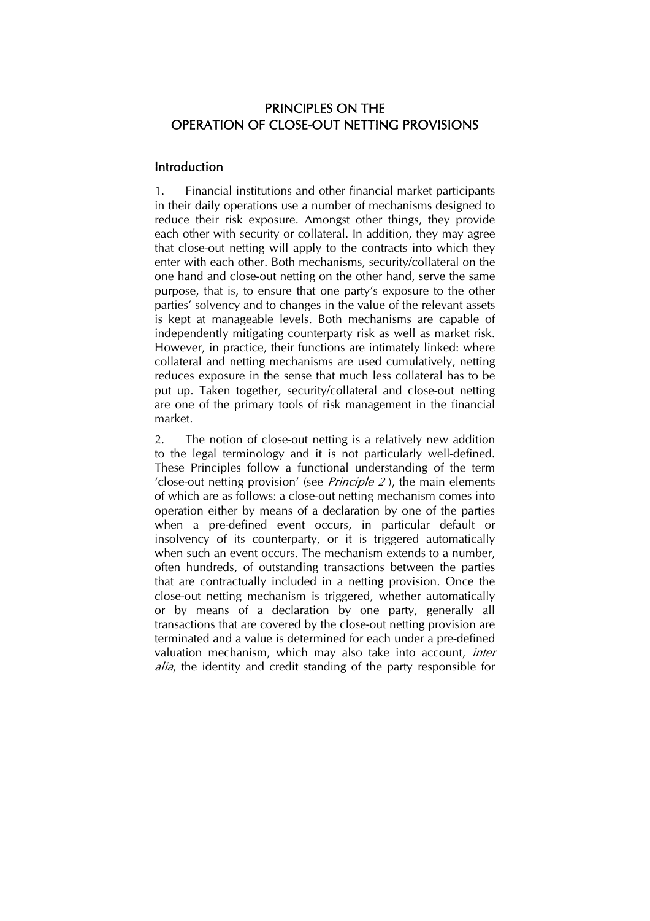# PRINCIPLES ON THE OPERATION OF CLOSE-OUT NETTING PROVISIONS

## Introduction

1. Financial institutions and other financial market participants in their daily operations use a number of mechanisms designed to reduce their risk exposure. Amongst other things, they provide each other with security or collateral. In addition, they may agree that close-out netting will apply to the contracts into which they enter with each other. Both mechanisms, security/collateral on the one hand and close-out netting on the other hand, serve the same purpose, that is, to ensure that one party's exposure to the other parties' solvency and to changes in the value of the relevant assets is kept at manageable levels. Both mechanisms are capable of independently mitigating counterparty risk as well as market risk. However, in practice, their functions are intimately linked: where collateral and netting mechanisms are used cumulatively, netting reduces exposure in the sense that much less collateral has to be put up. Taken together, security/collateral and close-out netting are one of the primary tools of risk management in the financial market.

2. The notion of close-out netting is a relatively new addition to the legal terminology and it is not particularly well-defined. These Principles follow a functional understanding of the term 'close-out netting provision' (see *Principle 2* ), the main elements of which are as follows: a close-out netting mechanism comes into operation either by means of a declaration by one of the parties when a pre-defined event occurs, in particular default or insolvency of its counterparty, or it is triggered automatically when such an event occurs. The mechanism extends to a number, often hundreds, of outstanding transactions between the parties that are contractually included in a netting provision. Once the close-out netting mechanism is triggered, whether automatically or by means of a declaration by one party, generally all transactions that are covered by the close-out netting provision are terminated and a value is determined for each under a pre-defined valuation mechanism, which may also take into account, *inter alia*, the identity and credit standing of the party responsible for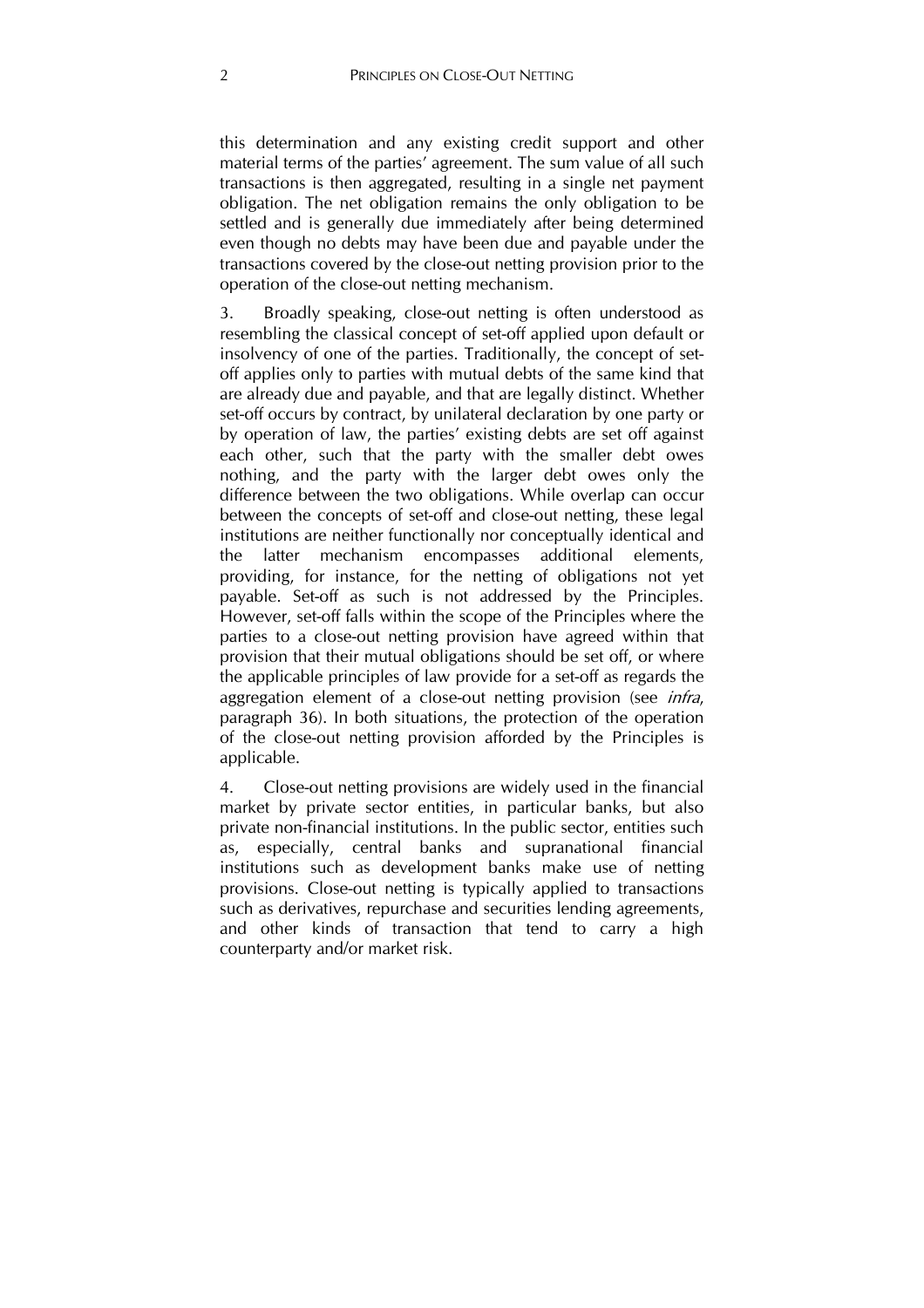this determination and any existing credit support and other material terms of the parties' agreement. The sum value of all such transactions is then aggregated, resulting in a single net payment obligation. The net obligation remains the only obligation to be settled and is generally due immediately after being determined even though no debts may have been due and payable under the transactions covered by the close-out netting provision prior to the operation of the close-out netting mechanism.

3. Broadly speaking, close-out netting is often understood as resembling the classical concept of set-off applied upon default or insolvency of one of the parties. Traditionally, the concept of set-off applies only to parties with mutual debts of the same kind that are already due and payable, and that are legally distinct. Whether set-off occurs by contract, by unilateral declaration by one party or by operation of law, the parties' existing debts are set off against each other, such that the party with the smaller debt owes nothing, and the party with the larger debt owes only the difference between the two obligations. While overlap can occur between the concepts of set-off and close-out netting, these legal institutions are neither functionally nor conceptually identical and the latter mechanism encompasses additional elements, providing, for instance, for the netting of obligations not yet payable. Set-off as such is not addressed by the Principles. However, set-off falls within the scope of the Principles where the parties to a close-out netting provision have agreed within that provision that their mutual obligations should be set off, or where the applicable principles of law provide for a set-off as regards the aggregation element of a close-out netting provision (see *infra*, paragraph 36). In both situations, the protection of the operation of the close-out netting provision afforded by the Principles is applicable.

4. Close-out netting provisions are widely used in the financial market by private sector entities, in particular banks, but also private non-financial institutions. In the public sector, entities such as, especially, central banks and supranational financial institutions such as development banks make use of netting provisions. Close-out netting is typically applied to transactions such as derivatives, repurchase and securities lending agreements, and other kinds of transaction that tend to carry a high counterparty and/or market risk.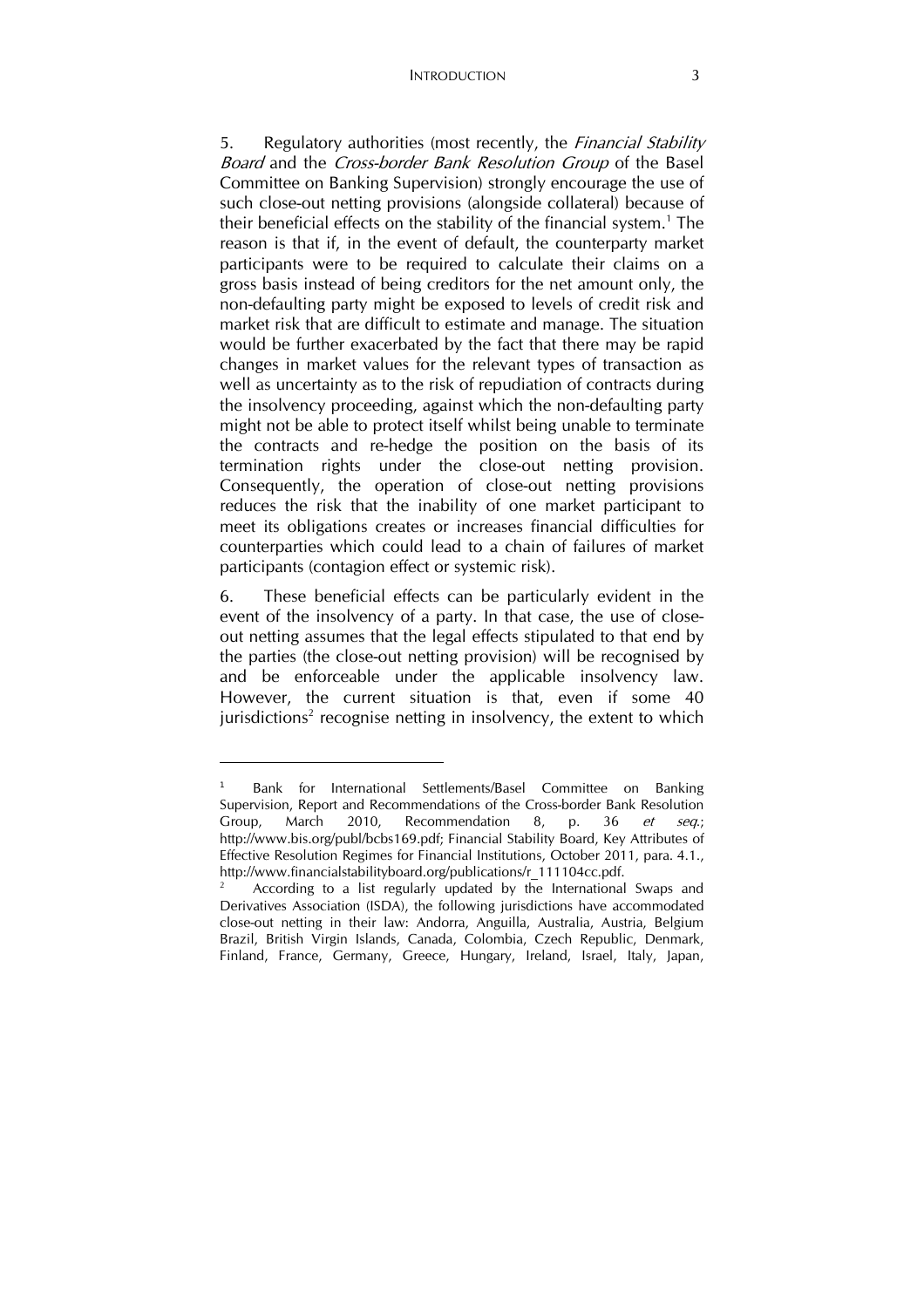5. Regulatory authorities (most recently, the *Financial Stability Board* and the *Cross-border Bank Resolution Group* of the Basel Committee on Banking Supervision) strongly encourage the use of such close-out netting provisions (alongside collateral) because of their beneficial effects on the stability of the financial system.[1] The reason is that if, in the event of default, the counterparty market participants were to be required to calculate their claims on a gross basis instead of being creditors for the net amount only, the non-defaulting party might be exposed to levels of credit risk and market risk that are difficult to estimate and manage. The situation would be further exacerbated by the fact that there may be rapid changes in market values for the relevant types of transaction as well as uncertainty as to the risk of repudiation of contracts during the insolvency proceeding, against which the non-defaulting party might not be able to protect itself whilst being unable to terminate the contracts and re-hedge the position on the basis of its termination rights under the close-out netting provision. Consequently, the operation of close-out netting provisions reduces the risk that the inability of one market participant to meet its obligations creates or increases financial difficulties for counterparties which could lead to a chain of failures of market participants (contagion effect or systemic risk).

6. These beneficial effects can be particularly evident in the event of the insolvency of a party. In that case, the use of close-out netting assumes that the legal effects stipulated to that end by the parties (the close-out netting provision) will be recognised by and be enforceable under the applicable insolvency law. However, the current situation is that, even if some 40 jurisdictions[2] recognise netting in insolvency, the extent to which

---

[1] Bank for International Settlements/Basel Committee on Banking Supervision, Report and Recommendations of the Cross-border Bank Resolution Group, March 2010, Recommendation 8, p. 36 *et seq.*; http://www.bis.org/publ/bcbs169.pdf; Financial Stability Board, Key Attributes of Effective Resolution Regimes for Financial Institutions, October 2011, para. 4.1., http://www.financialstabilityboard.org/publications/r_111104cc.pdf.

[2] According to a list regularly updated by the International Swaps and Derivatives Association (ISDA), the following jurisdictions have accommodated close-out netting in their law: Andorra, Anguilla, Australia, Austria, Belgium Brazil, British Virgin Islands, Canada, Colombia, Czech Republic, Denmark, Finland, France, Germany, Greece, Hungary, Ireland, Israel, Italy, Japan,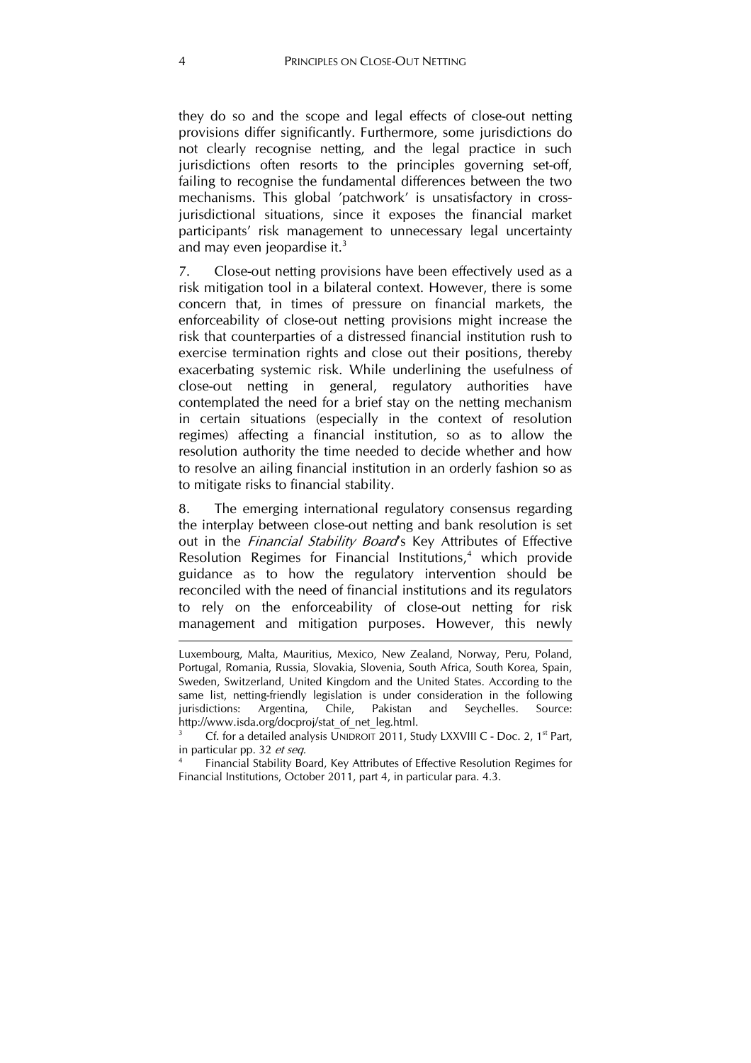they do so and the scope and legal effects of close-out netting provisions differ significantly. Furthermore, some jurisdictions do not clearly recognise netting, and the legal practice in such jurisdictions often resorts to the principles governing set-off, failing to recognise the fundamental differences between the two mechanisms. This global 'patchwork' is unsatisfactory in cross-jurisdictional situations, since it exposes the financial market participants' risk management to unnecessary legal uncertainty and may even jeopardise it.[3]

7. Close-out netting provisions have been effectively used as a risk mitigation tool in a bilateral context. However, there is some concern that, in times of pressure on financial markets, the enforceability of close-out netting provisions might increase the risk that counterparties of a distressed financial institution rush to exercise termination rights and close out their positions, thereby exacerbating systemic risk. While underlining the usefulness of close-out netting in general, regulatory authorities have contemplated the need for a brief stay on the netting mechanism in certain situations (especially in the context of resolution regimes) affecting a financial institution, so as to allow the resolution authority the time needed to decide whether and how to resolve an ailing financial institution in an orderly fashion so as to mitigate risks to financial stability.

8. The emerging international regulatory consensus regarding the interplay between close-out netting and bank resolution is set out in the *Financial Stability Board*'s Key Attributes of Effective Resolution Regimes for Financial Institutions,[4] which provide guidance as to how the regulatory intervention should be reconciled with the need of financial institutions and its regulators to rely on the enforceability of close-out netting for risk management and mitigation purposes. However, this newly

---

Luxembourg, Malta, Mauritius, Mexico, New Zealand, Norway, Peru, Poland, Portugal, Romania, Russia, Slovakia, Slovenia, South Africa, South Korea, Spain, Sweden, Switzerland, United Kingdom and the United States. According to the same list, netting-friendly legislation is under consideration in the following jurisdictions: Argentina, Chile, Pakistan and Seychelles. Source: http://www.isda.org/docproj/stat_of_net_leg.html.

[3] Cf. for a detailed analysis UNIDROIT 2011, Study LXXVIII C - Doc. 2, 1st Part, in particular pp. 32 *et seq*.

[4] Financial Stability Board, Key Attributes of Effective Resolution Regimes for Financial Institutions, October 2011, part 4, in particular para. 4.3.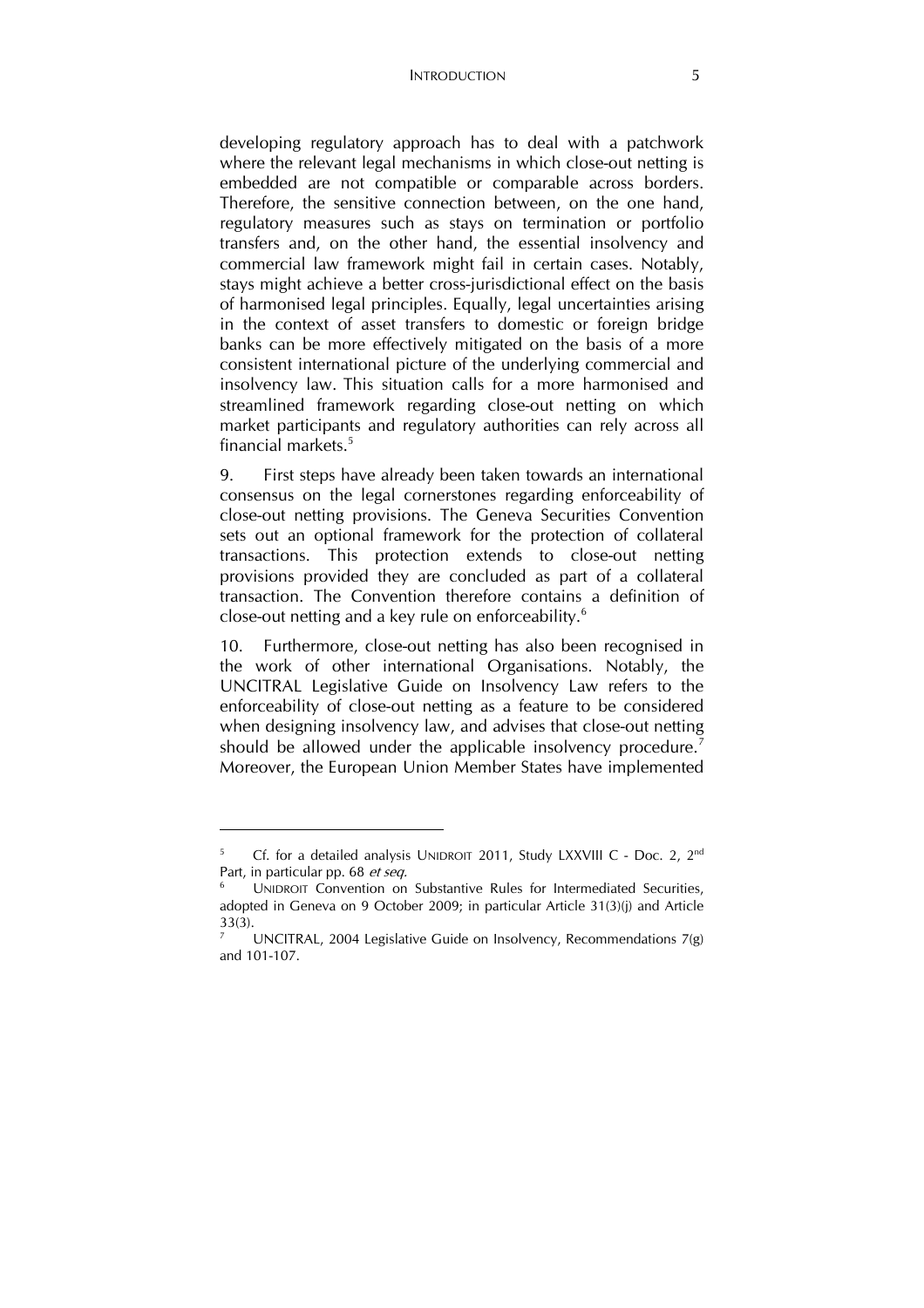developing regulatory approach has to deal with a patchwork where the relevant legal mechanisms in which close-out netting is embedded are not compatible or comparable across borders. Therefore, the sensitive connection between, on the one hand, regulatory measures such as stays on termination or portfolio transfers and, on the other hand, the essential insolvency and commercial law framework might fail in certain cases. Notably, stays might achieve a better cross-jurisdictional effect on the basis of harmonised legal principles. Equally, legal uncertainties arising in the context of asset transfers to domestic or foreign bridge banks can be more effectively mitigated on the basis of a more consistent international picture of the underlying commercial and insolvency law. This situation calls for a more harmonised and streamlined framework regarding close-out netting on which market participants and regulatory authorities can rely across all financial markets.[5]

9. First steps have already been taken towards an international consensus on the legal cornerstones regarding enforceability of close-out netting provisions. The Geneva Securities Convention sets out an optional framework for the protection of collateral transactions. This protection extends to close-out netting provisions provided they are concluded as part of a collateral transaction. The Convention therefore contains a definition of close-out netting and a key rule on enforceability.[6]

10. Furthermore, close-out netting has also been recognised in the work of other international Organisations. Notably, the UNCITRAL Legislative Guide on Insolvency Law refers to the enforceability of close-out netting as a feature to be considered when designing insolvency law, and advises that close-out netting should be allowed under the applicable insolvency procedure.[7] Moreover, the European Union Member States have implemented

---

[5] Cf. for a detailed analysis UNIDROIT 2011, Study LXXVIII C - Doc. 2, 2nd Part, in particular pp. 68 *et seq*.

[6] UNIDROIT Convention on Substantive Rules for Intermediated Securities, adopted in Geneva on 9 October 2009; in particular Article 31(3)(j) and Article 33(3).

[7] UNCITRAL, 2004 Legislative Guide on Insolvency, Recommendations 7(g) and 101-107.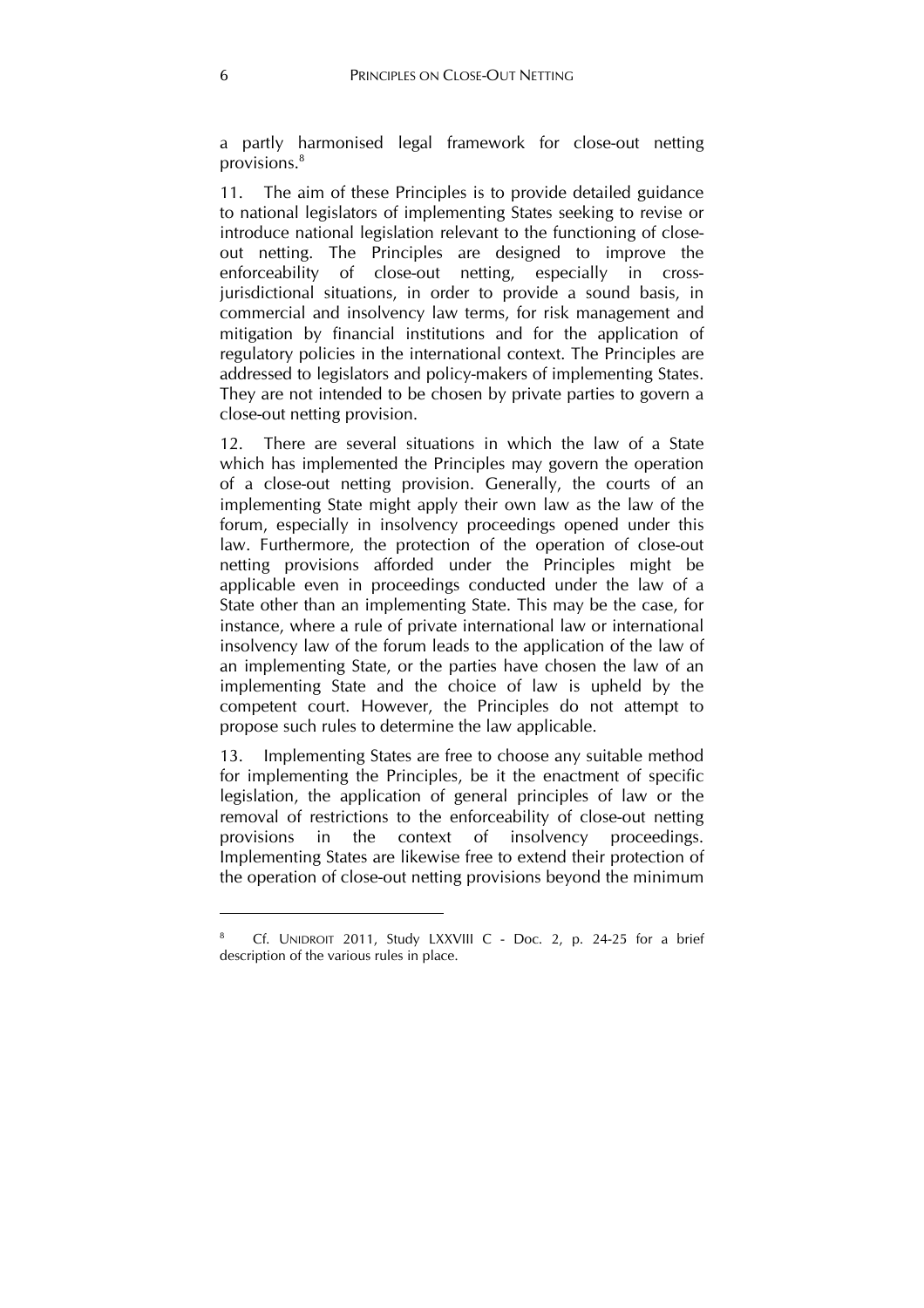a partly harmonised legal framework for close-out netting provisions.[8]

11. The aim of these Principles is to provide detailed guidance to national legislators of implementing States seeking to revise or introduce national legislation relevant to the functioning of close-out netting. The Principles are designed to improve the enforceability of close-out netting, especially in cross-jurisdictional situations, in order to provide a sound basis, in commercial and insolvency law terms, for risk management and mitigation by financial institutions and for the application of regulatory policies in the international context. The Principles are addressed to legislators and policy-makers of implementing States. They are not intended to be chosen by private parties to govern a close-out netting provision.

12. There are several situations in which the law of a State which has implemented the Principles may govern the operation of a close-out netting provision. Generally, the courts of an implementing State might apply their own law as the law of the forum, especially in insolvency proceedings opened under this law. Furthermore, the protection of the operation of close-out netting provisions afforded under the Principles might be applicable even in proceedings conducted under the law of a State other than an implementing State. This may be the case, for instance, where a rule of private international law or international insolvency law of the forum leads to the application of the law of an implementing State, or the parties have chosen the law of an implementing State and the choice of law is upheld by the competent court. However, the Principles do not attempt to propose such rules to determine the law applicable.

13. Implementing States are free to choose any suitable method for implementing the Principles, be it the enactment of specific legislation, the application of general principles of law or the removal of restrictions to the enforceability of close-out netting provisions in the context of insolvency proceedings. Implementing States are likewise free to extend their protection of the operation of close-out netting provisions beyond the minimum

---

[8] Cf. UNIDROIT 2011, Study LXXVIII C - Doc. 2, p. 24-25 for a brief description of the various rules in place.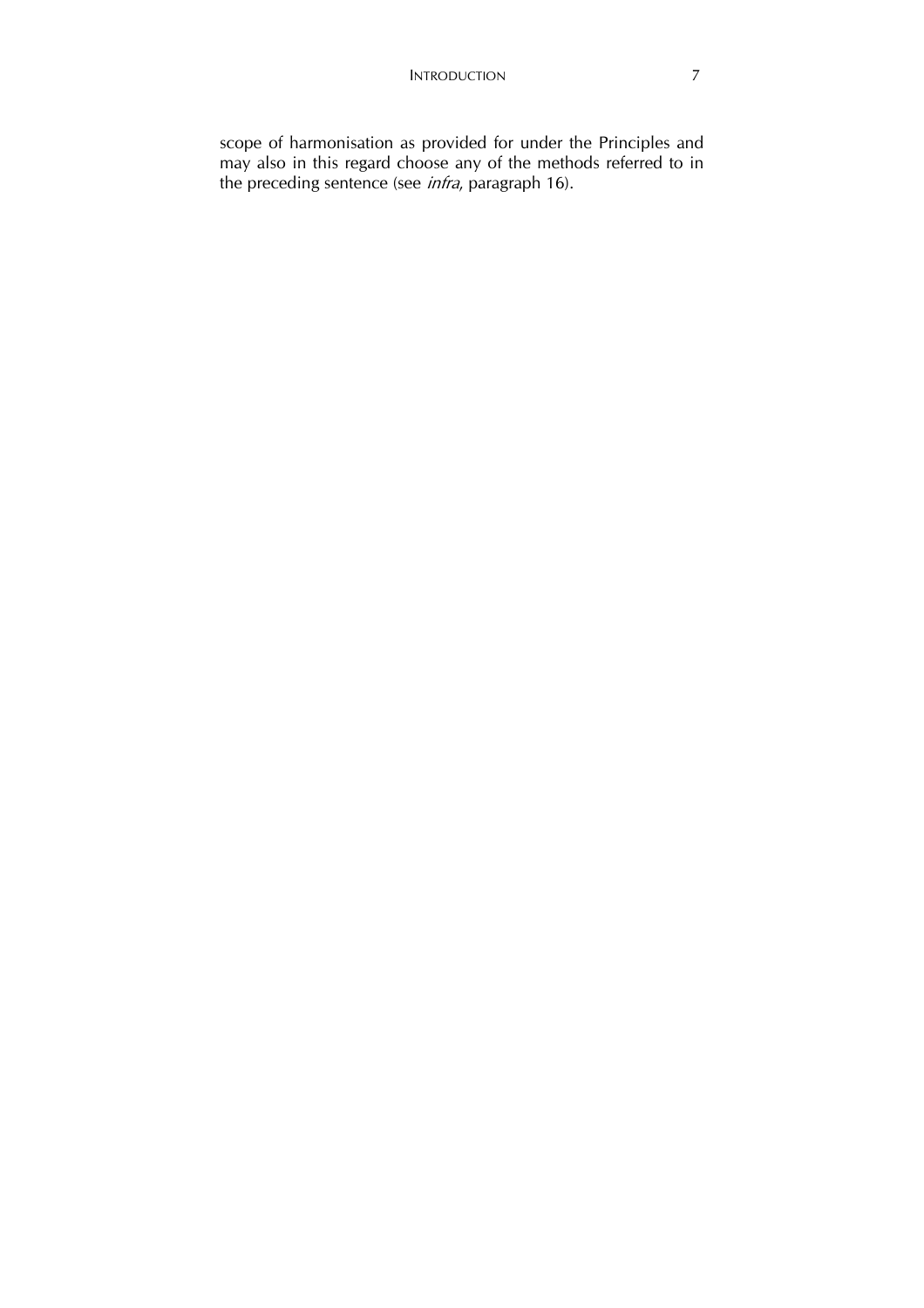scope of harmonisation as provided for under the Principles and may also in this regard choose any of the methods referred to in the preceding sentence (see *infra*, paragraph 16).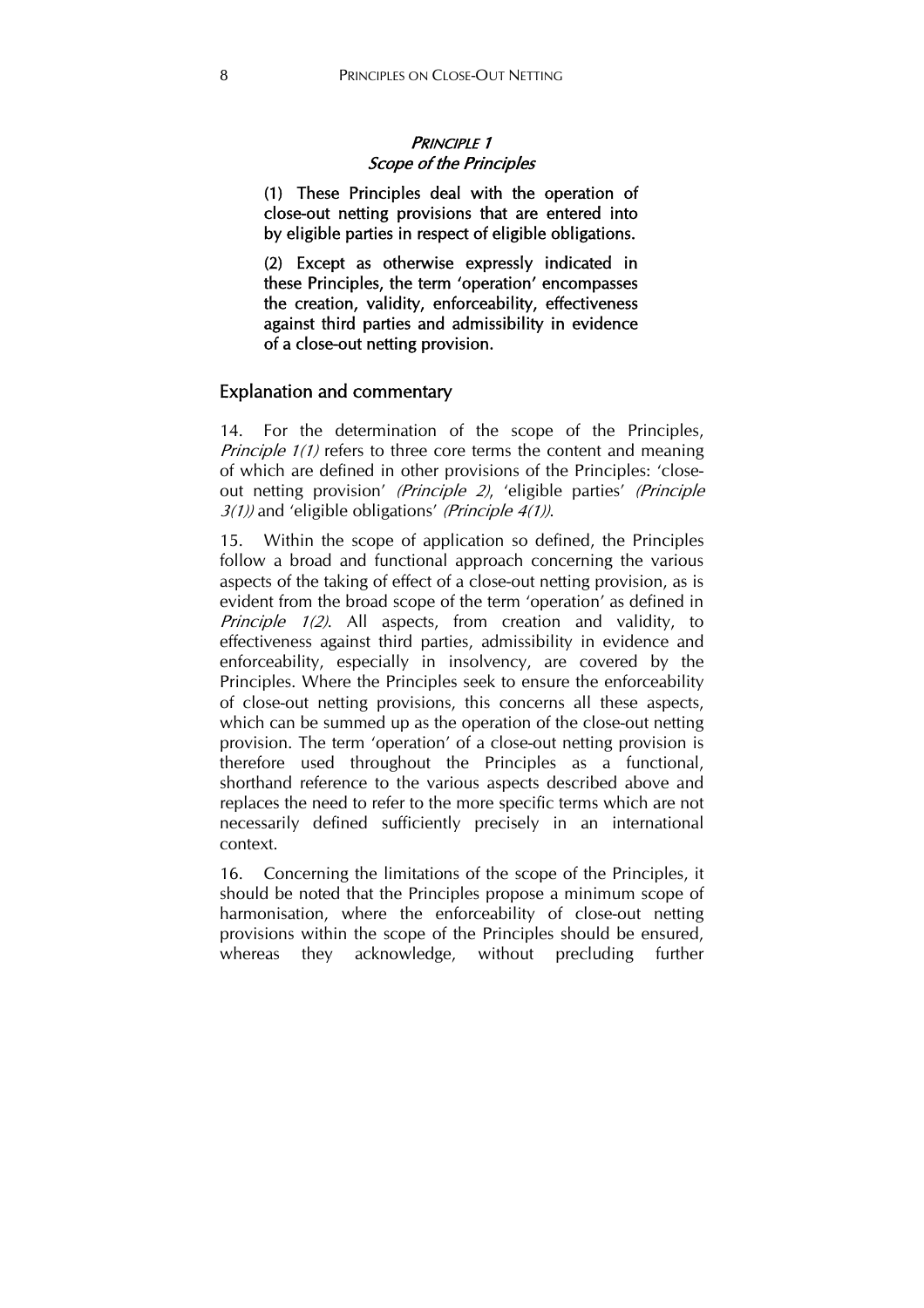### *Principle 1*
### *Scope of the Principles*

**(1) These Principles deal with the operation of close-out netting provisions that are entered into by eligible parties in respect of eligible obligations.**

**(2) Except as otherwise expressly indicated in these Principles, the term 'operation' encompasses the creation, validity, enforceability, effectiveness against third parties and admissibility in evidence of a close-out netting provision.**

## Explanation and commentary

14. For the determination of the scope of the Principles, *Principle 1(1)* refers to three core terms the content and meaning of which are defined in other provisions of the Principles: 'close-out netting provision' *(Principle 2)*, 'eligible parties' *(Principle 3(1))* and 'eligible obligations' *(Principle 4(1))*.

15. Within the scope of application so defined, the Principles follow a broad and functional approach concerning the various aspects of the taking of effect of a close-out netting provision, as is evident from the broad scope of the term 'operation' as defined in *Principle 1(2)*. All aspects, from creation and validity, to effectiveness against third parties, admissibility in evidence and enforceability, especially in insolvency, are covered by the Principles. Where the Principles seek to ensure the enforceability of close-out netting provisions, this concerns all these aspects, which can be summed up as the operation of the close-out netting provision. The term 'operation' of a close-out netting provision is therefore used throughout the Principles as a functional, shorthand reference to the various aspects described above and replaces the need to refer to the more specific terms which are not necessarily defined sufficiently precisely in an international context.

16. Concerning the limitations of the scope of the Principles, it should be noted that the Principles propose a minimum scope of harmonisation, where the enforceability of close-out netting provisions within the scope of the Principles should be ensured, whereas they acknowledge, without precluding further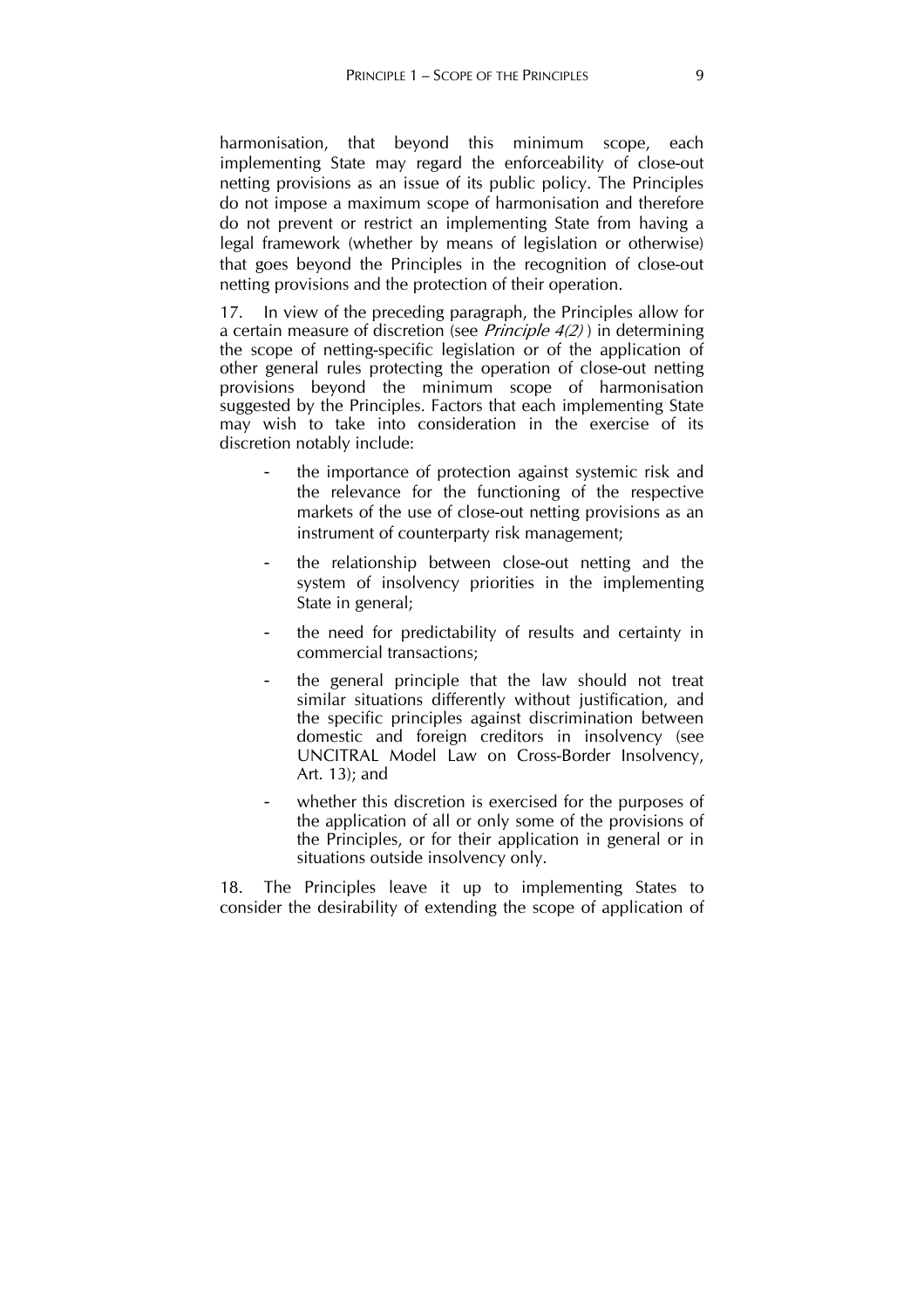harmonisation, that beyond this minimum scope, each implementing State may regard the enforceability of close-out netting provisions as an issue of its public policy. The Principles do not impose a maximum scope of harmonisation and therefore do not prevent or restrict an implementing State from having a legal framework (whether by means of legislation or otherwise) that goes beyond the Principles in the recognition of close-out netting provisions and the protection of their operation.

17. In view of the preceding paragraph, the Principles allow for a certain measure of discretion (see *Principle 4(2)* ) in determining the scope of netting-specific legislation or of the application of other general rules protecting the operation of close-out netting provisions beyond the minimum scope of harmonisation suggested by the Principles. Factors that each implementing State may wish to take into consideration in the exercise of its discretion notably include:

- the importance of protection against systemic risk and the relevance for the functioning of the respective markets of the use of close-out netting provisions as an instrument of counterparty risk management;
- the relationship between close-out netting and the system of insolvency priorities in the implementing State in general;
- the need for predictability of results and certainty in commercial transactions;
- the general principle that the law should not treat similar situations differently without justification, and the specific principles against discrimination between domestic and foreign creditors in insolvency (see UNCITRAL Model Law on Cross-Border Insolvency, Art. 13); and
- whether this discretion is exercised for the purposes of the application of all or only some of the provisions of the Principles, or for their application in general or in situations outside insolvency only.

18. The Principles leave it up to implementing States to consider the desirability of extending the scope of application of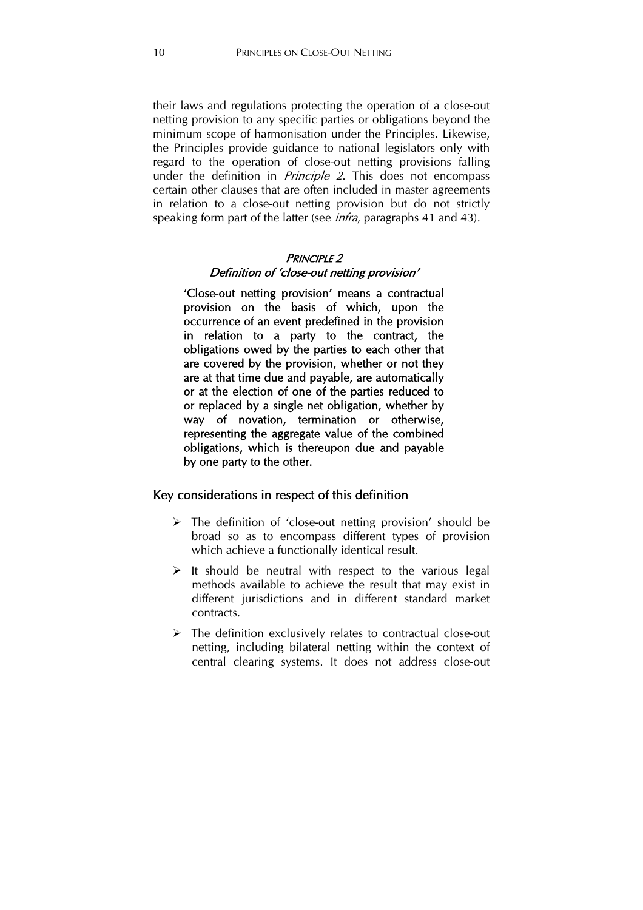their laws and regulations protecting the operation of a close-out netting provision to any specific parties or obligations beyond the minimum scope of harmonisation under the Principles. Likewise, the Principles provide guidance to national legislators only with regard to the operation of close-out netting provisions falling under the definition in *Principle 2*. This does not encompass certain other clauses that are often included in master agreements in relation to a close-out netting provision but do not strictly speaking form part of the latter (see *infra*, paragraphs 41 and 43).

### *PRINCIPLE 2*
### *Definition of 'close-out netting provision'*

**'Close-out netting provision' means a contractual provision on the basis of which, upon the occurrence of an event predefined in the provision in relation to a party to the contract, the obligations owed by the parties to each other that are covered by the provision, whether or not they are at that time due and payable, are automatically or at the election of one of the parties reduced to or replaced by a single net obligation, whether by way of novation, termination or otherwise, representing the aggregate value of the combined obligations, which is thereupon due and payable by one party to the other.**

## Key considerations in respect of this definition

- The definition of 'close-out netting provision' should be broad so as to encompass different types of provision which achieve a functionally identical result.
- It should be neutral with respect to the various legal methods available to achieve the result that may exist in different jurisdictions and in different standard market contracts.
- The definition exclusively relates to contractual close-out netting, including bilateral netting within the context of central clearing systems. It does not address close-out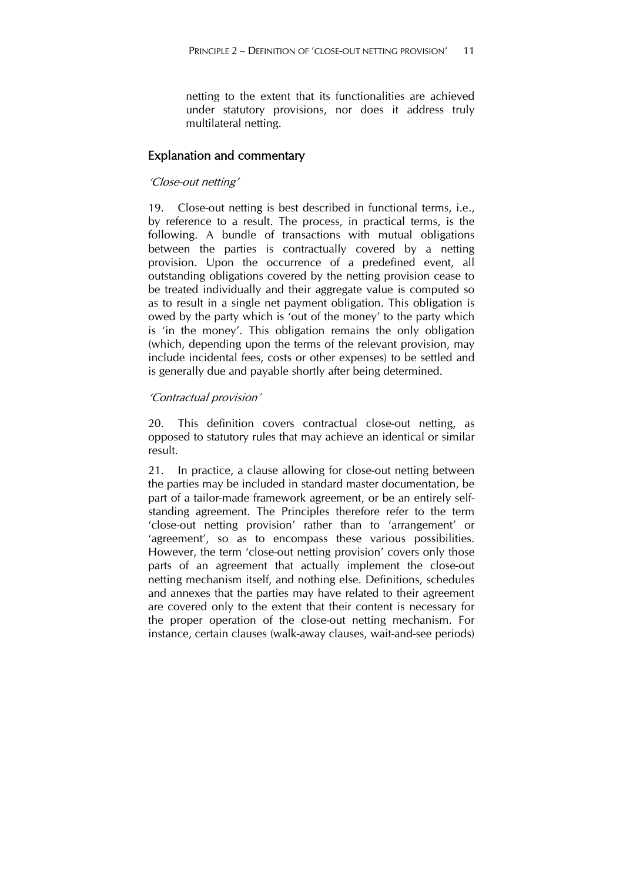netting to the extent that its functionalities are achieved under statutory provisions, nor does it address truly multilateral netting.

## Explanation and commentary

### *'Close-out netting'*

19. Close-out netting is best described in functional terms, i.e., by reference to a result. The process, in practical terms, is the following. A bundle of transactions with mutual obligations between the parties is contractually covered by a netting provision. Upon the occurrence of a predefined event, all outstanding obligations covered by the netting provision cease to be treated individually and their aggregate value is computed so as to result in a single net payment obligation. This obligation is owed by the party which is 'out of the money' to the party which is 'in the money'. This obligation remains the only obligation (which, depending upon the terms of the relevant provision, may include incidental fees, costs or other expenses) to be settled and is generally due and payable shortly after being determined.

### *'Contractual provision'*

20. This definition covers contractual close-out netting, as opposed to statutory rules that may achieve an identical or similar result.

21. In practice, a clause allowing for close-out netting between the parties may be included in standard master documentation, be part of a tailor-made framework agreement, or be an entirely self-standing agreement. The Principles therefore refer to the term 'close-out netting provision' rather than to 'arrangement' or 'agreement', so as to encompass these various possibilities. However, the term 'close-out netting provision' covers only those parts of an agreement that actually implement the close-out netting mechanism itself, and nothing else. Definitions, schedules and annexes that the parties may have related to their agreement are covered only to the extent that their content is necessary for the proper operation of the close-out netting mechanism. For instance, certain clauses (walk-away clauses, wait-and-see periods)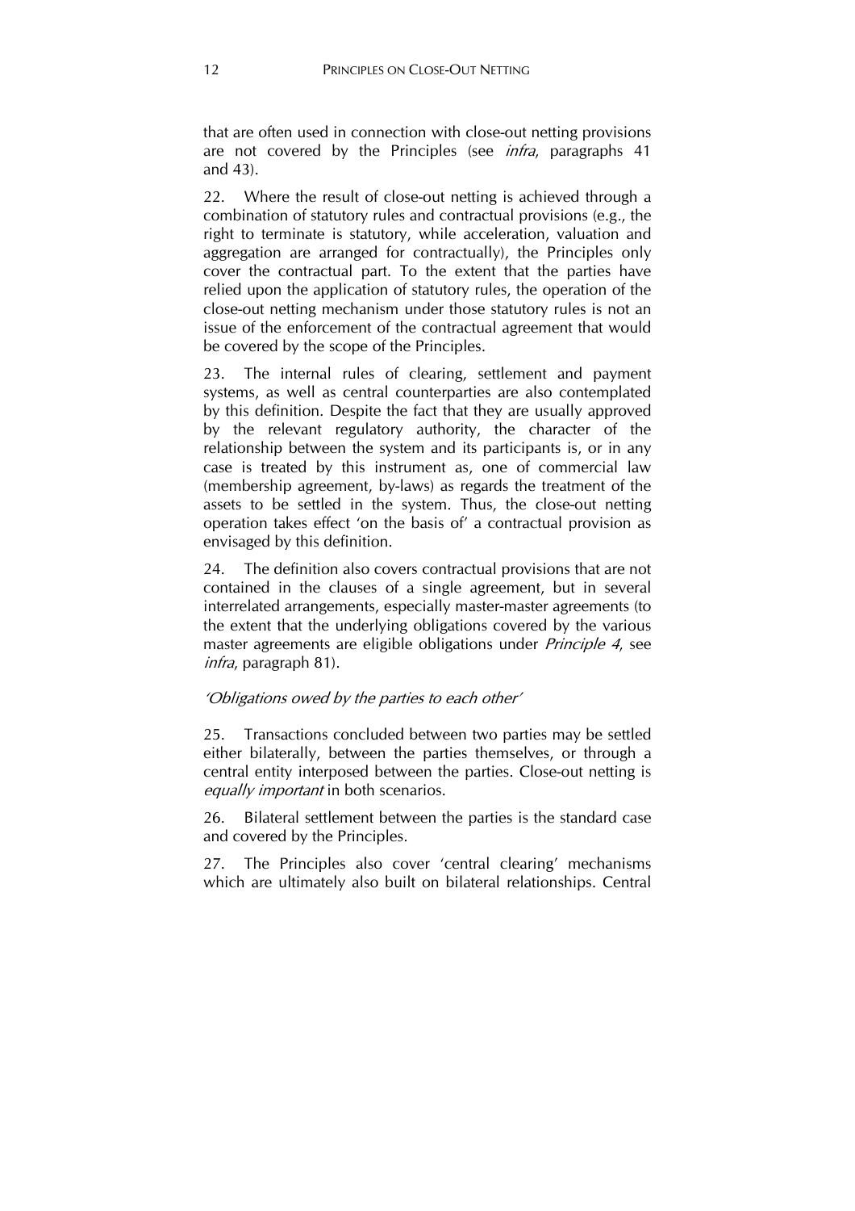that are often used in connection with close-out netting provisions are not covered by the Principles (see *infra*, paragraphs 41 and 43).

22. Where the result of close-out netting is achieved through a combination of statutory rules and contractual provisions (e.g., the right to terminate is statutory, while acceleration, valuation and aggregation are arranged for contractually), the Principles only cover the contractual part. To the extent that the parties have relied upon the application of statutory rules, the operation of the close-out netting mechanism under those statutory rules is not an issue of the enforcement of the contractual agreement that would be covered by the scope of the Principles.

23. The internal rules of clearing, settlement and payment systems, as well as central counterparties are also contemplated by this definition. Despite the fact that they are usually approved by the relevant regulatory authority, the character of the relationship between the system and its participants is, or in any case is treated by this instrument as, one of commercial law (membership agreement, by-laws) as regards the treatment of the assets to be settled in the system. Thus, the close-out netting operation takes effect 'on the basis of' a contractual provision as envisaged by this definition.

24. The definition also covers contractual provisions that are not contained in the clauses of a single agreement, but in several interrelated arrangements, especially master-master agreements (to the extent that the underlying obligations covered by the various master agreements are eligible obligations under *Principle 4*, see *infra*, paragraph 81).

*'Obligations owed by the parties to each other'*

25. Transactions concluded between two parties may be settled either bilaterally, between the parties themselves, or through a central entity interposed between the parties. Close-out netting is *equally important* in both scenarios.

26. Bilateral settlement between the parties is the standard case and covered by the Principles.

27. The Principles also cover 'central clearing' mechanisms which are ultimately also built on bilateral relationships. Central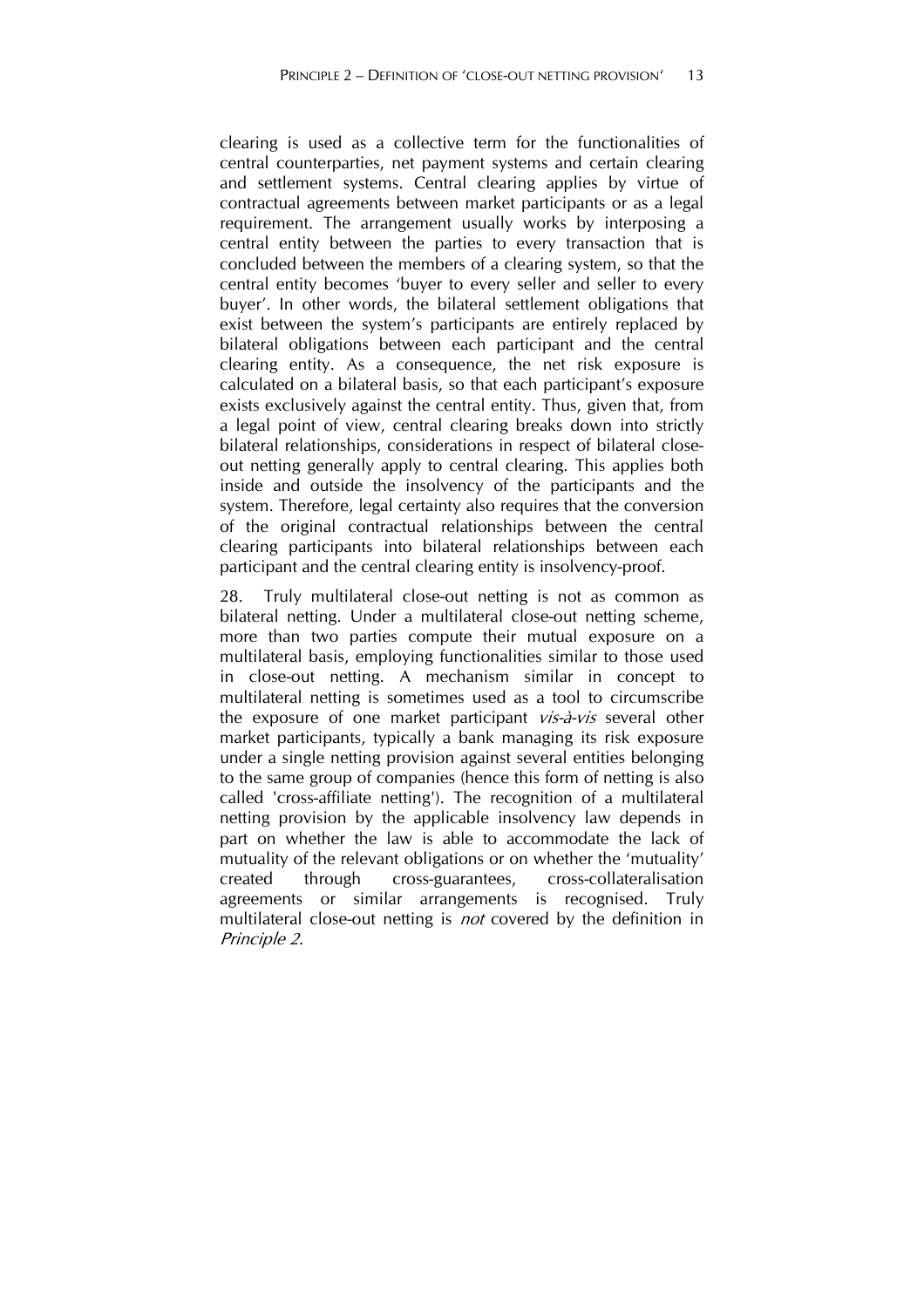clearing is used as a collective term for the functionalities of central counterparties, net payment systems and certain clearing and settlement systems. Central clearing applies by virtue of contractual agreements between market participants or as a legal requirement. The arrangement usually works by interposing a central entity between the parties to every transaction that is concluded between the members of a clearing system, so that the central entity becomes 'buyer to every seller and seller to every buyer'. In other words, the bilateral settlement obligations that exist between the system's participants are entirely replaced by bilateral obligations between each participant and the central clearing entity. As a consequence, the net risk exposure is calculated on a bilateral basis, so that each participant's exposure exists exclusively against the central entity. Thus, given that, from a legal point of view, central clearing breaks down into strictly bilateral relationships, considerations in respect of bilateral close-out netting generally apply to central clearing. This applies both inside and outside the insolvency of the participants and the system. Therefore, legal certainty also requires that the conversion of the original contractual relationships between the central clearing participants into bilateral relationships between each participant and the central clearing entity is insolvency-proof.

28. Truly multilateral close-out netting is not as common as bilateral netting. Under a multilateral close-out netting scheme, more than two parties compute their mutual exposure on a multilateral basis, employing functionalities similar to those used in close-out netting. A mechanism similar in concept to multilateral netting is sometimes used as a tool to circumscribe the exposure of one market participant *vis-à-vis* several other market participants, typically a bank managing its risk exposure under a single netting provision against several entities belonging to the same group of companies (hence this form of netting is also called 'cross-affiliate netting'). The recognition of a multilateral netting provision by the applicable insolvency law depends in part on whether the law is able to accommodate the lack of mutuality of the relevant obligations or on whether the 'mutuality' created through cross-guarantees, cross-collateralisation agreements or similar arrangements is recognised. Truly multilateral close-out netting is *not* covered by the definition in *Principle 2*.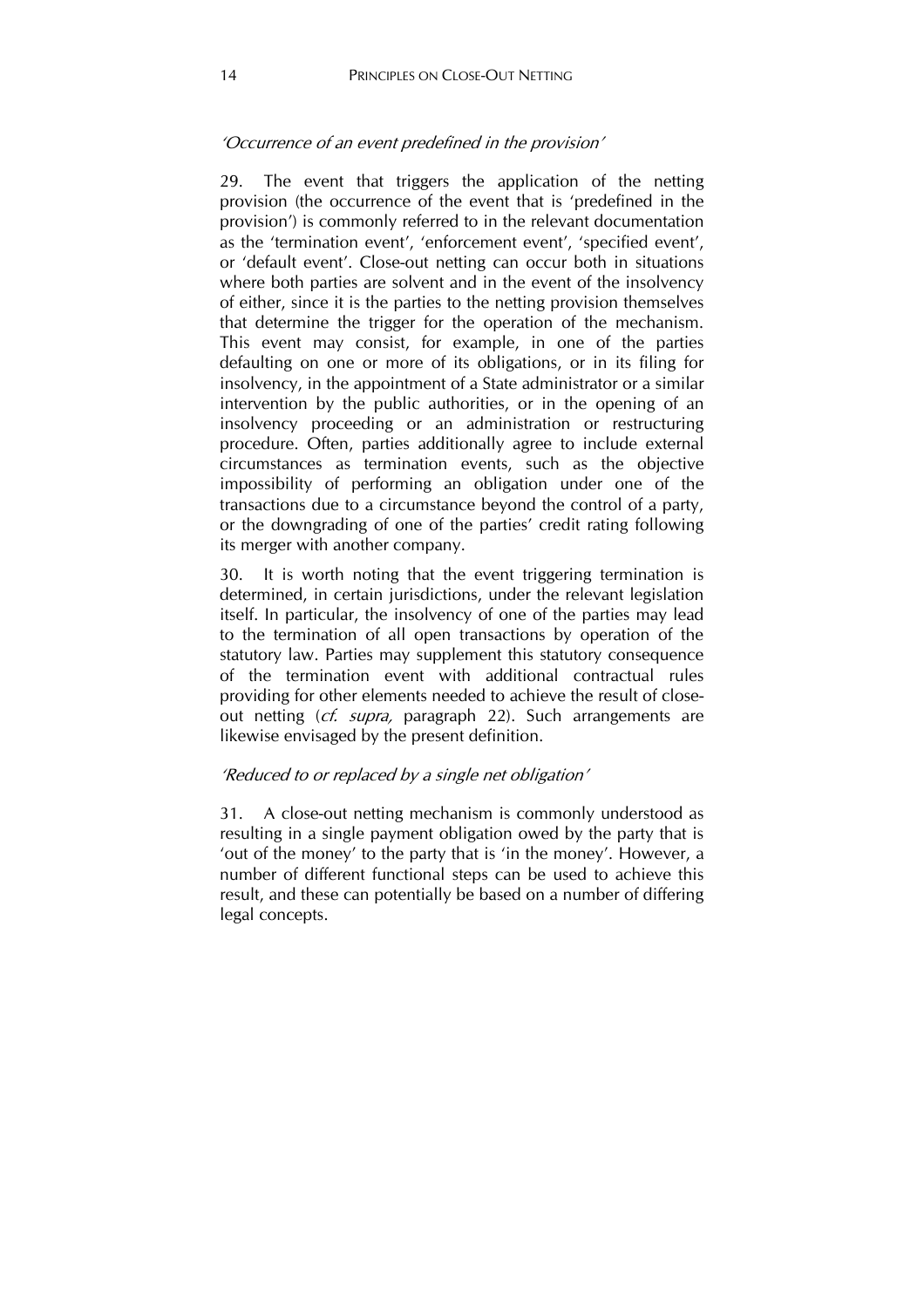*'Occurrence of an event predefined in the provision'*

29. The event that triggers the application of the netting provision (the occurrence of the event that is 'predefined in the provision') is commonly referred to in the relevant documentation as the 'termination event', 'enforcement event', 'specified event', or 'default event'. Close-out netting can occur both in situations where both parties are solvent and in the event of the insolvency of either, since it is the parties to the netting provision themselves that determine the trigger for the operation of the mechanism. This event may consist, for example, in one of the parties defaulting on one or more of its obligations, or in its filing for insolvency, in the appointment of a State administrator or a similar intervention by the public authorities, or in the opening of an insolvency proceeding or an administration or restructuring procedure. Often, parties additionally agree to include external circumstances as termination events, such as the objective impossibility of performing an obligation under one of the transactions due to a circumstance beyond the control of a party, or the downgrading of one of the parties' credit rating following its merger with another company.

30. It is worth noting that the event triggering termination is determined, in certain jurisdictions, under the relevant legislation itself. In particular, the insolvency of one of the parties may lead to the termination of all open transactions by operation of the statutory law. Parties may supplement this statutory consequence of the termination event with additional contractual rules providing for other elements needed to achieve the result of close-out netting (*cf. supra,* paragraph 22). Such arrangements are likewise envisaged by the present definition.

*'Reduced to or replaced by a single net obligation'*

31. A close-out netting mechanism is commonly understood as resulting in a single payment obligation owed by the party that is 'out of the money' to the party that is 'in the money'. However, a number of different functional steps can be used to achieve this result, and these can potentially be based on a number of differing legal concepts.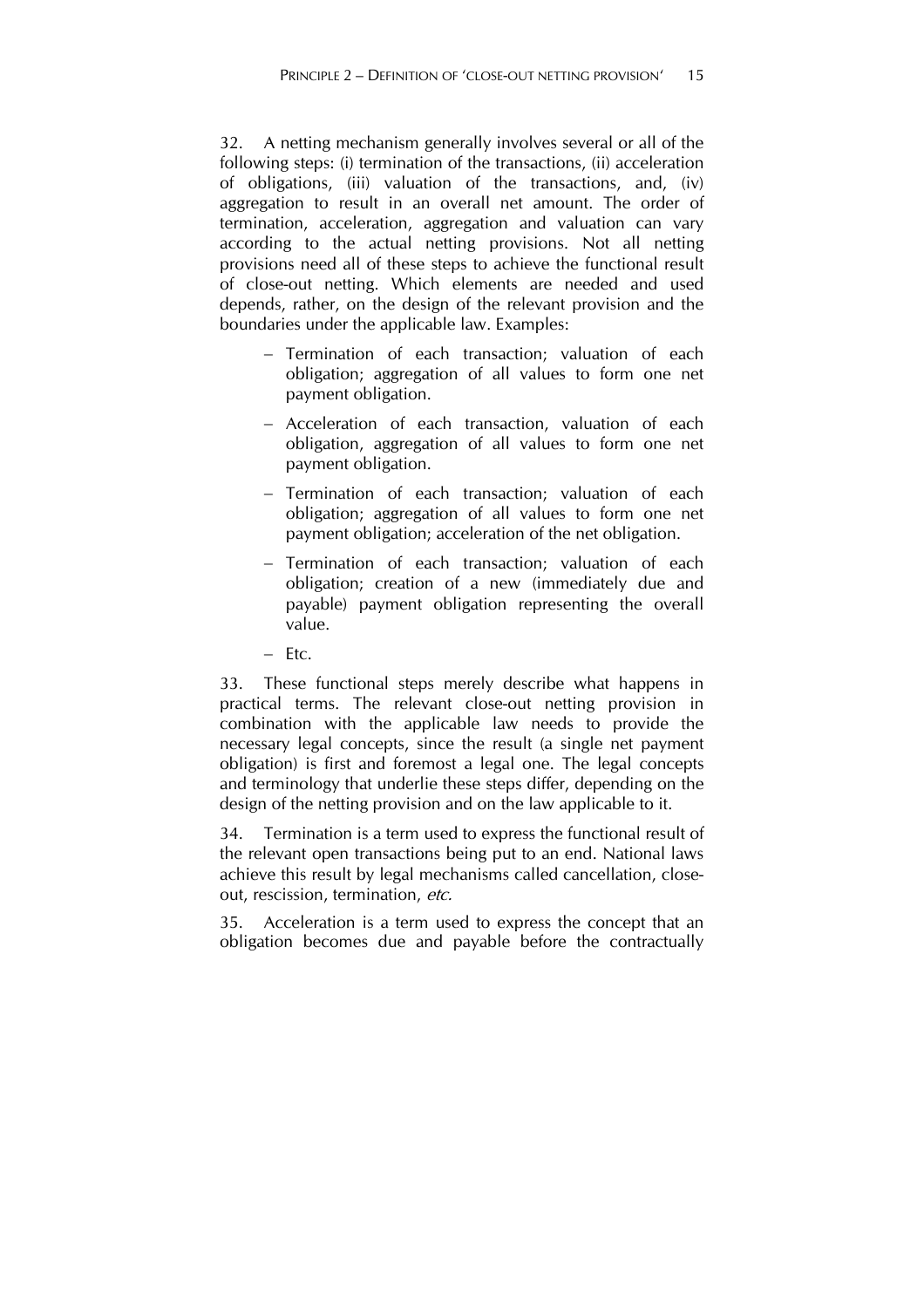32. A netting mechanism generally involves several or all of the following steps: (i) termination of the transactions, (ii) acceleration of obligations, (iii) valuation of the transactions, and, (iv) aggregation to result in an overall net amount. The order of termination, acceleration, aggregation and valuation can vary according to the actual netting provisions. Not all netting provisions need all of these steps to achieve the functional result of close-out netting. Which elements are needed and used depends, rather, on the design of the relevant provision and the boundaries under the applicable law. Examples:

- Termination of each transaction; valuation of each obligation; aggregation of all values to form one net payment obligation.
- Acceleration of each transaction, valuation of each obligation, aggregation of all values to form one net payment obligation.
- Termination of each transaction; valuation of each obligation; aggregation of all values to form one net payment obligation; acceleration of the net obligation.
- Termination of each transaction; valuation of each obligation; creation of a new (immediately due and payable) payment obligation representing the overall value.
- Etc.

33. These functional steps merely describe what happens in practical terms. The relevant close-out netting provision in combination with the applicable law needs to provide the necessary legal concepts, since the result (a single net payment obligation) is first and foremost a legal one. The legal concepts and terminology that underlie these steps differ, depending on the design of the netting provision and on the law applicable to it.

34. Termination is a term used to express the functional result of the relevant open transactions being put to an end. National laws achieve this result by legal mechanisms called cancellation, close-out, rescission, termination, *etc*.

35. Acceleration is a term used to express the concept that an obligation becomes due and payable before the contractually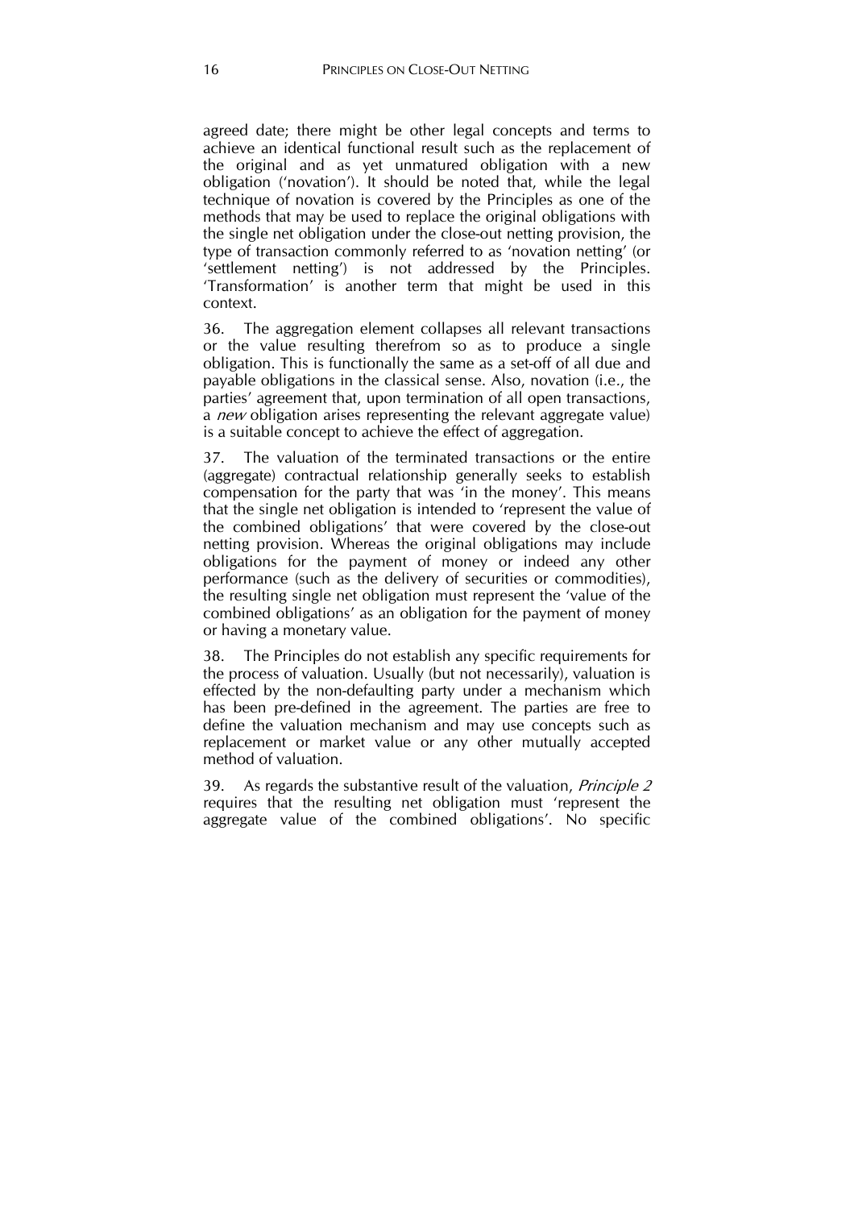agreed date; there might be other legal concepts and terms to achieve an identical functional result such as the replacement of the original and as yet unmatured obligation with a new obligation ('novation'). It should be noted that, while the legal technique of novation is covered by the Principles as one of the methods that may be used to replace the original obligations with the single net obligation under the close-out netting provision, the type of transaction commonly referred to as 'novation netting' (or 'settlement netting') is not addressed by the Principles. 'Transformation' is another term that might be used in this context.

36. The aggregation element collapses all relevant transactions or the value resulting therefrom so as to produce a single obligation. This is functionally the same as a set-off of all due and payable obligations in the classical sense. Also, novation (i.e., the parties' agreement that, upon termination of all open transactions, a *new* obligation arises representing the relevant aggregate value) is a suitable concept to achieve the effect of aggregation.

37. The valuation of the terminated transactions or the entire (aggregate) contractual relationship generally seeks to establish compensation for the party that was 'in the money'. This means that the single net obligation is intended to 'represent the value of the combined obligations' that were covered by the close-out netting provision. Whereas the original obligations may include obligations for the payment of money or indeed any other performance (such as the delivery of securities or commodities), the resulting single net obligation must represent the 'value of the combined obligations' as an obligation for the payment of money or having a monetary value.

38. The Principles do not establish any specific requirements for the process of valuation. Usually (but not necessarily), valuation is effected by the non-defaulting party under a mechanism which has been pre-defined in the agreement. The parties are free to define the valuation mechanism and may use concepts such as replacement or market value or any other mutually accepted method of valuation.

39. As regards the substantive result of the valuation, *Principle 2* requires that the resulting net obligation must 'represent the aggregate value of the combined obligations'. No specific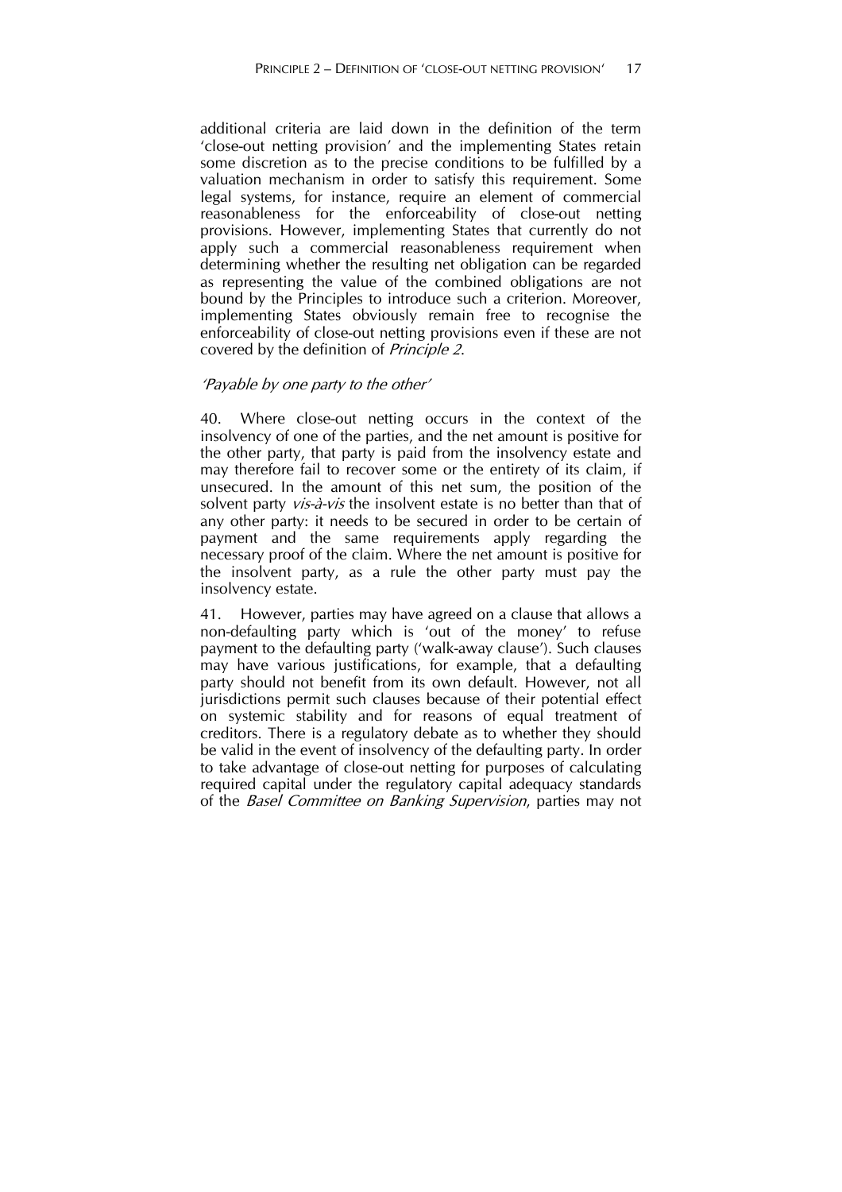additional criteria are laid down in the definition of the term 'close-out netting provision' and the implementing States retain some discretion as to the precise conditions to be fulfilled by a valuation mechanism in order to satisfy this requirement. Some legal systems, for instance, require an element of commercial reasonableness for the enforceability of close-out netting provisions. However, implementing States that currently do not apply such a commercial reasonableness requirement when determining whether the resulting net obligation can be regarded as representing the value of the combined obligations are not bound by the Principles to introduce such a criterion. Moreover, implementing States obviously remain free to recognise the enforceability of close-out netting provisions even if these are not covered by the definition of *Principle 2*.

*'Payable by one party to the other'*

40. Where close-out netting occurs in the context of the insolvency of one of the parties, and the net amount is positive for the other party, that party is paid from the insolvency estate and may therefore fail to recover some or the entirety of its claim, if unsecured. In the amount of this net sum, the position of the solvent party *vis-à-vis* the insolvent estate is no better than that of any other party: it needs to be secured in order to be certain of payment and the same requirements apply regarding the necessary proof of the claim. Where the net amount is positive for the insolvent party, as a rule the other party must pay the insolvency estate.

41. However, parties may have agreed on a clause that allows a non-defaulting party which is 'out of the money' to refuse payment to the defaulting party ('walk-away clause'). Such clauses may have various justifications, for example, that a defaulting party should not benefit from its own default. However, not all jurisdictions permit such clauses because of their potential effect on systemic stability and for reasons of equal treatment of creditors. There is a regulatory debate as to whether they should be valid in the event of insolvency of the defaulting party. In order to take advantage of close-out netting for purposes of calculating required capital under the regulatory capital adequacy standards of the *Basel Committee on Banking Supervision*, parties may not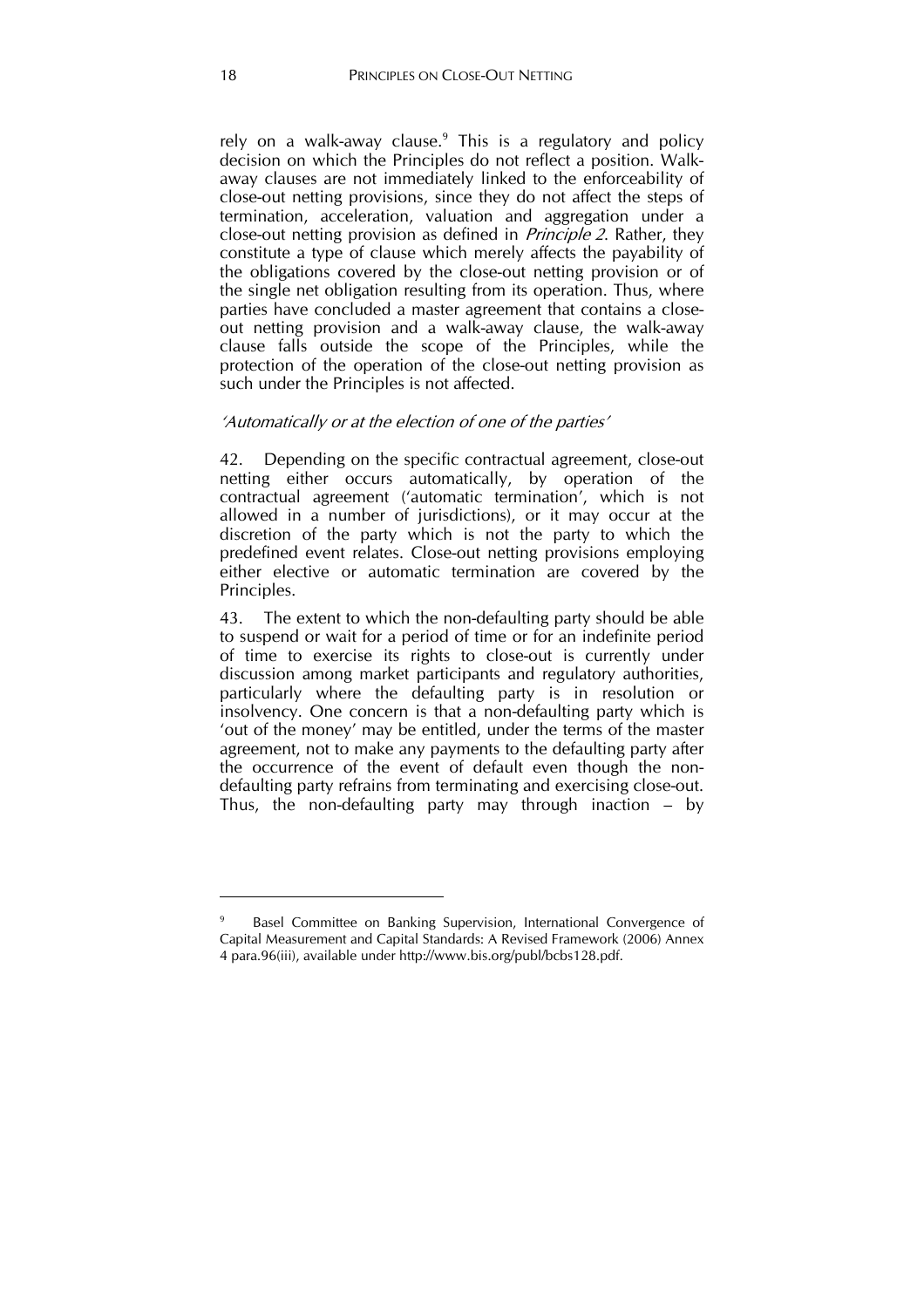rely on a walk-away clause.[9] This is a regulatory and policy decision on which the Principles do not reflect a position. Walk-away clauses are not immediately linked to the enforceability of close-out netting provisions, since they do not affect the steps of termination, acceleration, valuation and aggregation under a close-out netting provision as defined in *Principle 2*. Rather, they constitute a type of clause which merely affects the payability of the obligations covered by the close-out netting provision or of the single net obligation resulting from its operation. Thus, where parties have concluded a master agreement that contains a close-out netting provision and a walk-away clause, the walk-away clause falls outside the scope of the Principles, while the protection of the operation of the close-out netting provision as such under the Principles is not affected.

*'Automatically or at the election of one of the parties'*

42. Depending on the specific contractual agreement, close-out netting either occurs automatically, by operation of the contractual agreement ('automatic termination', which is not allowed in a number of jurisdictions), or it may occur at the discretion of the party which is not the party to which the predefined event relates. Close-out netting provisions employing either elective or automatic termination are covered by the Principles.

43. The extent to which the non-defaulting party should be able to suspend or wait for a period of time or for an indefinite period of time to exercise its rights to close-out is currently under discussion among market participants and regulatory authorities, particularly where the defaulting party is in resolution or insolvency. One concern is that a non-defaulting party which is 'out of the money' may be entitled, under the terms of the master agreement, not to make any payments to the defaulting party after the occurrence of the event of default even though the non-defaulting party refrains from terminating and exercising close-out. Thus, the non-defaulting party may through inaction – by

---

[9] Basel Committee on Banking Supervision, International Convergence of Capital Measurement and Capital Standards: A Revised Framework (2006) Annex 4 para.96(iii), available under http://www.bis.org/publ/bcbs128.pdf.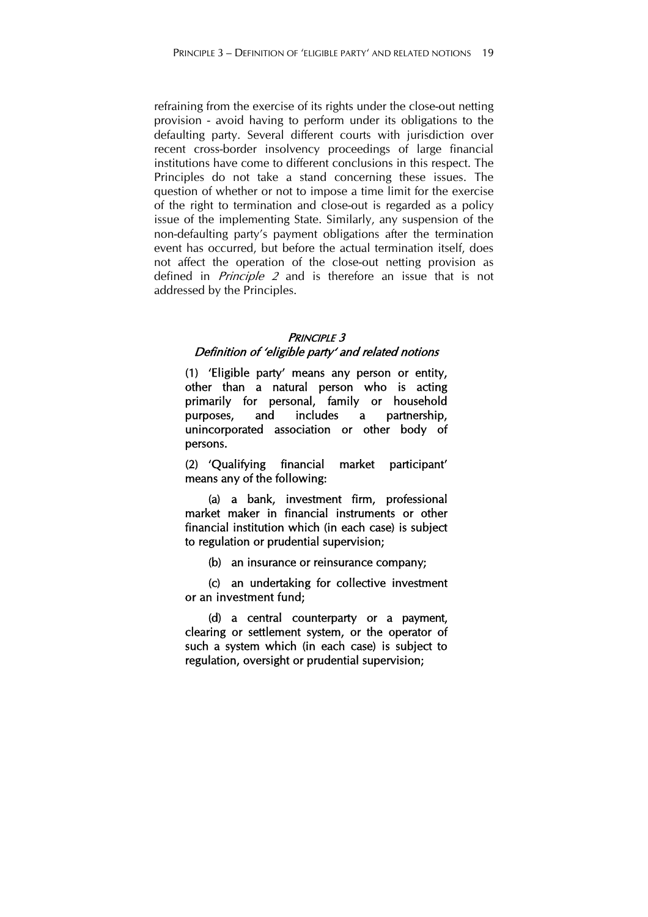refraining from the exercise of its rights under the close-out netting provision - avoid having to perform under its obligations to the defaulting party. Several different courts with jurisdiction over recent cross-border insolvency proceedings of large financial institutions have come to different conclusions in this respect. The Principles do not take a stand concerning these issues. The question of whether or not to impose a time limit for the exercise of the right to termination and close-out is regarded as a policy issue of the implementing State. Similarly, any suspension of the non-defaulting party's payment obligations after the termination event has occurred, but before the actual termination itself, does not affect the operation of the close-out netting provision as defined in *Principle 2* and is therefore an issue that is not addressed by the Principles.

## *PRINCIPLE 3*
### *Definition of 'eligible party' and related notions*

**(1) 'Eligible party' means any person or entity, other than a natural person who is acting primarily for personal, family or household purposes, and includes a partnership, unincorporated association or other body of persons.**

**(2) 'Qualifying financial market participant' means any of the following:**

**(a) a bank, investment firm, professional market maker in financial instruments or other financial institution which (in each case) is subject to regulation or prudential supervision;**

**(b) an insurance or reinsurance company;**

**(c) an undertaking for collective investment or an investment fund;**

**(d) a central counterparty or a payment, clearing or settlement system, or the operator of such a system which (in each case) is subject to regulation, oversight or prudential supervision;**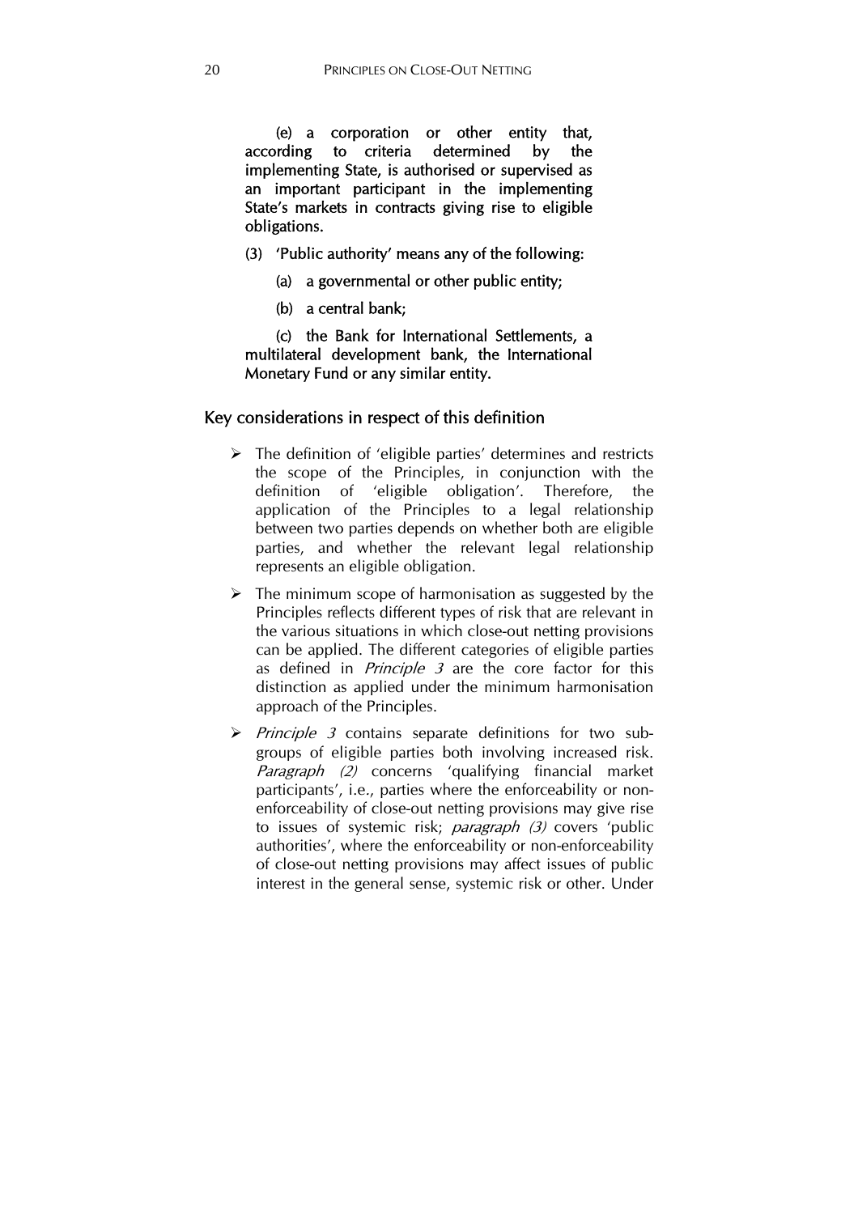**(e) a corporation or other entity that, according to criteria determined by the implementing State, is authorised or supervised as an important participant in the implementing State's markets in contracts giving rise to eligible obligations.**

**(3) 'Public authority' means any of the following:**

**(a) a governmental or other public entity;**

**(b) a central bank;**

**(c) the Bank for International Settlements, a multilateral development bank, the International Monetary Fund or any similar entity.**

## Key considerations in respect of this definition

- The definition of 'eligible parties' determines and restricts the scope of the Principles, in conjunction with the definition of 'eligible obligation'. Therefore, the application of the Principles to a legal relationship between two parties depends on whether both are eligible parties, and whether the relevant legal relationship represents an eligible obligation.
- The minimum scope of harmonisation as suggested by the Principles reflects different types of risk that are relevant in the various situations in which close-out netting provisions can be applied. The different categories of eligible parties as defined in *Principle 3* are the core factor for this distinction as applied under the minimum harmonisation approach of the Principles.
- *Principle 3* contains separate definitions for two sub-groups of eligible parties both involving increased risk. *Paragraph (2)* concerns 'qualifying financial market participants', i.e., parties where the enforceability or non-enforceability of close-out netting provisions may give rise to issues of systemic risk; *paragraph (3)* covers 'public authorities', where the enforceability or non-enforceability of close-out netting provisions may affect issues of public interest in the general sense, systemic risk or other. Under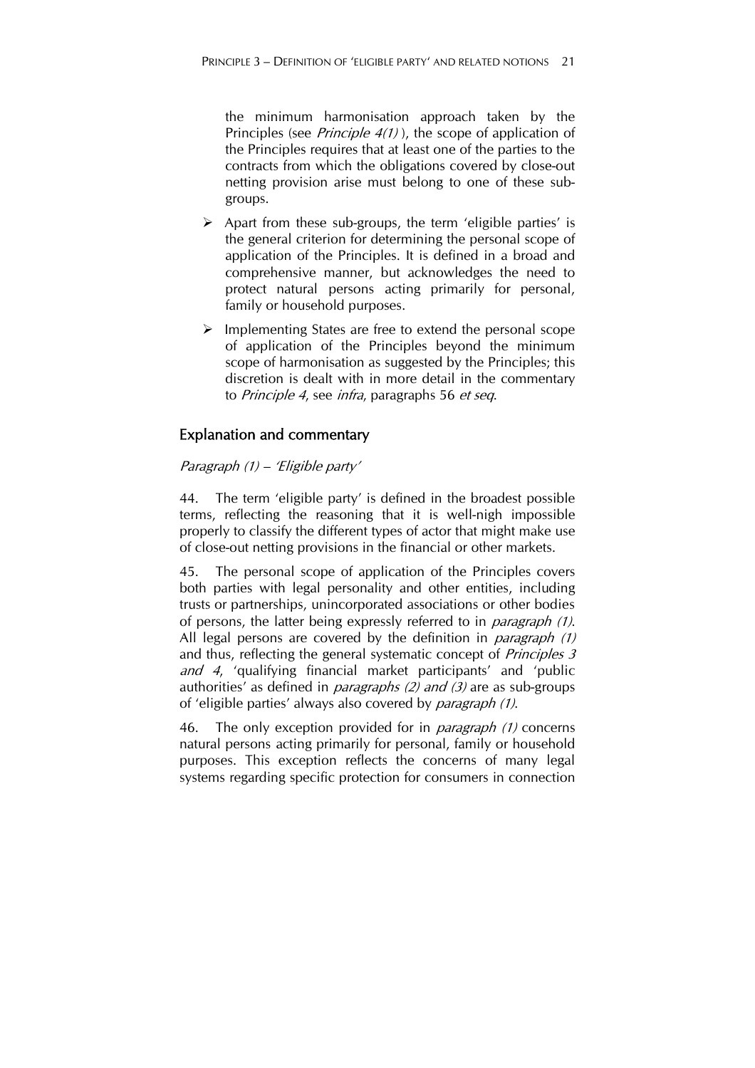the minimum harmonisation approach taken by the Principles (see *Principle 4(1)* ), the scope of application of the Principles requires that at least one of the parties to the contracts from which the obligations covered by close-out netting provision arise must belong to one of these sub-groups.

- Apart from these sub-groups, the term 'eligible parties' is the general criterion for determining the personal scope of application of the Principles. It is defined in a broad and comprehensive manner, but acknowledges the need to protect natural persons acting primarily for personal, family or household purposes.
- Implementing States are free to extend the personal scope of application of the Principles beyond the minimum scope of harmonisation as suggested by the Principles; this discretion is dealt with in more detail in the commentary to *Principle 4*, see *infra*, paragraphs 56 *et seq*.

## Explanation and commentary

*Paragraph (1) – 'Eligible party'*

44. The term 'eligible party' is defined in the broadest possible terms, reflecting the reasoning that it is well-nigh impossible properly to classify the different types of actor that might make use of close-out netting provisions in the financial or other markets.

45. The personal scope of application of the Principles covers both parties with legal personality and other entities, including trusts or partnerships, unincorporated associations or other bodies of persons, the latter being expressly referred to in *paragraph (1)*. All legal persons are covered by the definition in *paragraph (1)* and thus, reflecting the general systematic concept of *Principles 3 and 4*, 'qualifying financial market participants' and 'public authorities' as defined in *paragraphs (2) and (3)* are as sub-groups of 'eligible parties' always also covered by *paragraph (1)*.

46. The only exception provided for in *paragraph (1)* concerns natural persons acting primarily for personal, family or household purposes. This exception reflects the concerns of many legal systems regarding specific protection for consumers in connection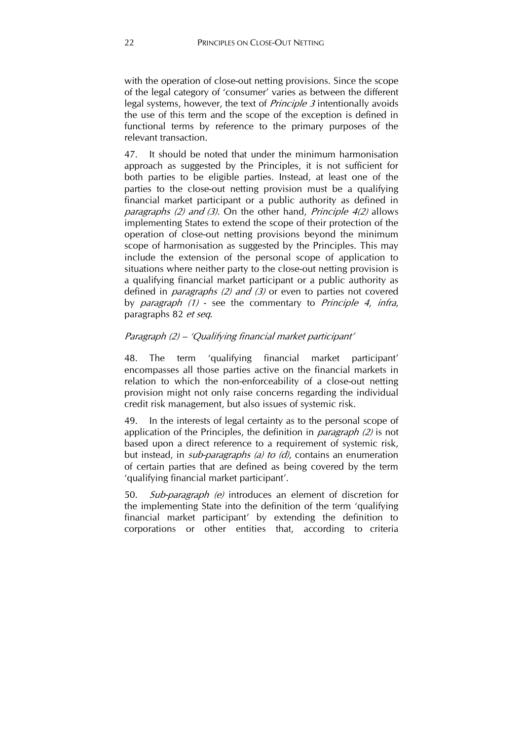with the operation of close-out netting provisions. Since the scope of the legal category of 'consumer' varies as between the different legal systems, however, the text of *Principle 3* intentionally avoids the use of this term and the scope of the exception is defined in functional terms by reference to the primary purposes of the relevant transaction.

47. It should be noted that under the minimum harmonisation approach as suggested by the Principles, it is not sufficient for both parties to be eligible parties. Instead, at least one of the parties to the close-out netting provision must be a qualifying financial market participant or a public authority as defined in *paragraphs (2) and (3)*. On the other hand, *Principle 4(2)* allows implementing States to extend the scope of their protection of the operation of close-out netting provisions beyond the minimum scope of harmonisation as suggested by the Principles. This may include the extension of the personal scope of application to situations where neither party to the close-out netting provision is a qualifying financial market participant or a public authority as defined in *paragraphs (2) and (3)* or even to parties not covered by *paragraph (1)* - see the commentary to *Principle 4*, *infra*, paragraphs 82 *et seq*.

*Paragraph (2) – 'Qualifying financial market participant'*

48. The term 'qualifying financial market participant' encompasses all those parties active on the financial markets in relation to which the non-enforceability of a close-out netting provision might not only raise concerns regarding the individual credit risk management, but also issues of systemic risk.

49. In the interests of legal certainty as to the personal scope of application of the Principles, the definition in *paragraph (2)* is not based upon a direct reference to a requirement of systemic risk, but instead, in *sub-paragraphs (a) to (d)*, contains an enumeration of certain parties that are defined as being covered by the term 'qualifying financial market participant'.

50. *Sub-paragraph (e)* introduces an element of discretion for the implementing State into the definition of the term 'qualifying financial market participant' by extending the definition to corporations or other entities that, according to criteria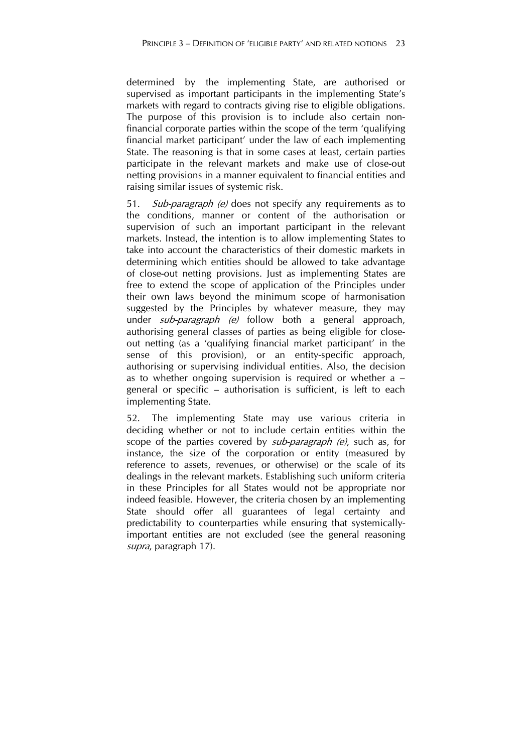determined by the implementing State, are authorised or supervised as important participants in the implementing State's markets with regard to contracts giving rise to eligible obligations. The purpose of this provision is to include also certain non-financial corporate parties within the scope of the term 'qualifying financial market participant' under the law of each implementing State. The reasoning is that in some cases at least, certain parties participate in the relevant markets and make use of close-out netting provisions in a manner equivalent to financial entities and raising similar issues of systemic risk.

51. *Sub-paragraph (e)* does not specify any requirements as to the conditions, manner or content of the authorisation or supervision of such an important participant in the relevant markets. Instead, the intention is to allow implementing States to take into account the characteristics of their domestic markets in determining which entities should be allowed to take advantage of close-out netting provisions. Just as implementing States are free to extend the scope of application of the Principles under their own laws beyond the minimum scope of harmonisation suggested by the Principles by whatever measure, they may under *sub-paragraph (e)* follow both a general approach, authorising general classes of parties as being eligible for close-out netting (as a 'qualifying financial market participant' in the sense of this provision), or an entity-specific approach, authorising or supervising individual entities. Also, the decision as to whether ongoing supervision is required or whether a – general or specific – authorisation is sufficient, is left to each implementing State.

52. The implementing State may use various criteria in deciding whether or not to include certain entities within the scope of the parties covered by *sub-paragraph (e)*, such as, for instance, the size of the corporation or entity (measured by reference to assets, revenues, or otherwise) or the scale of its dealings in the relevant markets. Establishing such uniform criteria in these Principles for all States would not be appropriate nor indeed feasible. However, the criteria chosen by an implementing State should offer all guarantees of legal certainty and predictability to counterparties while ensuring that systemically-important entities are not excluded (see the general reasoning *supra*, paragraph 17).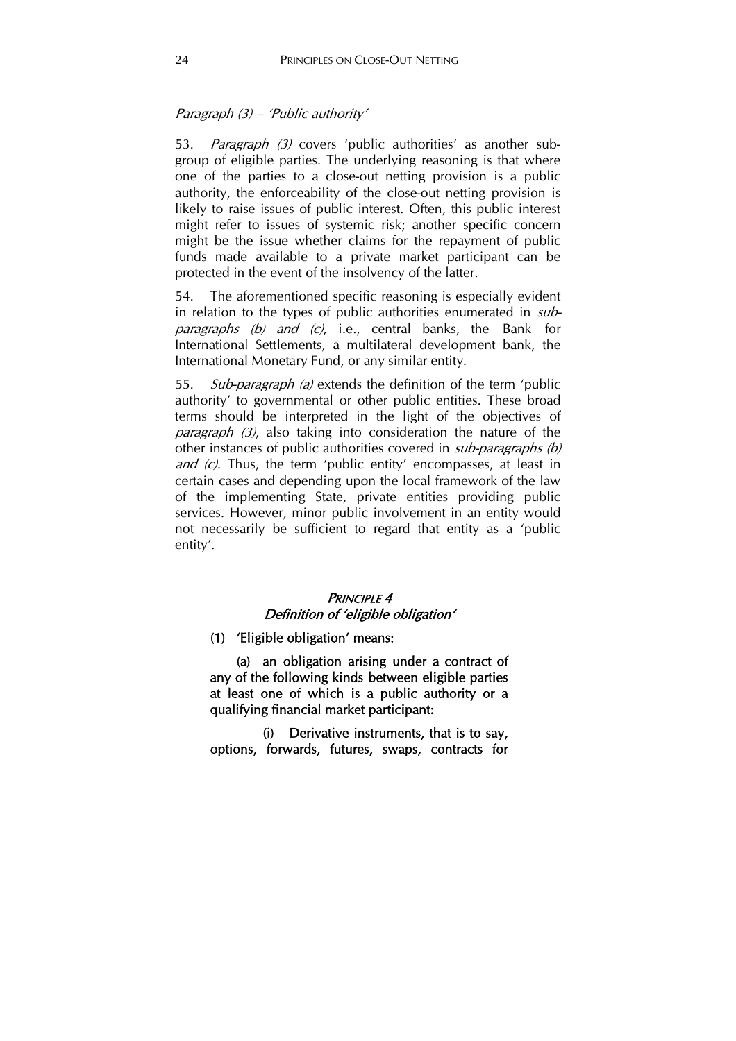*Paragraph (3) – 'Public authority'*

53. *Paragraph (3)* covers 'public authorities' as another sub-group of eligible parties. The underlying reasoning is that where one of the parties to a close-out netting provision is a public authority, the enforceability of the close-out netting provision is likely to raise issues of public interest. Often, this public interest might refer to issues of systemic risk; another specific concern might be the issue whether claims for the repayment of public funds made available to a private market participant can be protected in the event of the insolvency of the latter.

54. The aforementioned specific reasoning is especially evident in relation to the types of public authorities enumerated in *sub-paragraphs (b) and (c)*, i.e., central banks, the Bank for International Settlements, a multilateral development bank, the International Monetary Fund, or any similar entity.

55. *Sub-paragraph (a)* extends the definition of the term 'public authority' to governmental or other public entities. These broad terms should be interpreted in the light of the objectives of *paragraph (3)*, also taking into consideration the nature of the other instances of public authorities covered in *sub-paragraphs (b) and (c)*. Thus, the term 'public entity' encompasses, at least in certain cases and depending upon the local framework of the law of the implementing State, private entities providing public services. However, minor public involvement in an entity would not necessarily be sufficient to regard that entity as a 'public entity'.

## *PRINCIPLE 4*
## *Definition of 'eligible obligation'*

**(1) 'Eligible obligation' means:**

**(a) an obligation arising under a contract of any of the following kinds between eligible parties at least one of which is a public authority or a qualifying financial market participant:**

**(i) Derivative instruments, that is to say, options, forwards, futures, swaps, contracts for**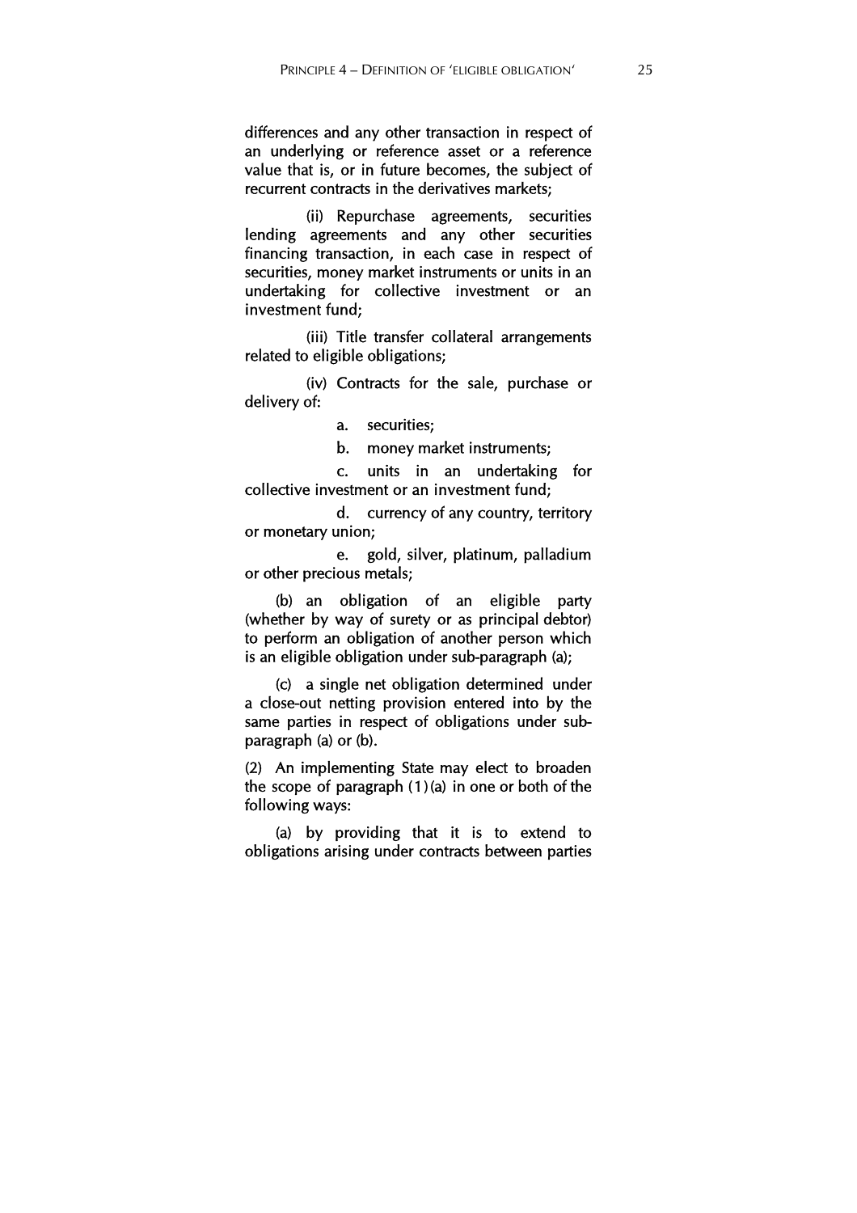differences and any other transaction in respect of an underlying or reference asset or a reference value that is, or in future becomes, the subject of recurrent contracts in the derivatives markets;

(ii) Repurchase agreements, securities lending agreements and any other securities financing transaction, in each case in respect of securities, money market instruments or units in an undertaking for collective investment or an investment fund;

(iii) Title transfer collateral arrangements related to eligible obligations;

(iv) Contracts for the sale, purchase or delivery of:

a. securities;

b. money market instruments;

c. units in an undertaking for collective investment or an investment fund;

d. currency of any country, territory or monetary union;

e. gold, silver, platinum, palladium or other precious metals;

(b) an obligation of an eligible party (whether by way of surety or as principal debtor) to perform an obligation of another person which is an eligible obligation under sub-paragraph (a);

(c) a single net obligation determined under a close-out netting provision entered into by the same parties in respect of obligations under sub-paragraph (a) or (b).

(2) An implementing State may elect to broaden the scope of paragraph (1)(a) in one or both of the following ways:

(a) by providing that it is to extend to obligations arising under contracts between parties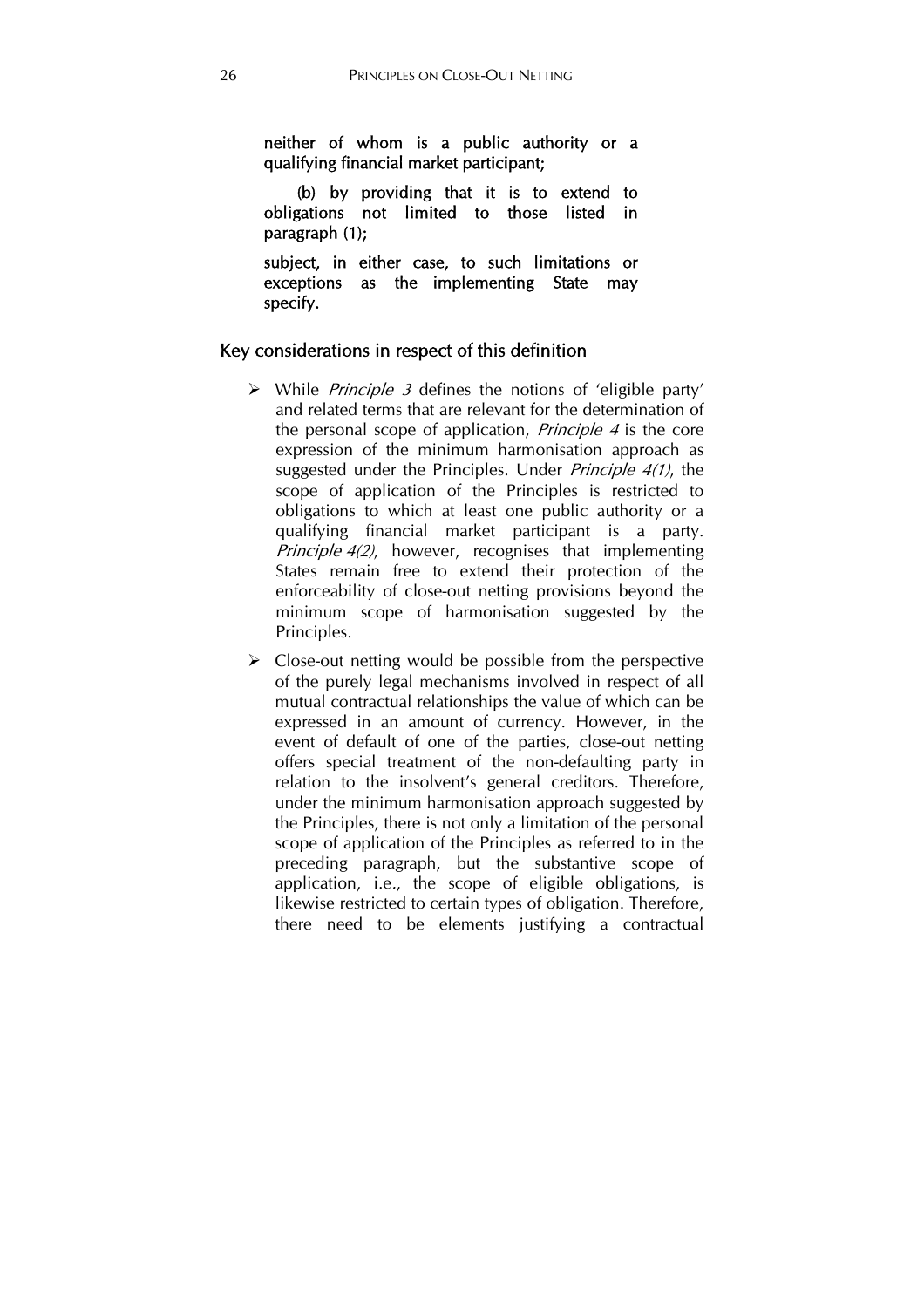**neither of whom is a public authority or a qualifying financial market participant;**

**(b) by providing that it is to extend to obligations not limited to those listed in paragraph (1);**

**subject, in either case, to such limitations or exceptions as the implementing State may specify.**

## Key considerations in respect of this definition

- While *Principle 3* defines the notions of 'eligible party' and related terms that are relevant for the determination of the personal scope of application, *Principle 4* is the core expression of the minimum harmonisation approach as suggested under the Principles. Under *Principle 4(1)*, the scope of application of the Principles is restricted to obligations to which at least one public authority or a qualifying financial market participant is a party. *Principle 4(2)*, however, recognises that implementing States remain free to extend their protection of the enforceability of close-out netting provisions beyond the minimum scope of harmonisation suggested by the Principles.
- Close-out netting would be possible from the perspective of the purely legal mechanisms involved in respect of all mutual contractual relationships the value of which can be expressed in an amount of currency. However, in the event of default of one of the parties, close-out netting offers special treatment of the non-defaulting party in relation to the insolvent's general creditors. Therefore, under the minimum harmonisation approach suggested by the Principles, there is not only a limitation of the personal scope of application of the Principles as referred to in the preceding paragraph, but the substantive scope of application, i.e., the scope of eligible obligations, is likewise restricted to certain types of obligation. Therefore, there need to be elements justifying a contractual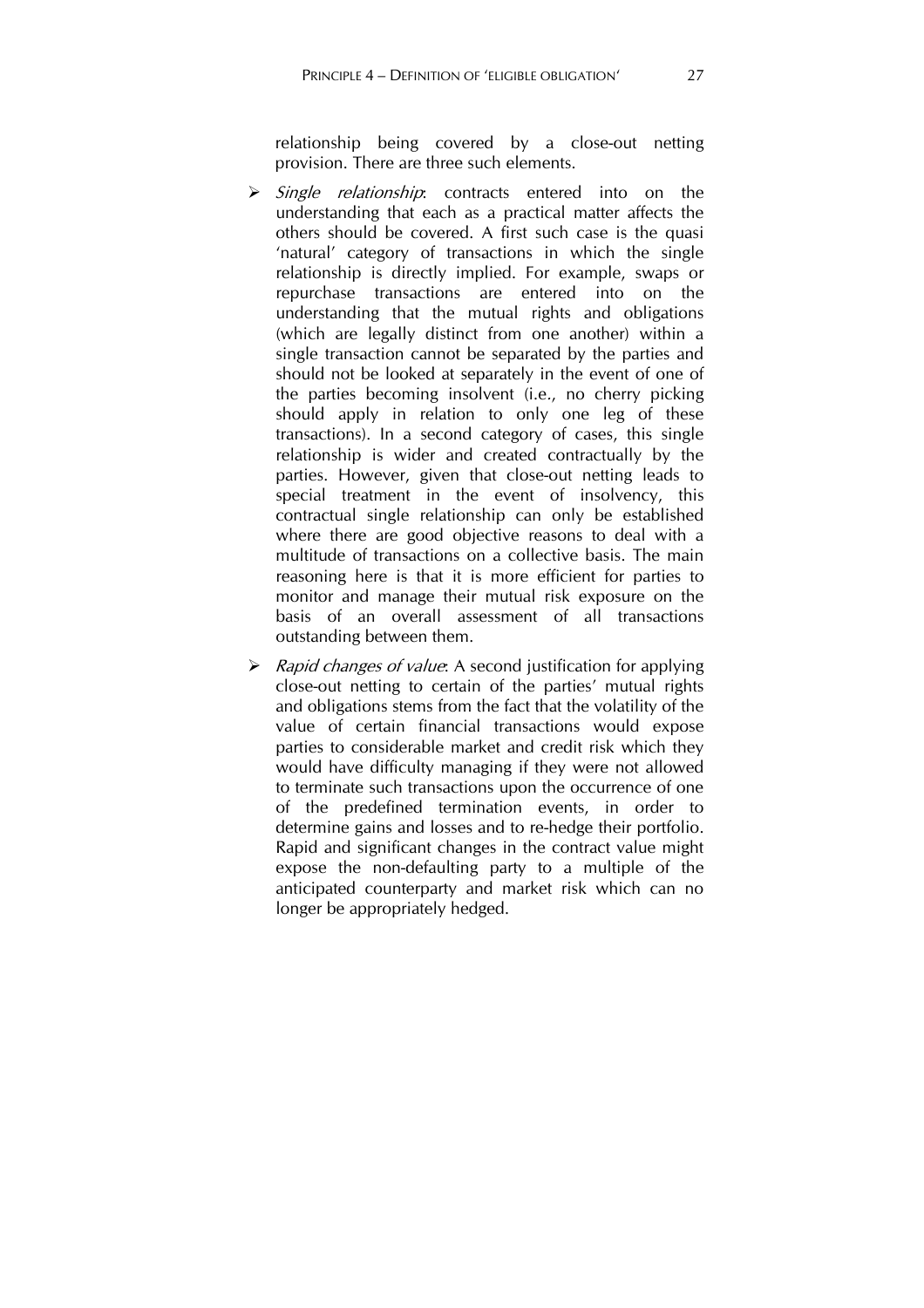relationship being covered by a close-out netting provision. There are three such elements.

- *Single relationship*: contracts entered into on the understanding that each as a practical matter affects the others should be covered. A first such case is the quasi 'natural' category of transactions in which the single relationship is directly implied. For example, swaps or repurchase transactions are entered into on the understanding that the mutual rights and obligations (which are legally distinct from one another) within a single transaction cannot be separated by the parties and should not be looked at separately in the event of one of the parties becoming insolvent (i.e., no cherry picking should apply in relation to only one leg of these transactions). In a second category of cases, this single relationship is wider and created contractually by the parties. However, given that close-out netting leads to special treatment in the event of insolvency, this contractual single relationship can only be established where there are good objective reasons to deal with a multitude of transactions on a collective basis. The main reasoning here is that it is more efficient for parties to monitor and manage their mutual risk exposure on the basis of an overall assessment of all transactions outstanding between them.
- *Rapid changes of value*: A second justification for applying close-out netting to certain of the parties' mutual rights and obligations stems from the fact that the volatility of the value of certain financial transactions would expose parties to considerable market and credit risk which they would have difficulty managing if they were not allowed to terminate such transactions upon the occurrence of one of the predefined termination events, in order to determine gains and losses and to re-hedge their portfolio. Rapid and significant changes in the contract value might expose the non-defaulting party to a multiple of the anticipated counterparty and market risk which can no longer be appropriately hedged.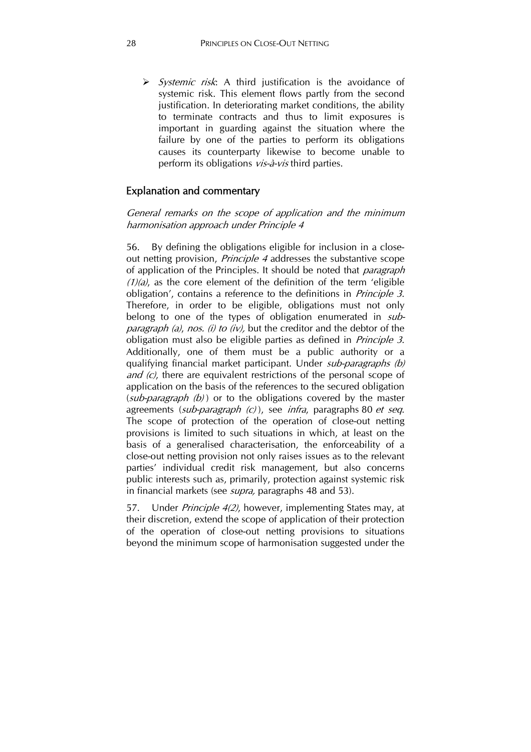- *Systemic risk*: A third justification is the avoidance of systemic risk. This element flows partly from the second justification. In deteriorating market conditions, the ability to terminate contracts and thus to limit exposures is important in guarding against the situation where the failure by one of the parties to perform its obligations causes its counterparty likewise to become unable to perform its obligations *vis-à-vis* third parties.

## Explanation and commentary

*General remarks on the scope of application and the minimum harmonisation approach under Principle 4*

56. By defining the obligations eligible for inclusion in a close-out netting provision, *Principle 4* addresses the substantive scope of application of the Principles. It should be noted that *paragraph (1)(a)*, as the core element of the definition of the term 'eligible obligation', contains a reference to the definitions in *Principle 3*. Therefore, in order to be eligible, obligations must not only belong to one of the types of obligation enumerated in *sub-paragraph (a), nos. (i) to (iv),* but the creditor and the debtor of the obligation must also be eligible parties as defined in *Principle 3*. Additionally, one of them must be a public authority or a qualifying financial market participant. Under *sub-paragraphs (b) and (c)*, there are equivalent restrictions of the personal scope of application on the basis of the references to the secured obligation (*sub-paragraph (b)*) or to the obligations covered by the master agreements (*sub-paragraph (c)*), see *infra*, paragraphs 80 *et seq*. The scope of protection of the operation of close-out netting provisions is limited to such situations in which, at least on the basis of a generalised characterisation, the enforceability of a close-out netting provision not only raises issues as to the relevant parties' individual credit risk management, but also concerns public interests such as, primarily, protection against systemic risk in financial markets (see *supra,* paragraphs 48 and 53).

57. Under *Principle 4(2)*, however, implementing States may, at their discretion, extend the scope of application of their protection of the operation of close-out netting provisions to situations beyond the minimum scope of harmonisation suggested under the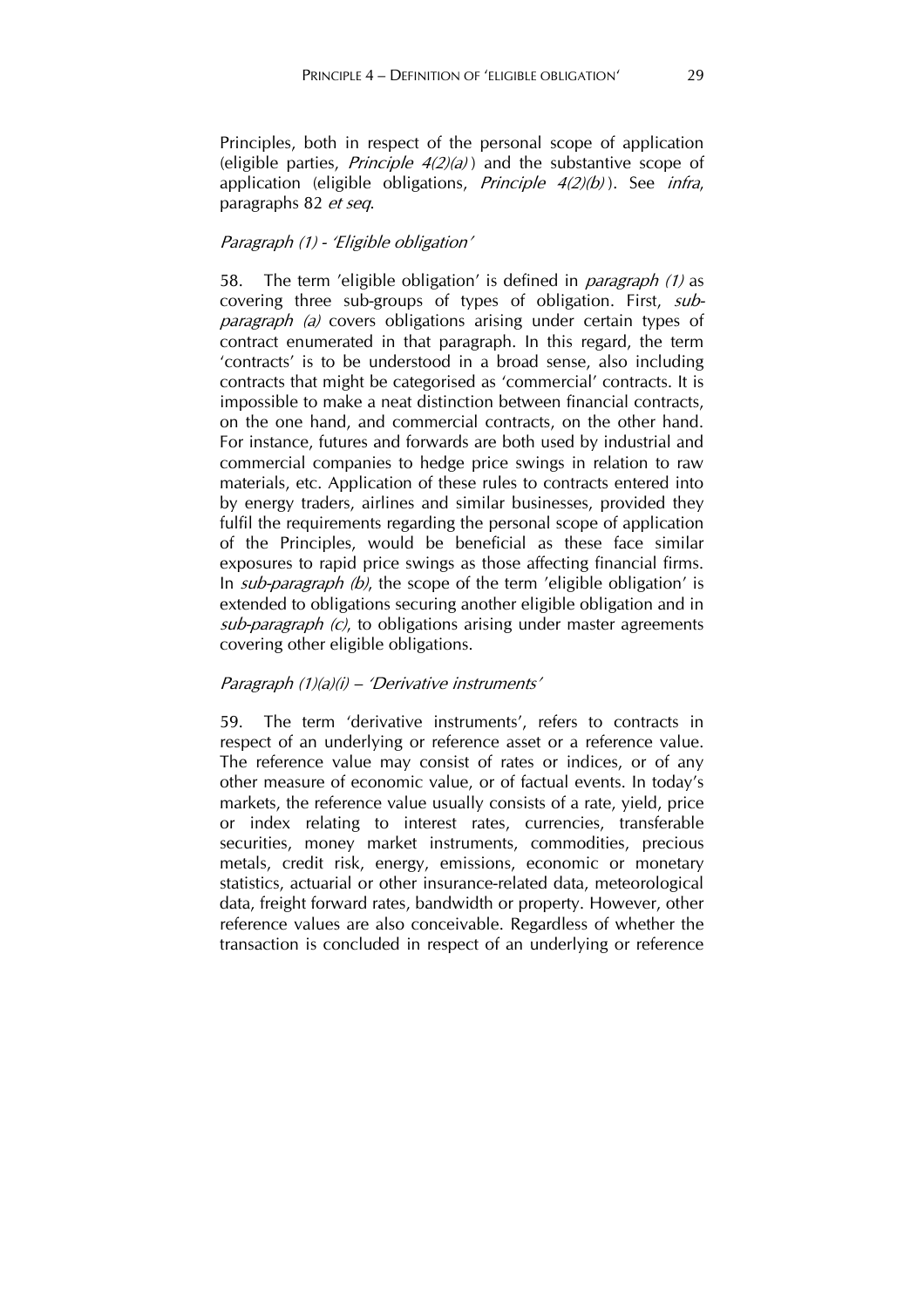Principles, both in respect of the personal scope of application (eligible parties, *Principle 4(2)(a)*) and the substantive scope of application (eligible obligations, *Principle 4(2)(b)*). See *infra*, paragraphs 82 *et seq*.

### *Paragraph (1) - 'Eligible obligation'*

58. The term 'eligible obligation' is defined in *paragraph (1)* as covering three sub-groups of types of obligation. First, *sub-paragraph (a)* covers obligations arising under certain types of contract enumerated in that paragraph. In this regard, the term 'contracts' is to be understood in a broad sense, also including contracts that might be categorised as 'commercial' contracts. It is impossible to make a neat distinction between financial contracts, on the one hand, and commercial contracts, on the other hand. For instance, futures and forwards are both used by industrial and commercial companies to hedge price swings in relation to raw materials, etc. Application of these rules to contracts entered into by energy traders, airlines and similar businesses, provided they fulfil the requirements regarding the personal scope of application of the Principles, would be beneficial as these face similar exposures to rapid price swings as those affecting financial firms. In *sub-paragraph (b)*, the scope of the term 'eligible obligation' is extended to obligations securing another eligible obligation and in *sub-paragraph (c)*, to obligations arising under master agreements covering other eligible obligations.

### *Paragraph (1)(a)(i) – 'Derivative instruments'*

59. The term 'derivative instruments', refers to contracts in respect of an underlying or reference asset or a reference value. The reference value may consist of rates or indices, or of any other measure of economic value, or of factual events. In today's markets, the reference value usually consists of a rate, yield, price or index relating to interest rates, currencies, transferable securities, money market instruments, commodities, precious metals, credit risk, energy, emissions, economic or monetary statistics, actuarial or other insurance-related data, meteorological data, freight forward rates, bandwidth or property. However, other reference values are also conceivable. Regardless of whether the transaction is concluded in respect of an underlying or reference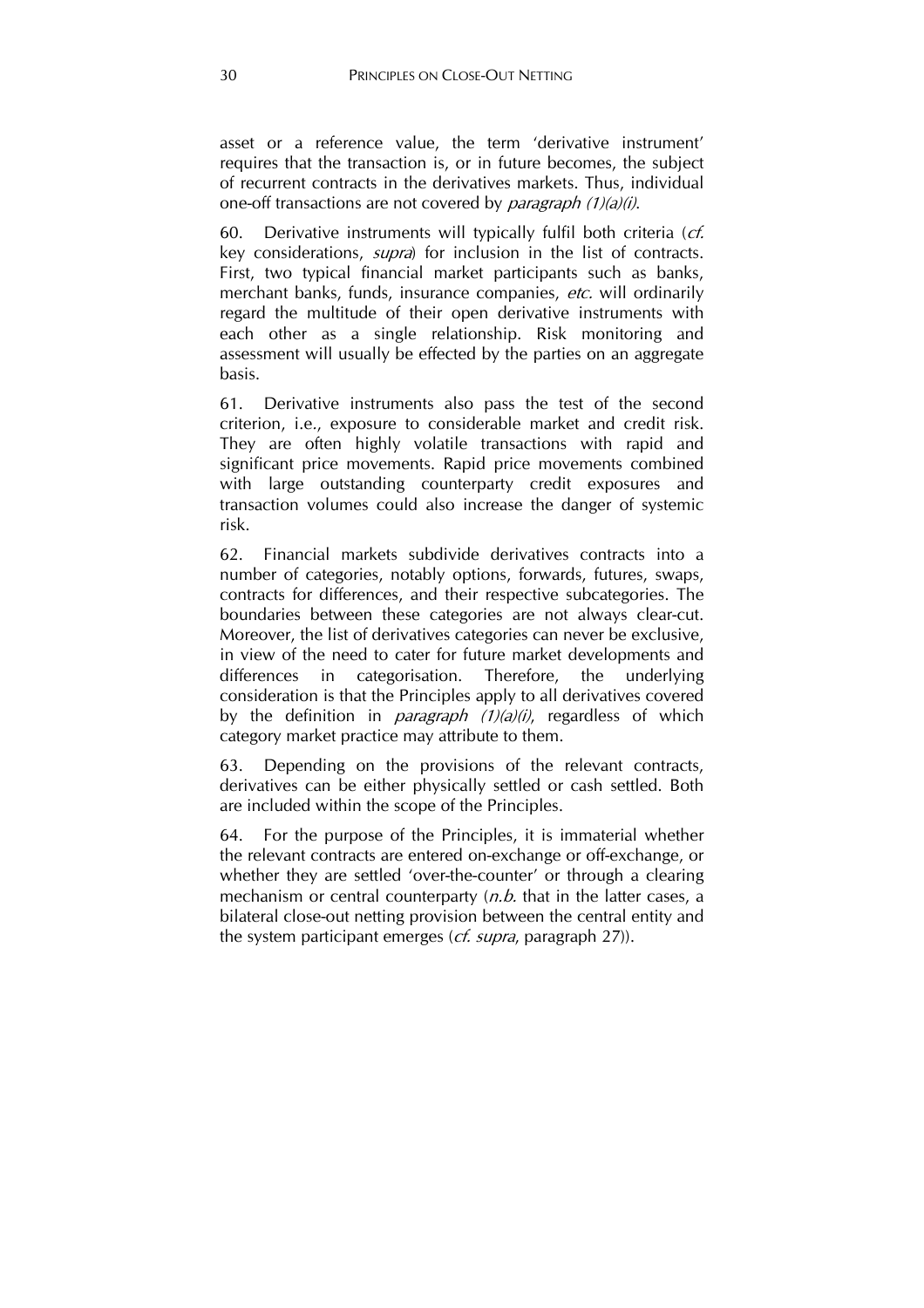asset or a reference value, the term 'derivative instrument' requires that the transaction is, or in future becomes, the subject of recurrent contracts in the derivatives markets. Thus, individual one-off transactions are not covered by *paragraph (1)(a)(i)*.

60. Derivative instruments will typically fulfil both criteria (*cf.* key considerations, *supra*) for inclusion in the list of contracts. First, two typical financial market participants such as banks, merchant banks, funds, insurance companies, *etc.* will ordinarily regard the multitude of their open derivative instruments with each other as a single relationship. Risk monitoring and assessment will usually be effected by the parties on an aggregate basis.

61. Derivative instruments also pass the test of the second criterion, i.e., exposure to considerable market and credit risk. They are often highly volatile transactions with rapid and significant price movements. Rapid price movements combined with large outstanding counterparty credit exposures and transaction volumes could also increase the danger of systemic risk.

62. Financial markets subdivide derivatives contracts into a number of categories, notably options, forwards, futures, swaps, contracts for differences, and their respective subcategories. The boundaries between these categories are not always clear-cut. Moreover, the list of derivatives categories can never be exclusive, in view of the need to cater for future market developments and differences in categorisation. Therefore, the underlying consideration is that the Principles apply to all derivatives covered by the definition in *paragraph (1)(a)(i)*, regardless of which category market practice may attribute to them.

63. Depending on the provisions of the relevant contracts, derivatives can be either physically settled or cash settled. Both are included within the scope of the Principles.

64. For the purpose of the Principles, it is immaterial whether the relevant contracts are entered on-exchange or off-exchange, or whether they are settled 'over-the-counter' or through a clearing mechanism or central counterparty (*n.b.* that in the latter cases, a bilateral close-out netting provision between the central entity and the system participant emerges (*cf. supra*, paragraph 27)).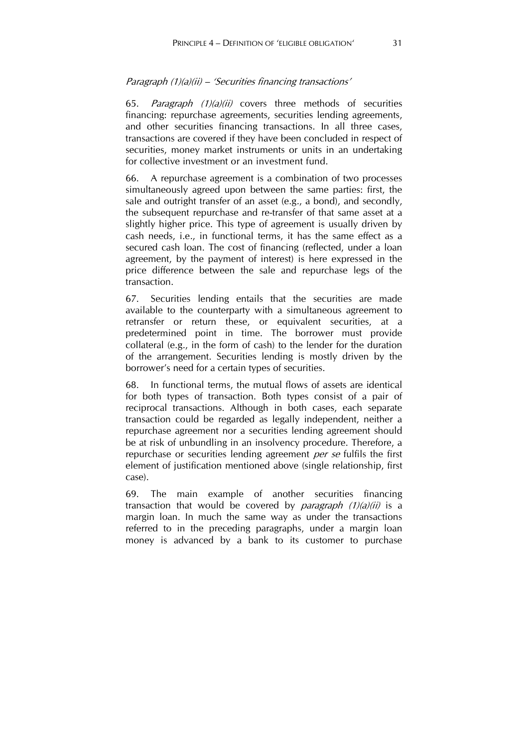*Paragraph (1)(a)(ii) – 'Securities financing transactions'*

65. *Paragraph (1)(a)(ii)* covers three methods of securities financing: repurchase agreements, securities lending agreements, and other securities financing transactions. In all three cases, transactions are covered if they have been concluded in respect of securities, money market instruments or units in an undertaking for collective investment or an investment fund.

66. A repurchase agreement is a combination of two processes simultaneously agreed upon between the same parties: first, the sale and outright transfer of an asset (e.g., a bond), and secondly, the subsequent repurchase and re-transfer of that same asset at a slightly higher price. This type of agreement is usually driven by cash needs, i.e., in functional terms, it has the same effect as a secured cash loan. The cost of financing (reflected, under a loan agreement, by the payment of interest) is here expressed in the price difference between the sale and repurchase legs of the transaction.

67. Securities lending entails that the securities are made available to the counterparty with a simultaneous agreement to retransfer or return these, or equivalent securities, at a predetermined point in time. The borrower must provide collateral (e.g., in the form of cash) to the lender for the duration of the arrangement. Securities lending is mostly driven by the borrower's need for a certain types of securities.

68. In functional terms, the mutual flows of assets are identical for both types of transaction. Both types consist of a pair of reciprocal transactions. Although in both cases, each separate transaction could be regarded as legally independent, neither a repurchase agreement nor a securities lending agreement should be at risk of unbundling in an insolvency procedure. Therefore, a repurchase or securities lending agreement *per se* fulfils the first element of justification mentioned above (single relationship, first case).

69. The main example of another securities financing transaction that would be covered by *paragraph (1)(a)(ii)* is a margin loan. In much the same way as under the transactions referred to in the preceding paragraphs, under a margin loan money is advanced by a bank to its customer to purchase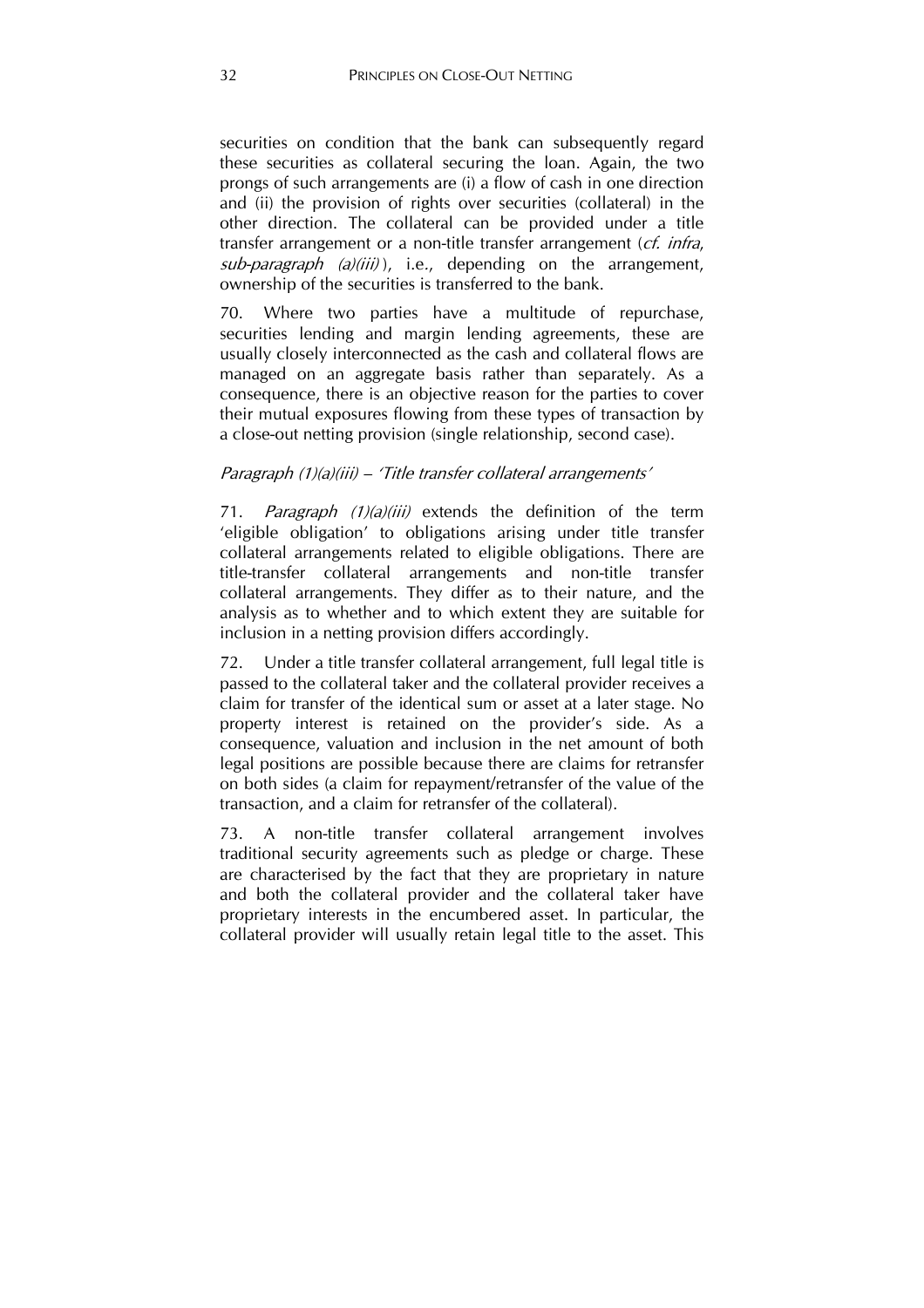securities on condition that the bank can subsequently regard these securities as collateral securing the loan. Again, the two prongs of such arrangements are (i) a flow of cash in one direction and (ii) the provision of rights over securities (collateral) in the other direction. The collateral can be provided under a title transfer arrangement or a non-title transfer arrangement (*cf. infra, sub-paragraph (a)(iii)*), i.e., depending on the arrangement, ownership of the securities is transferred to the bank.

70. Where two parties have a multitude of repurchase, securities lending and margin lending agreements, these are usually closely interconnected as the cash and collateral flows are managed on an aggregate basis rather than separately. As a consequence, there is an objective reason for the parties to cover their mutual exposures flowing from these types of transaction by a close-out netting provision (single relationship, second case).

*Paragraph (1)(a)(iii) – 'Title transfer collateral arrangements'*

71. *Paragraph (1)(a)(iii)* extends the definition of the term 'eligible obligation' to obligations arising under title transfer collateral arrangements related to eligible obligations. There are title-transfer collateral arrangements and non-title transfer collateral arrangements. They differ as to their nature, and the analysis as to whether and to which extent they are suitable for inclusion in a netting provision differs accordingly.

72. Under a title transfer collateral arrangement, full legal title is passed to the collateral taker and the collateral provider receives a claim for transfer of the identical sum or asset at a later stage. No property interest is retained on the provider's side. As a consequence, valuation and inclusion in the net amount of both legal positions are possible because there are claims for retransfer on both sides (a claim for repayment/retransfer of the value of the transaction, and a claim for retransfer of the collateral).

73. A non-title transfer collateral arrangement involves traditional security agreements such as pledge or charge. These are characterised by the fact that they are proprietary in nature and both the collateral provider and the collateral taker have proprietary interests in the encumbered asset. In particular, the collateral provider will usually retain legal title to the asset. This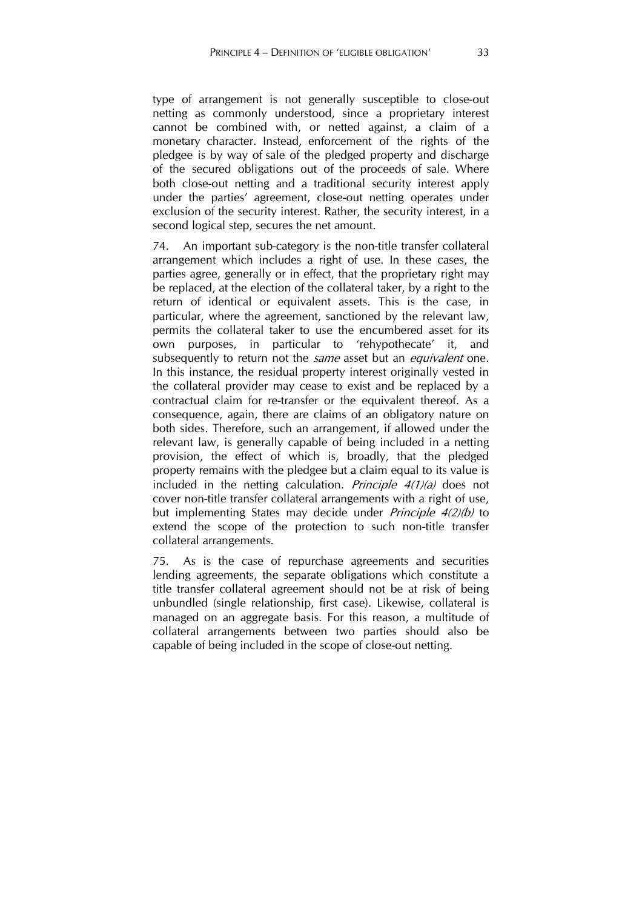type of arrangement is not generally susceptible to close-out netting as commonly understood, since a proprietary interest cannot be combined with, or netted against, a claim of a monetary character. Instead, enforcement of the rights of the pledgee is by way of sale of the pledged property and discharge of the secured obligations out of the proceeds of sale. Where both close-out netting and a traditional security interest apply under the parties' agreement, close-out netting operates under exclusion of the security interest. Rather, the security interest, in a second logical step, secures the net amount.

74. An important sub-category is the non-title transfer collateral arrangement which includes a right of use. In these cases, the parties agree, generally or in effect, that the proprietary right may be replaced, at the election of the collateral taker, by a right to the return of identical or equivalent assets. This is the case, in particular, where the agreement, sanctioned by the relevant law, permits the collateral taker to use the encumbered asset for its own purposes, in particular to 'rehypothecate' it, and subsequently to return not the *same* asset but an *equivalent* one. In this instance, the residual property interest originally vested in the collateral provider may cease to exist and be replaced by a contractual claim for re-transfer or the equivalent thereof. As a consequence, again, there are claims of an obligatory nature on both sides. Therefore, such an arrangement, if allowed under the relevant law, is generally capable of being included in a netting provision, the effect of which is, broadly, that the pledged property remains with the pledgee but a claim equal to its value is included in the netting calculation. *Principle 4(1)(a)* does not cover non-title transfer collateral arrangements with a right of use, but implementing States may decide under *Principle 4(2)(b)* to extend the scope of the protection to such non-title transfer collateral arrangements.

75. As is the case of repurchase agreements and securities lending agreements, the separate obligations which constitute a title transfer collateral agreement should not be at risk of being unbundled (single relationship, first case). Likewise, collateral is managed on an aggregate basis. For this reason, a multitude of collateral arrangements between two parties should also be capable of being included in the scope of close-out netting.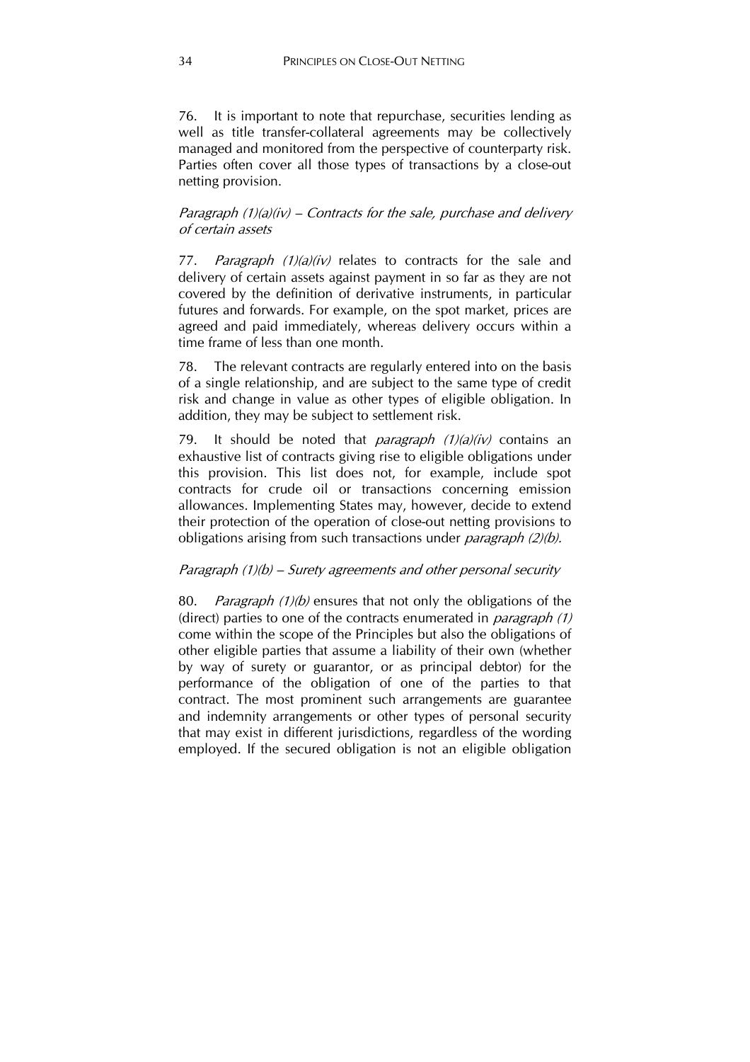76. It is important to note that repurchase, securities lending as well as title transfer-collateral agreements may be collectively managed and monitored from the perspective of counterparty risk. Parties often cover all those types of transactions by a close-out netting provision.

*Paragraph (1)(a)(iv) – Contracts for the sale, purchase and delivery of certain assets*

77. *Paragraph (1)(a)(iv)* relates to contracts for the sale and delivery of certain assets against payment in so far as they are not covered by the definition of derivative instruments, in particular futures and forwards. For example, on the spot market, prices are agreed and paid immediately, whereas delivery occurs within a time frame of less than one month.

78. The relevant contracts are regularly entered into on the basis of a single relationship, and are subject to the same type of credit risk and change in value as other types of eligible obligation. In addition, they may be subject to settlement risk.

79. It should be noted that *paragraph (1)(a)(iv)* contains an exhaustive list of contracts giving rise to eligible obligations under this provision. This list does not, for example, include spot contracts for crude oil or transactions concerning emission allowances. Implementing States may, however, decide to extend their protection of the operation of close-out netting provisions to obligations arising from such transactions under *paragraph (2)(b).*

*Paragraph (1)(b) – Surety agreements and other personal security*

80. *Paragraph (1)(b)* ensures that not only the obligations of the (direct) parties to one of the contracts enumerated in *paragraph (1)* come within the scope of the Principles but also the obligations of other eligible parties that assume a liability of their own (whether by way of surety or guarantor, or as principal debtor) for the performance of the obligation of one of the parties to that contract. The most prominent such arrangements are guarantee and indemnity arrangements or other types of personal security that may exist in different jurisdictions, regardless of the wording employed. If the secured obligation is not an eligible obligation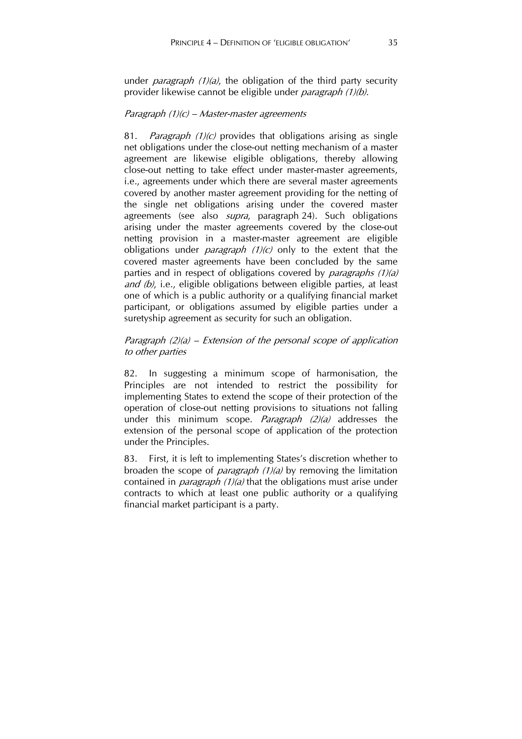under *paragraph (1)(a)*, the obligation of the third party security provider likewise cannot be eligible under *paragraph (1)(b)*.

*Paragraph (1)(c) – Master-master agreements*

81. *Paragraph (1)(c)* provides that obligations arising as single net obligations under the close-out netting mechanism of a master agreement are likewise eligible obligations, thereby allowing close-out netting to take effect under master-master agreements, i.e., agreements under which there are several master agreements covered by another master agreement providing for the netting of the single net obligations arising under the covered master agreements (see also *supra*, paragraph 24). Such obligations arising under the master agreements covered by the close-out netting provision in a master-master agreement are eligible obligations under *paragraph (1)(c)* only to the extent that the covered master agreements have been concluded by the same parties and in respect of obligations covered by *paragraphs (1)(a) and (b)*, i.e., eligible obligations between eligible parties, at least one of which is a public authority or a qualifying financial market participant, or obligations assumed by eligible parties under a suretyship agreement as security for such an obligation.

*Paragraph (2)(a) – Extension of the personal scope of application to other parties*

82. In suggesting a minimum scope of harmonisation, the Principles are not intended to restrict the possibility for implementing States to extend the scope of their protection of the operation of close-out netting provisions to situations not falling under this minimum scope. *Paragraph (2)(a)* addresses the extension of the personal scope of application of the protection under the Principles.

83. First, it is left to implementing States's discretion whether to broaden the scope of *paragraph (1)(a)* by removing the limitation contained in *paragraph (1)(a)* that the obligations must arise under contracts to which at least one public authority or a qualifying financial market participant is a party.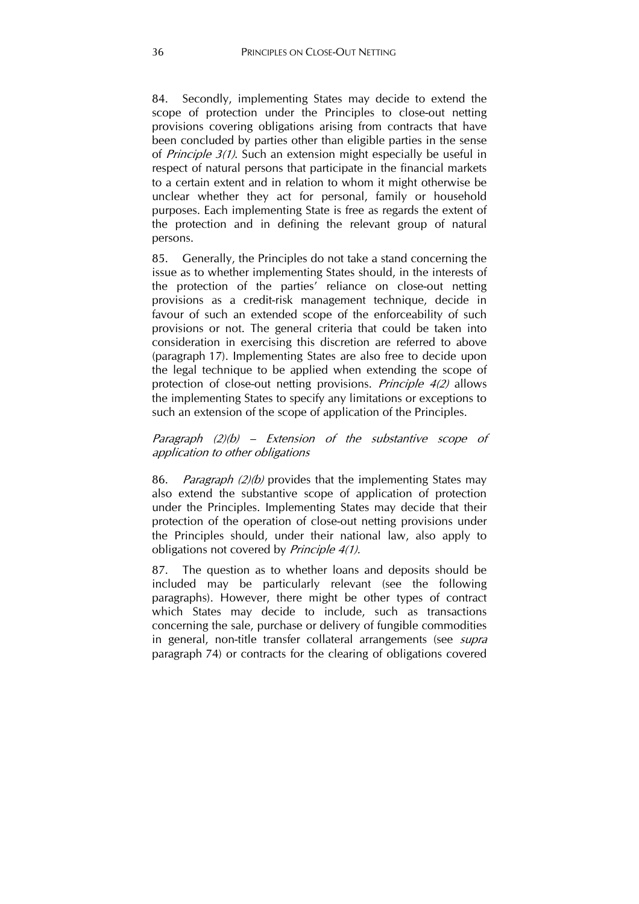84. Secondly, implementing States may decide to extend the scope of protection under the Principles to close-out netting provisions covering obligations arising from contracts that have been concluded by parties other than eligible parties in the sense of *Principle 3(1)*. Such an extension might especially be useful in respect of natural persons that participate in the financial markets to a certain extent and in relation to whom it might otherwise be unclear whether they act for personal, family or household purposes. Each implementing State is free as regards the extent of the protection and in defining the relevant group of natural persons.

85. Generally, the Principles do not take a stand concerning the issue as to whether implementing States should, in the interests of the protection of the parties' reliance on close-out netting provisions as a credit-risk management technique, decide in favour of such an extended scope of the enforceability of such provisions or not. The general criteria that could be taken into consideration in exercising this discretion are referred to above (paragraph 17). Implementing States are also free to decide upon the legal technique to be applied when extending the scope of protection of close-out netting provisions. *Principle 4(2)* allows the implementing States to specify any limitations or exceptions to such an extension of the scope of application of the Principles.

*Paragraph (2)(b) – Extension of the substantive scope of application to other obligations*

86. *Paragraph (2)(b)* provides that the implementing States may also extend the substantive scope of application of protection under the Principles. Implementing States may decide that their protection of the operation of close-out netting provisions under the Principles should, under their national law, also apply to obligations not covered by *Principle 4(1)*.

87. The question as to whether loans and deposits should be included may be particularly relevant (see the following paragraphs). However, there might be other types of contract which States may decide to include, such as transactions concerning the sale, purchase or delivery of fungible commodities in general, non-title transfer collateral arrangements (see *supra* paragraph 74) or contracts for the clearing of obligations covered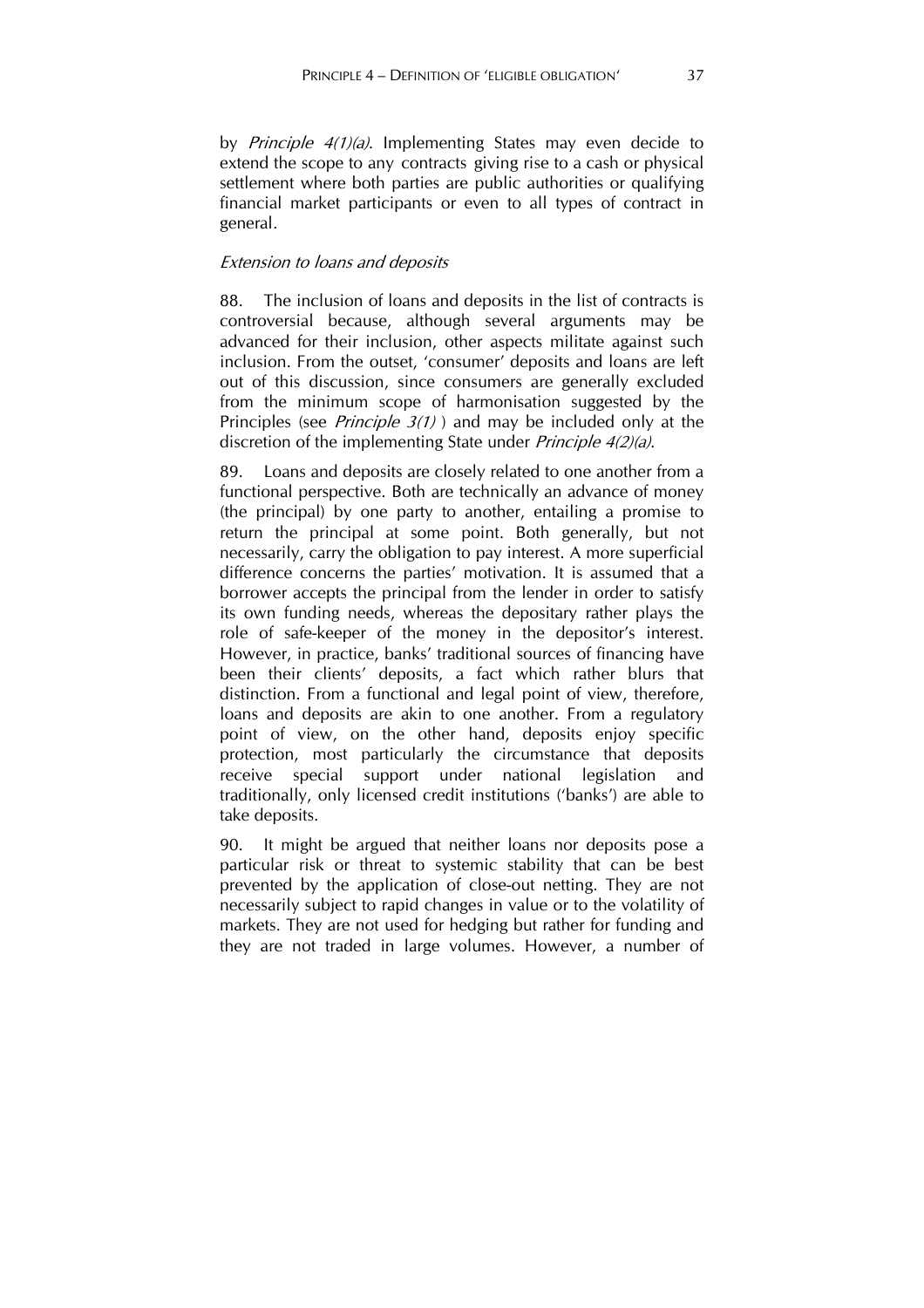by *Principle 4(1)(a)*. Implementing States may even decide to extend the scope to any contracts giving rise to a cash or physical settlement where both parties are public authorities or qualifying financial market participants or even to all types of contract in general.

*Extension to loans and deposits*

88. The inclusion of loans and deposits in the list of contracts is controversial because, although several arguments may be advanced for their inclusion, other aspects militate against such inclusion. From the outset, 'consumer' deposits and loans are left out of this discussion, since consumers are generally excluded from the minimum scope of harmonisation suggested by the Principles (see *Principle 3(1)* ) and may be included only at the discretion of the implementing State under *Principle 4(2)(a)*.

89. Loans and deposits are closely related to one another from a functional perspective. Both are technically an advance of money (the principal) by one party to another, entailing a promise to return the principal at some point. Both generally, but not necessarily, carry the obligation to pay interest. A more superficial difference concerns the parties' motivation. It is assumed that a borrower accepts the principal from the lender in order to satisfy its own funding needs, whereas the depositary rather plays the role of safe-keeper of the money in the depositor's interest. However, in practice, banks' traditional sources of financing have been their clients' deposits, a fact which rather blurs that distinction. From a functional and legal point of view, therefore, loans and deposits are akin to one another. From a regulatory point of view, on the other hand, deposits enjoy specific protection, most particularly the circumstance that deposits receive special support under national legislation and traditionally, only licensed credit institutions ('banks') are able to take deposits.

90. It might be argued that neither loans nor deposits pose a particular risk or threat to systemic stability that can be best prevented by the application of close-out netting. They are not necessarily subject to rapid changes in value or to the volatility of markets. They are not used for hedging but rather for funding and they are not traded in large volumes. However, a number of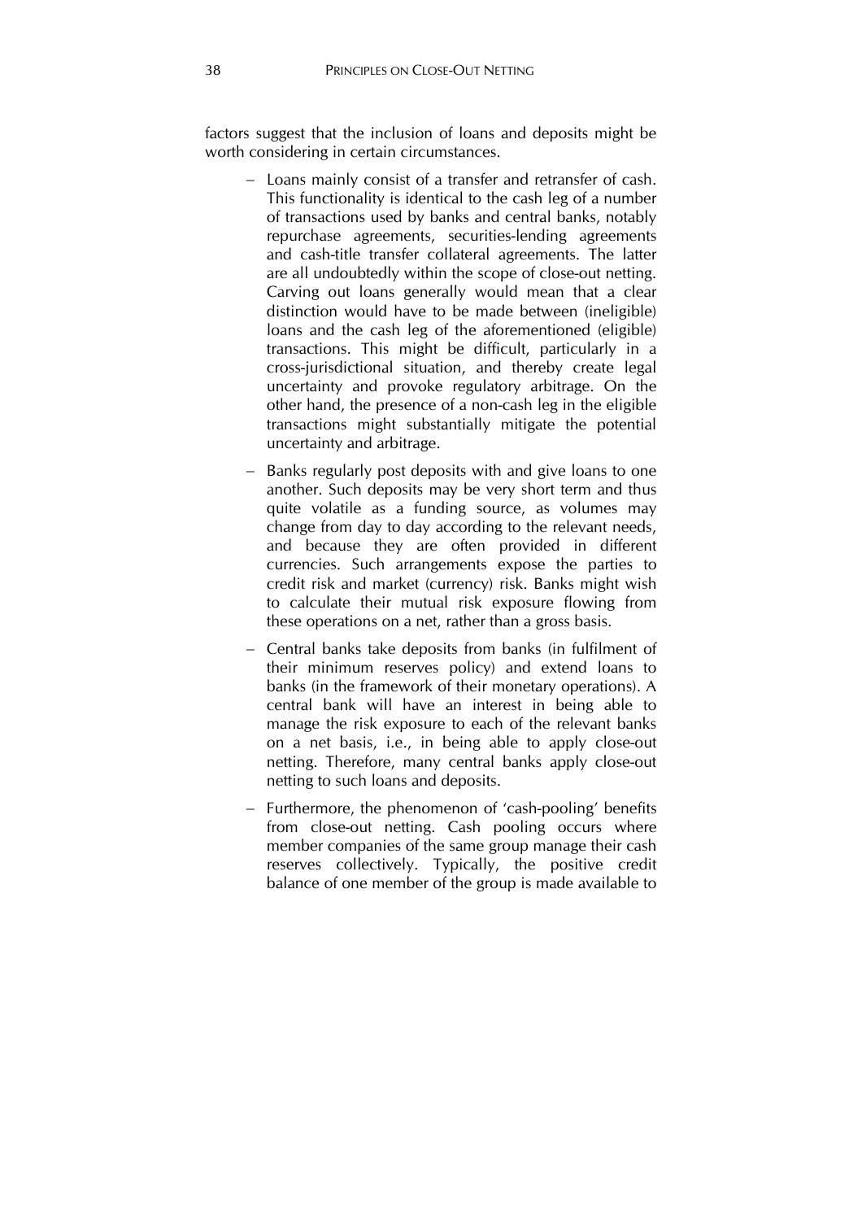factors suggest that the inclusion of loans and deposits might be worth considering in certain circumstances.

- Loans mainly consist of a transfer and retransfer of cash. This functionality is identical to the cash leg of a number of transactions used by banks and central banks, notably repurchase agreements, securities-lending agreements and cash-title transfer collateral agreements. The latter are all undoubtedly within the scope of close-out netting. Carving out loans generally would mean that a clear distinction would have to be made between (ineligible) loans and the cash leg of the aforementioned (eligible) transactions. This might be difficult, particularly in a cross-jurisdictional situation, and thereby create legal uncertainty and provoke regulatory arbitrage. On the other hand, the presence of a non-cash leg in the eligible transactions might substantially mitigate the potential uncertainty and arbitrage.
- Banks regularly post deposits with and give loans to one another. Such deposits may be very short term and thus quite volatile as a funding source, as volumes may change from day to day according to the relevant needs, and because they are often provided in different currencies. Such arrangements expose the parties to credit risk and market (currency) risk. Banks might wish to calculate their mutual risk exposure flowing from these operations on a net, rather than a gross basis.
- Central banks take deposits from banks (in fulfilment of their minimum reserves policy) and extend loans to banks (in the framework of their monetary operations). A central bank will have an interest in being able to manage the risk exposure to each of the relevant banks on a net basis, i.e., in being able to apply close-out netting. Therefore, many central banks apply close-out netting to such loans and deposits.
- Furthermore, the phenomenon of 'cash-pooling' benefits from close-out netting. Cash pooling occurs where member companies of the same group manage their cash reserves collectively. Typically, the positive credit balance of one member of the group is made available to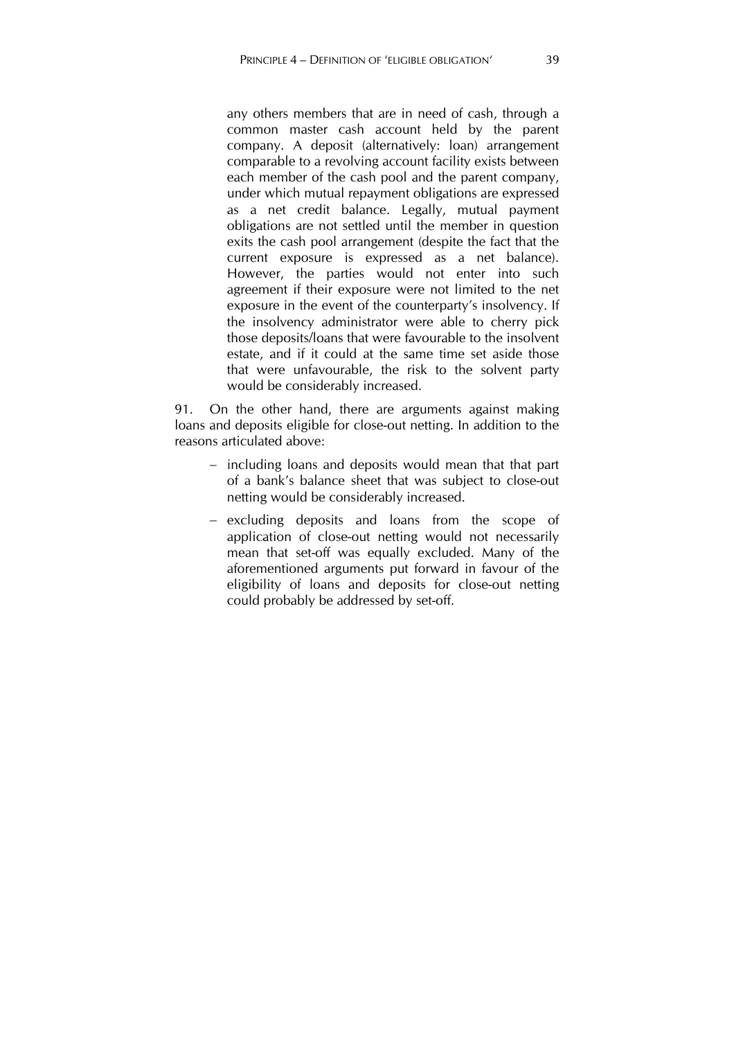any others members that are in need of cash, through a common master cash account held by the parent company. A deposit (alternatively: loan) arrangement comparable to a revolving account facility exists between each member of the cash pool and the parent company, under which mutual repayment obligations are expressed as a net credit balance. Legally, mutual payment obligations are not settled until the member in question exits the cash pool arrangement (despite the fact that the current exposure is expressed as a net balance). However, the parties would not enter into such agreement if their exposure were not limited to the net exposure in the event of the counterparty's insolvency. If the insolvency administrator were able to cherry pick those deposits/loans that were favourable to the insolvent estate, and if it could at the same time set aside those that were unfavourable, the risk to the solvent party would be considerably increased.

91. On the other hand, there are arguments against making loans and deposits eligible for close-out netting. In addition to the reasons articulated above:

- including loans and deposits would mean that that part of a bank's balance sheet that was subject to close-out netting would be considerably increased.
- excluding deposits and loans from the scope of application of close-out netting would not necessarily mean that set-off was equally excluded. Many of the aforementioned arguments put forward in favour of the eligibility of loans and deposits for close-out netting could probably be addressed by set-off.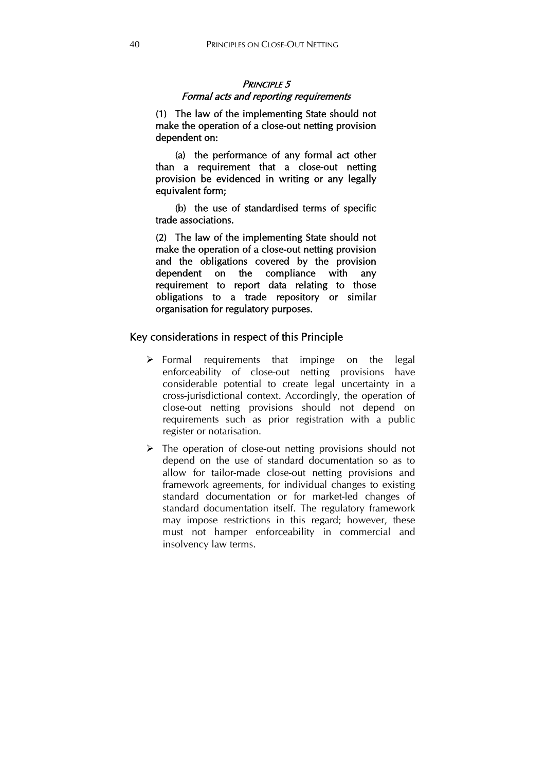### *PRINCIPLE 5*
### *Formal acts and reporting requirements*

**(1) The law of the implementing State should not make the operation of a close-out netting provision dependent on:**

**(a) the performance of any formal act other than a requirement that a close-out netting provision be evidenced in writing or any legally equivalent form;**

**(b) the use of standardised terms of specific trade associations.**

**(2) The law of the implementing State should not make the operation of a close-out netting provision and the obligations covered by the provision dependent on the compliance with any requirement to report data relating to those obligations to a trade repository or similar organisation for regulatory purposes.**

## Key considerations in respect of this Principle

- Formal requirements that impinge on the legal enforceability of close-out netting provisions have considerable potential to create legal uncertainty in a cross-jurisdictional context. Accordingly, the operation of close-out netting provisions should not depend on requirements such as prior registration with a public register or notarisation.
- The operation of close-out netting provisions should not depend on the use of standard documentation so as to allow for tailor-made close-out netting provisions and framework agreements, for individual changes to existing standard documentation or for market-led changes of standard documentation itself. The regulatory framework may impose restrictions in this regard; however, these must not hamper enforceability in commercial and insolvency law terms.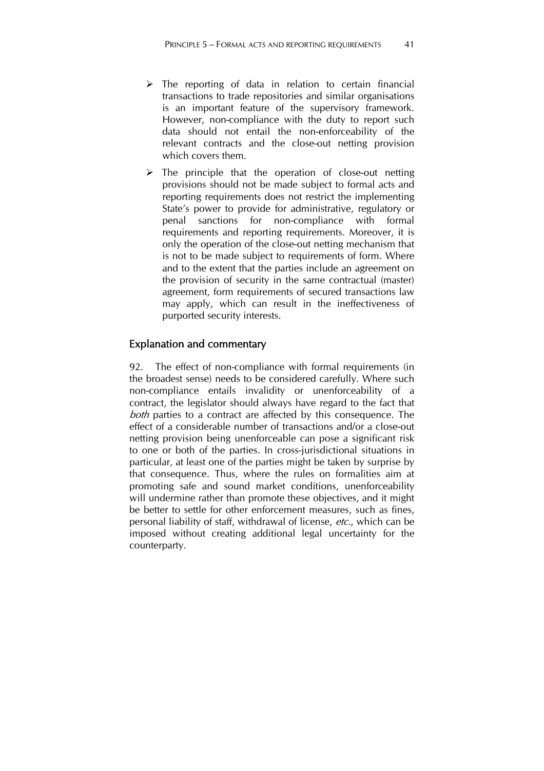- The reporting of data in relation to certain financial transactions to trade repositories and similar organisations is an important feature of the supervisory framework. However, non-compliance with the duty to report such data should not entail the non-enforceability of the relevant contracts and the close-out netting provision which covers them.
- The principle that the operation of close-out netting provisions should not be made subject to formal acts and reporting requirements does not restrict the implementing State's power to provide for administrative, regulatory or penal sanctions for non-compliance with formal requirements and reporting requirements. Moreover, it is only the operation of the close-out netting mechanism that is not to be made subject to requirements of form. Where and to the extent that the parties include an agreement on the provision of security in the same contractual (master) agreement, form requirements of secured transactions law may apply, which can result in the ineffectiveness of purported security interests.

## Explanation and commentary

92. The effect of non-compliance with formal requirements (in the broadest sense) needs to be considered carefully. Where such non-compliance entails invalidity or unenforceability of a contract, the legislator should always have regard to the fact that *both* parties to a contract are affected by this consequence. The effect of a considerable number of transactions and/or a close-out netting provision being unenforceable can pose a significant risk to one or both of the parties. In cross-jurisdictional situations in particular, at least one of the parties might be taken by surprise by that consequence. Thus, where the rules on formalities aim at promoting safe and sound market conditions, unenforceability will undermine rather than promote these objectives, and it might be better to settle for other enforcement measures, such as fines, personal liability of staff, withdrawal of license, *etc.*, which can be imposed without creating additional legal uncertainty for the counterparty.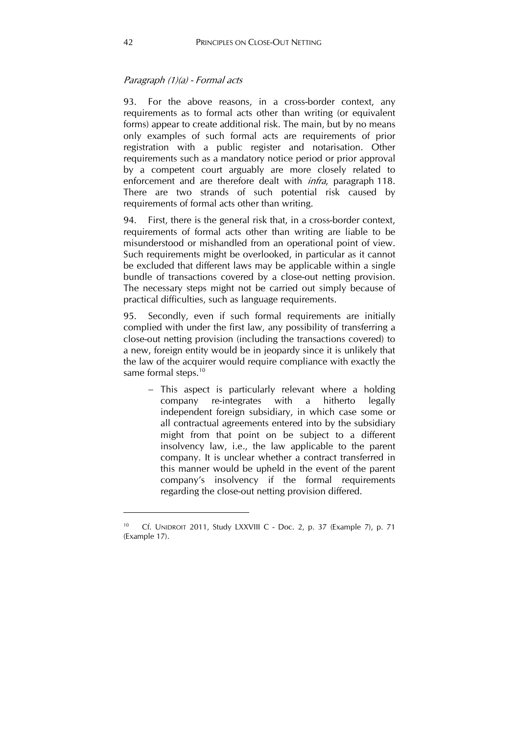*Paragraph (1)(a) - Formal acts*

93. For the above reasons, in a cross-border context, any requirements as to formal acts other than writing (or equivalent forms) appear to create additional risk. The main, but by no means only examples of such formal acts are requirements of prior registration with a public register and notarisation. Other requirements such as a mandatory notice period or prior approval by a competent court arguably are more closely related to enforcement and are therefore dealt with *infra*, paragraph 118. There are two strands of such potential risk caused by requirements of formal acts other than writing.

94. First, there is the general risk that, in a cross-border context, requirements of formal acts other than writing are liable to be misunderstood or mishandled from an operational point of view. Such requirements might be overlooked, in particular as it cannot be excluded that different laws may be applicable within a single bundle of transactions covered by a close-out netting provision. The necessary steps might not be carried out simply because of practical difficulties, such as language requirements.

95. Secondly, even if such formal requirements are initially complied with under the first law, any possibility of transferring a close-out netting provision (including the transactions covered) to a new, foreign entity would be in jeopardy since it is unlikely that the law of the acquirer would require compliance with exactly the same formal steps.[10]

- This aspect is particularly relevant where a holding company re-integrates with a hitherto legally independent foreign subsidiary, in which case some or all contractual agreements entered into by the subsidiary might from that point on be subject to a different insolvency law, i.e., the law applicable to the parent company. It is unclear whether a contract transferred in this manner would be upheld in the event of the parent company's insolvency if the formal requirements regarding the close-out netting provision differed.

---

[10] Cf. UNIDROIT 2011, Study LXXVIII C - Doc. 2, p. 37 (Example 7), p. 71 (Example 17).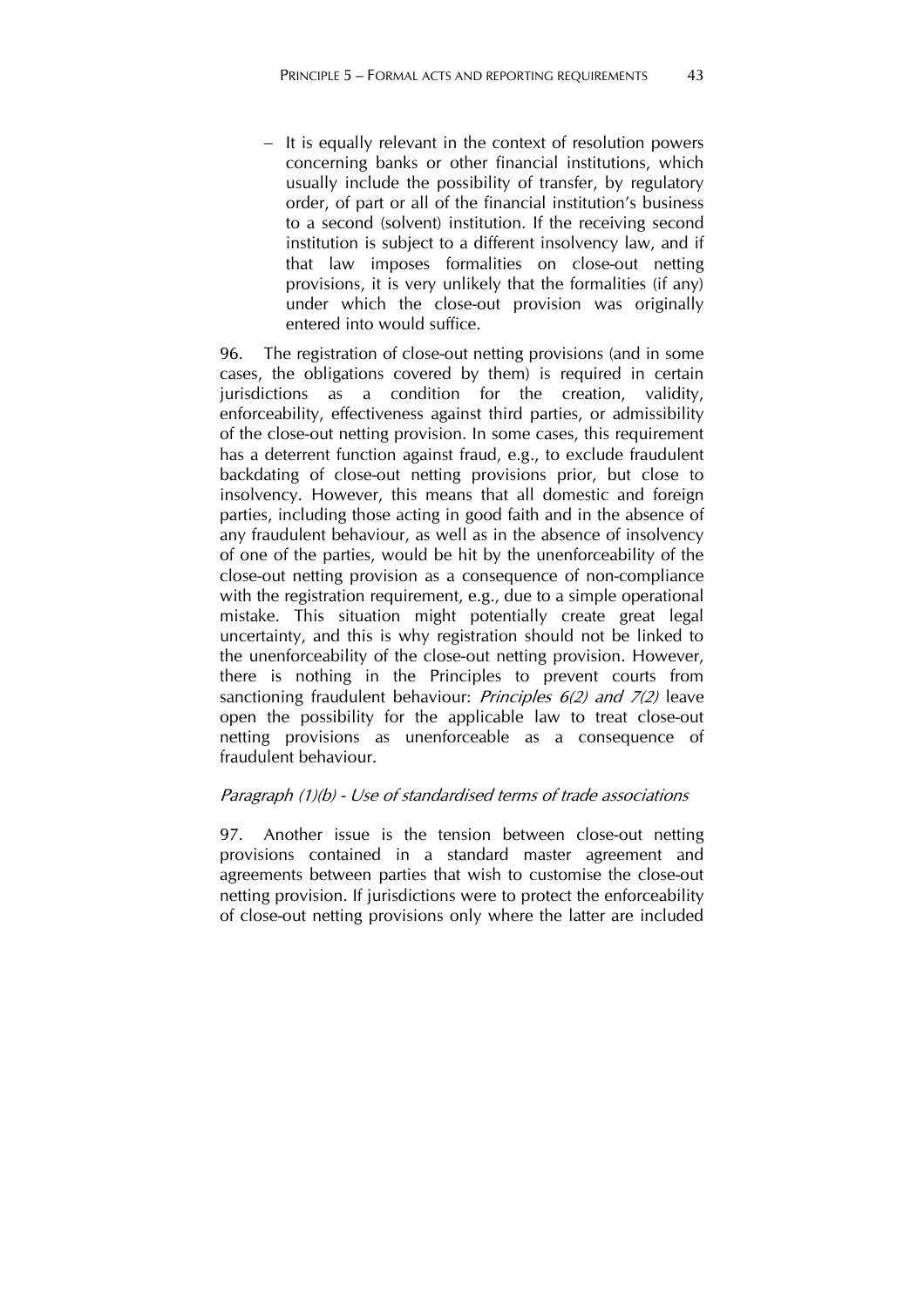– It is equally relevant in the context of resolution powers concerning banks or other financial institutions, which usually include the possibility of transfer, by regulatory order, of part or all of the financial institution's business to a second (solvent) institution. If the receiving second institution is subject to a different insolvency law, and if that law imposes formalities on close-out netting provisions, it is very unlikely that the formalities (if any) under which the close-out provision was originally entered into would suffice.

96. The registration of close-out netting provisions (and in some cases, the obligations covered by them) is required in certain jurisdictions as a condition for the creation, validity, enforceability, effectiveness against third parties, or admissibility of the close-out netting provision. In some cases, this requirement has a deterrent function against fraud, e.g., to exclude fraudulent backdating of close-out netting provisions prior, but close to insolvency. However, this means that all domestic and foreign parties, including those acting in good faith and in the absence of any fraudulent behaviour, as well as in the absence of insolvency of one of the parties, would be hit by the unenforceability of the close-out netting provision as a consequence of non-compliance with the registration requirement, e.g., due to a simple operational mistake. This situation might potentially create great legal uncertainty, and this is why registration should not be linked to the unenforceability of the close-out netting provision. However, there is nothing in the Principles to prevent courts from sanctioning fraudulent behaviour: *Principles 6(2) and 7(2)* leave open the possibility for the applicable law to treat close-out netting provisions as unenforceable as a consequence of fraudulent behaviour.

*Paragraph (1)(b) - Use of standardised terms of trade associations*

97. Another issue is the tension between close-out netting provisions contained in a standard master agreement and agreements between parties that wish to customise the close-out netting provision. If jurisdictions were to protect the enforceability of close-out netting provisions only where the latter are included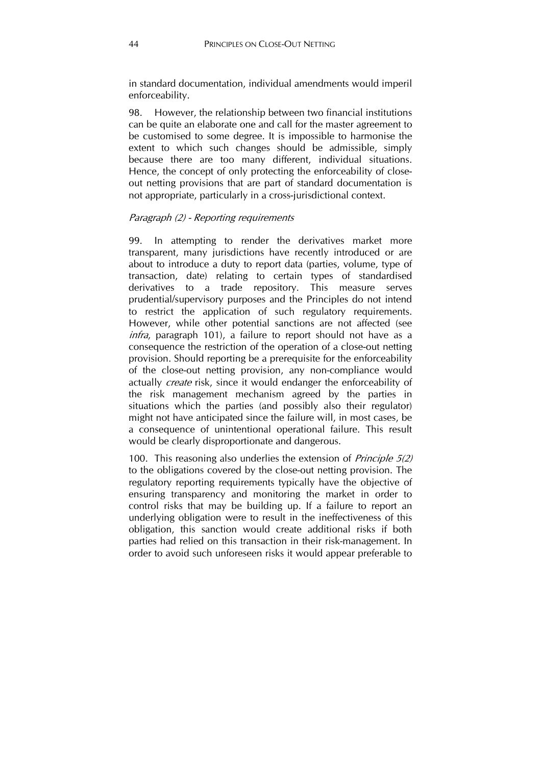in standard documentation, individual amendments would imperil enforceability.

98. However, the relationship between two financial institutions can be quite an elaborate one and call for the master agreement to be customised to some degree. It is impossible to harmonise the extent to which such changes should be admissible, simply because there are too many different, individual situations. Hence, the concept of only protecting the enforceability of close-out netting provisions that are part of standard documentation is not appropriate, particularly in a cross-jurisdictional context.

*Paragraph (2) - Reporting requirements*

99. In attempting to render the derivatives market more transparent, many jurisdictions have recently introduced or are about to introduce a duty to report data (parties, volume, type of transaction, date) relating to certain types of standardised derivatives to a trade repository. This measure serves prudential/supervisory purposes and the Principles do not intend to restrict the application of such regulatory requirements. However, while other potential sanctions are not affected (see *infra*, paragraph 101), a failure to report should not have as a consequence the restriction of the operation of a close-out netting provision. Should reporting be a prerequisite for the enforceability of the close-out netting provision, any non-compliance would actually *create* risk, since it would endanger the enforceability of the risk management mechanism agreed by the parties in situations which the parties (and possibly also their regulator) might not have anticipated since the failure will, in most cases, be a consequence of unintentional operational failure. This result would be clearly disproportionate and dangerous.

100. This reasoning also underlies the extension of *Principle 5(2)* to the obligations covered by the close-out netting provision. The regulatory reporting requirements typically have the objective of ensuring transparency and monitoring the market in order to control risks that may be building up. If a failure to report an underlying obligation were to result in the ineffectiveness of this obligation, this sanction would create additional risks if both parties had relied on this transaction in their risk-management. In order to avoid such unforeseen risks it would appear preferable to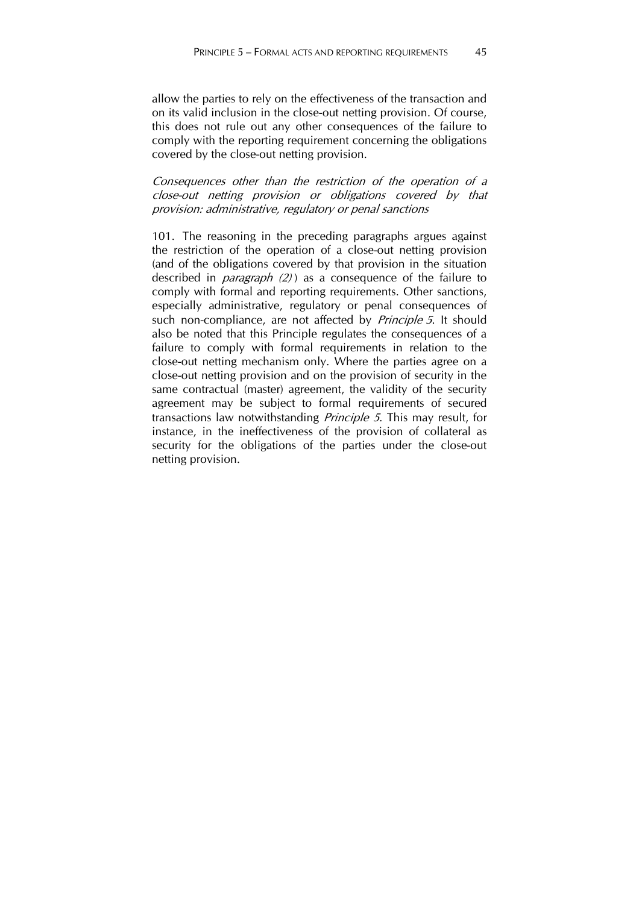allow the parties to rely on the effectiveness of the transaction and on its valid inclusion in the close-out netting provision. Of course, this does not rule out any other consequences of the failure to comply with the reporting requirement concerning the obligations covered by the close-out netting provision.

*Consequences other than the restriction of the operation of a close-out netting provision or obligations covered by that provision: administrative, regulatory or penal sanctions*

101. The reasoning in the preceding paragraphs argues against the restriction of the operation of a close-out netting provision (and of the obligations covered by that provision in the situation described in *paragraph (2)*) as a consequence of the failure to comply with formal and reporting requirements. Other sanctions, especially administrative, regulatory or penal consequences of such non-compliance, are not affected by *Principle 5*. It should also be noted that this Principle regulates the consequences of a failure to comply with formal requirements in relation to the close-out netting mechanism only. Where the parties agree on a close-out netting provision and on the provision of security in the same contractual (master) agreement, the validity of the security agreement may be subject to formal requirements of secured transactions law notwithstanding *Principle 5*. This may result, for instance, in the ineffectiveness of the provision of collateral as security for the obligations of the parties under the close-out netting provision.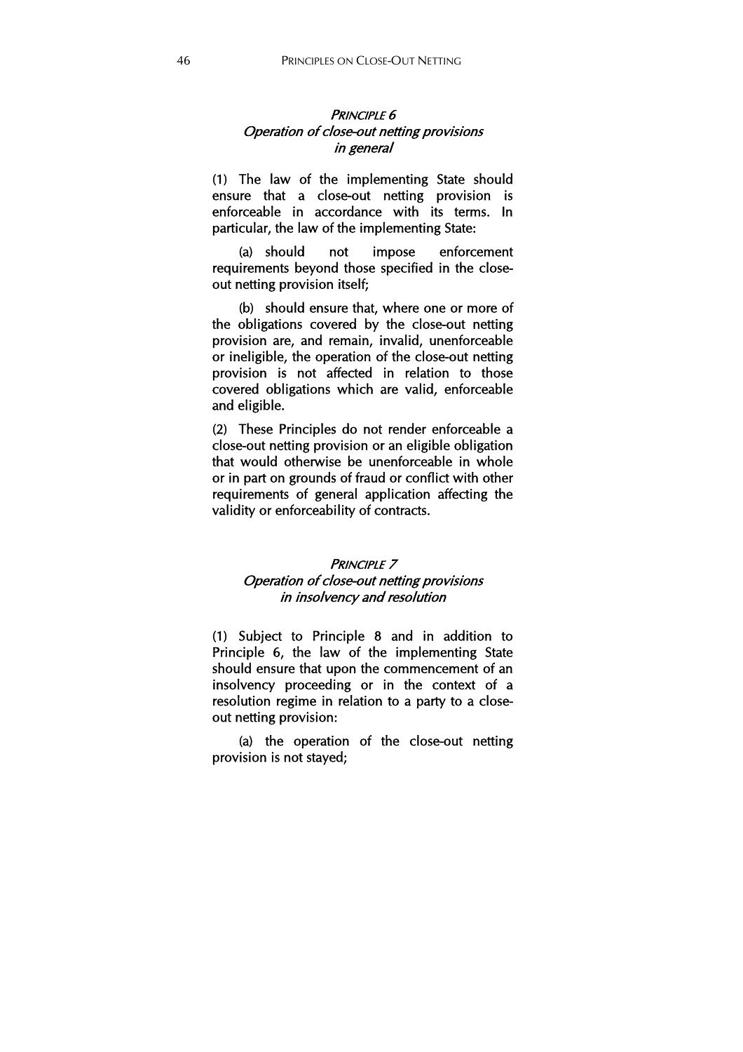## *PRINCIPLE 6*
## *Operation of close-out netting provisions in general*

(1) The law of the implementing State should ensure that a close-out netting provision is enforceable in accordance with its terms. In particular, the law of the implementing State:

(a) should not impose enforcement requirements beyond those specified in the close-out netting provision itself;

(b) should ensure that, where one or more of the obligations covered by the close-out netting provision are, and remain, invalid, unenforceable or ineligible, the operation of the close-out netting provision is not affected in relation to those covered obligations which are valid, enforceable and eligible.

(2) These Principles do not render enforceable a close-out netting provision or an eligible obligation that would otherwise be unenforceable in whole or in part on grounds of fraud or conflict with other requirements of general application affecting the validity or enforceability of contracts.

## *PRINCIPLE 7*
## *Operation of close-out netting provisions in insolvency and resolution*

(1) Subject to Principle 8 and in addition to Principle 6, the law of the implementing State should ensure that upon the commencement of an insolvency proceeding or in the context of a resolution regime in relation to a party to a close-out netting provision:

(a) the operation of the close-out netting provision is not stayed;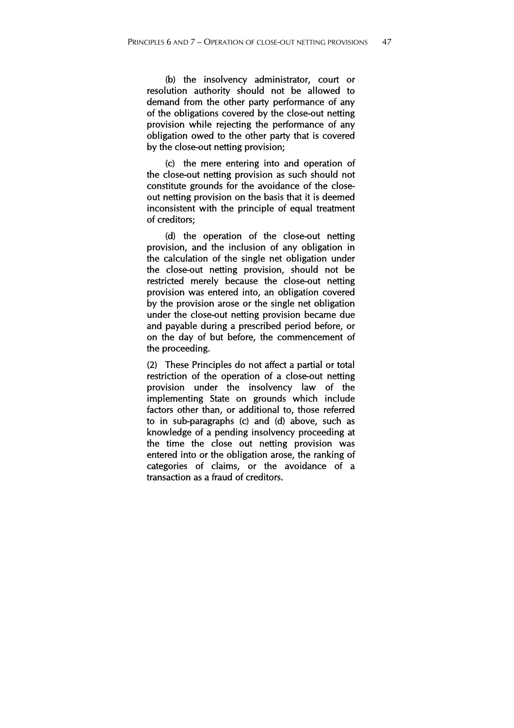(b) the insolvency administrator, court or resolution authority should not be allowed to demand from the other party performance of any of the obligations covered by the close-out netting provision while rejecting the performance of any obligation owed to the other party that is covered by the close-out netting provision;

(c) the mere entering into and operation of the close-out netting provision as such should not constitute grounds for the avoidance of the close-out netting provision on the basis that it is deemed inconsistent with the principle of equal treatment of creditors;

(d) the operation of the close-out netting provision, and the inclusion of any obligation in the calculation of the single net obligation under the close-out netting provision, should not be restricted merely because the close-out netting provision was entered into, an obligation covered by the provision arose or the single net obligation under the close-out netting provision became due and payable during a prescribed period before, or on the day of but before, the commencement of the proceeding.

(2) These Principles do not affect a partial or total restriction of the operation of a close-out netting provision under the insolvency law of the implementing State on grounds which include factors other than, or additional to, those referred to in sub-paragraphs (c) and (d) above, such as knowledge of a pending insolvency proceeding at the time the close out netting provision was entered into or the obligation arose, the ranking of categories of claims, or the avoidance of a transaction as a fraud of creditors.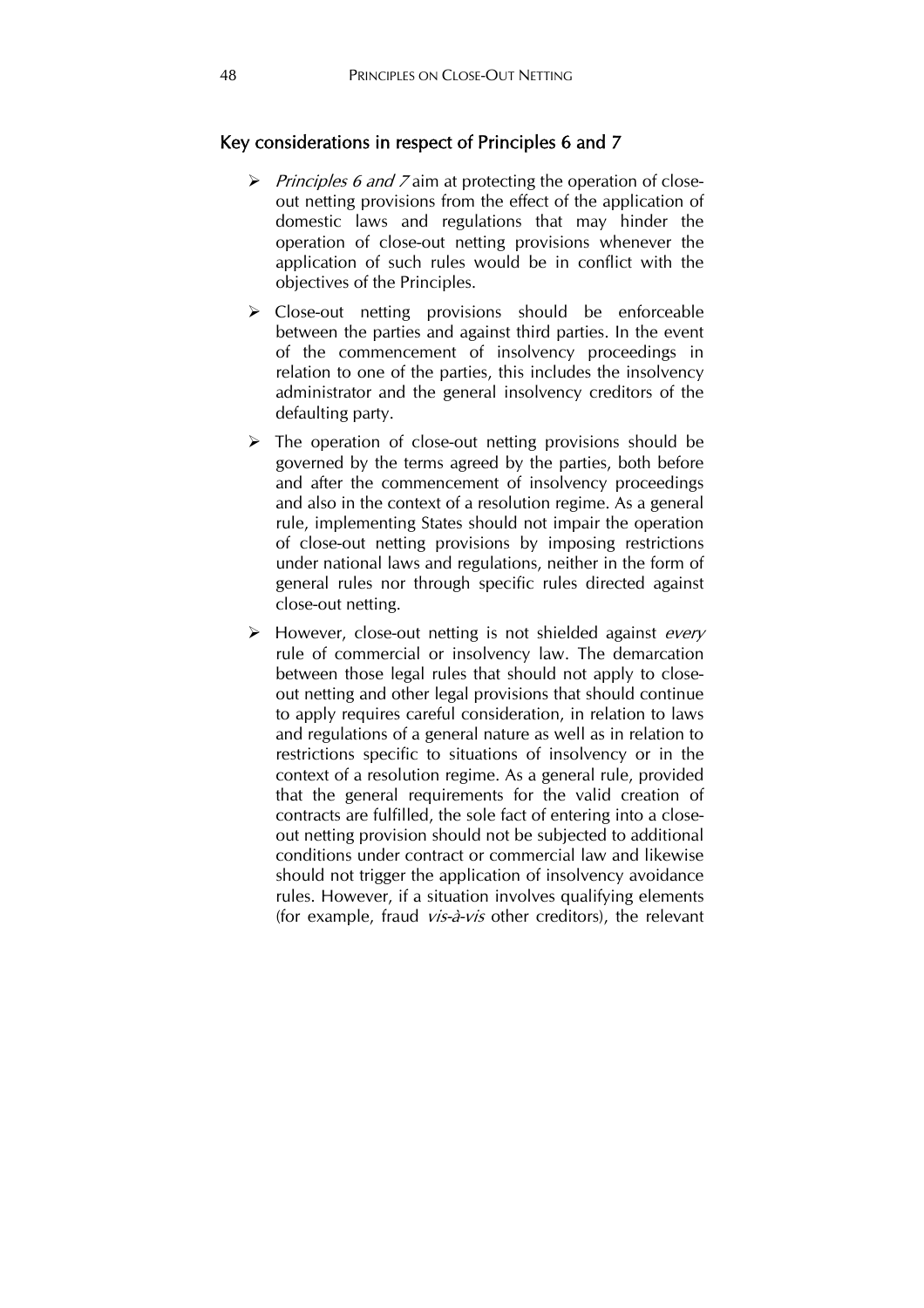## Key considerations in respect of Principles 6 and 7

- *Principles 6 and 7* aim at protecting the operation of close-out netting provisions from the effect of the application of domestic laws and regulations that may hinder the operation of close-out netting provisions whenever the application of such rules would be in conflict with the objectives of the Principles.
- Close-out netting provisions should be enforceable between the parties and against third parties. In the event of the commencement of insolvency proceedings in relation to one of the parties, this includes the insolvency administrator and the general insolvency creditors of the defaulting party.
- The operation of close-out netting provisions should be governed by the terms agreed by the parties, both before and after the commencement of insolvency proceedings and also in the context of a resolution regime. As a general rule, implementing States should not impair the operation of close-out netting provisions by imposing restrictions under national laws and regulations, neither in the form of general rules nor through specific rules directed against close-out netting.
- However, close-out netting is not shielded against *every* rule of commercial or insolvency law. The demarcation between those legal rules that should not apply to close-out netting and other legal provisions that should continue to apply requires careful consideration, in relation to laws and regulations of a general nature as well as in relation to restrictions specific to situations of insolvency or in the context of a resolution regime. As a general rule, provided that the general requirements for the valid creation of contracts are fulfilled, the sole fact of entering into a close-out netting provision should not be subjected to additional conditions under contract or commercial law and likewise should not trigger the application of insolvency avoidance rules. However, if a situation involves qualifying elements (for example, fraud *vis-à-vis* other creditors), the relevant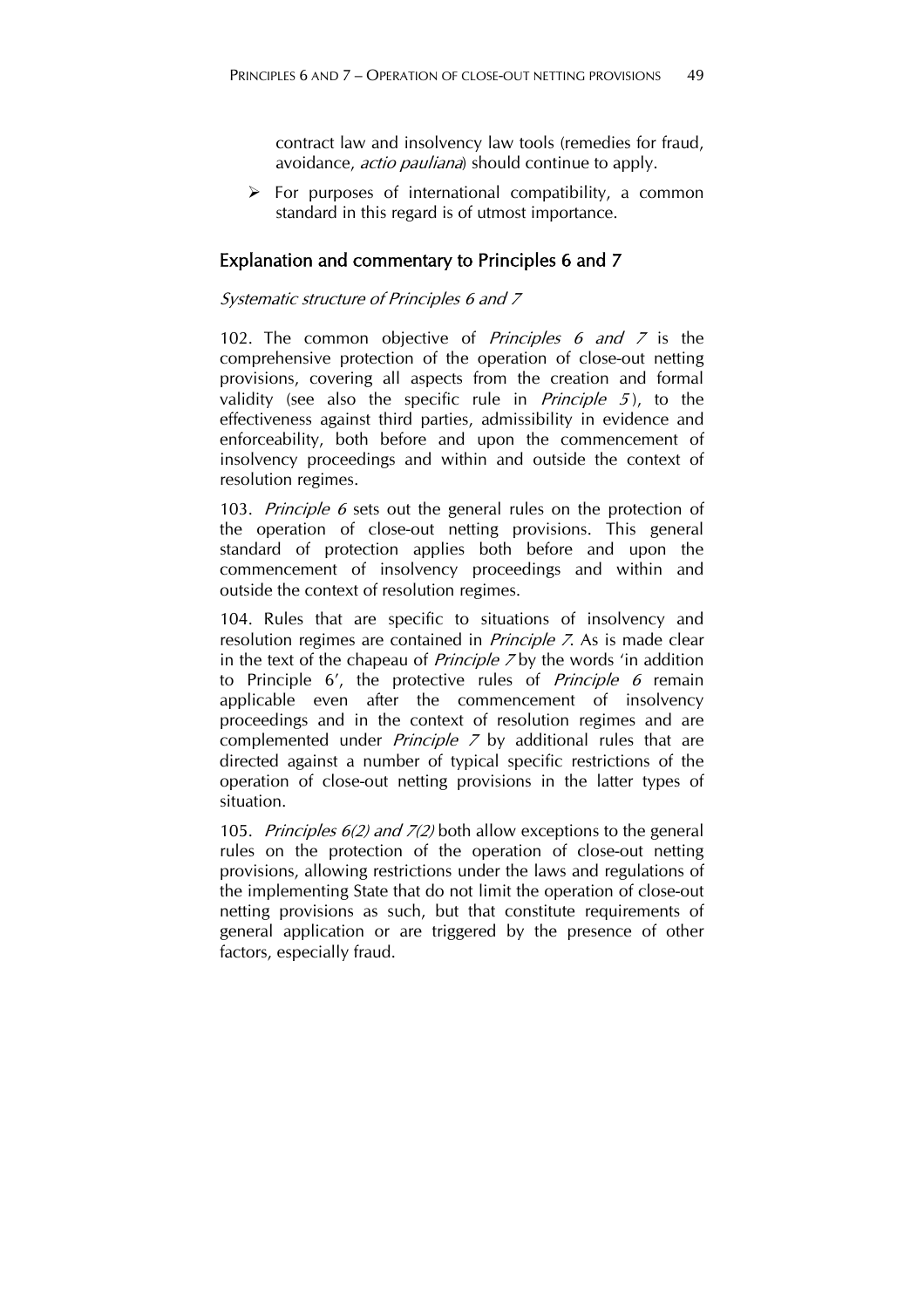contract law and insolvency law tools (remedies for fraud, avoidance, *actio pauliana*) should continue to apply.

- For purposes of international compatibility, a common standard in this regard is of utmost importance.

## Explanation and commentary to Principles 6 and 7

*Systematic structure of Principles 6 and 7*

102. The common objective of *Principles 6 and 7* is the comprehensive protection of the operation of close-out netting provisions, covering all aspects from the creation and formal validity (see also the specific rule in *Principle 5*), to the effectiveness against third parties, admissibility in evidence and enforceability, both before and upon the commencement of insolvency proceedings and within and outside the context of resolution regimes.

103. *Principle 6* sets out the general rules on the protection of the operation of close-out netting provisions. This general standard of protection applies both before and upon the commencement of insolvency proceedings and within and outside the context of resolution regimes.

104. Rules that are specific to situations of insolvency and resolution regimes are contained in *Principle 7*. As is made clear in the text of the chapeau of *Principle 7* by the words 'in addition to Principle 6', the protective rules of *Principle 6* remain applicable even after the commencement of insolvency proceedings and in the context of resolution regimes and are complemented under *Principle 7* by additional rules that are directed against a number of typical specific restrictions of the operation of close-out netting provisions in the latter types of situation.

105. *Principles 6(2) and 7(2)* both allow exceptions to the general rules on the protection of the operation of close-out netting provisions, allowing restrictions under the laws and regulations of the implementing State that do not limit the operation of close-out netting provisions as such, but that constitute requirements of general application or are triggered by the presence of other factors, especially fraud.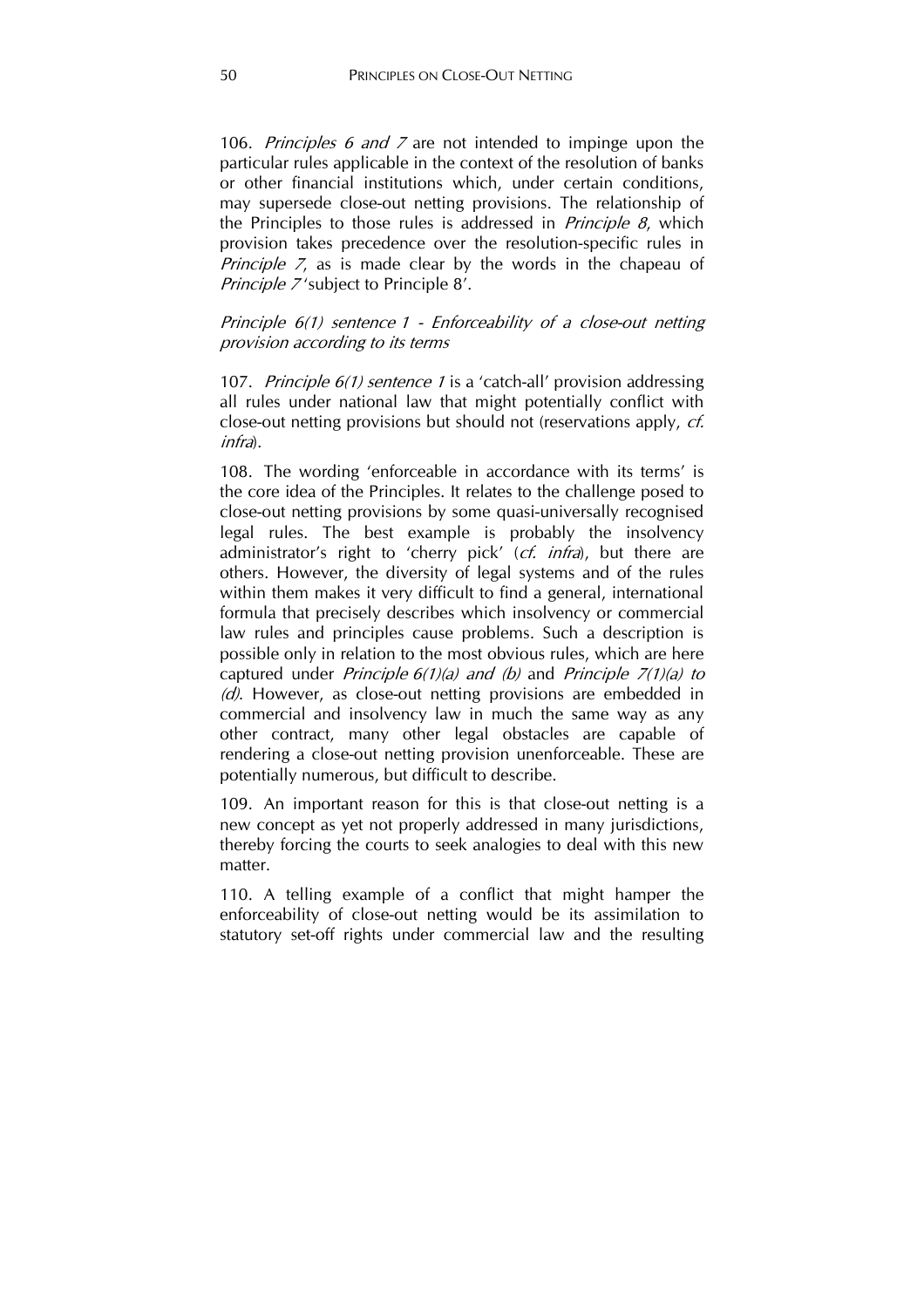106. *Principles 6 and 7* are not intended to impinge upon the particular rules applicable in the context of the resolution of banks or other financial institutions which, under certain conditions, may supersede close-out netting provisions. The relationship of the Principles to those rules is addressed in *Principle 8*, which provision takes precedence over the resolution-specific rules in *Principle 7*, as is made clear by the words in the chapeau of *Principle 7* 'subject to Principle 8'.

*Principle 6(1) sentence 1 - Enforceability of a close-out netting provision according to its terms*

107. *Principle 6(1) sentence 1* is a 'catch-all' provision addressing all rules under national law that might potentially conflict with close-out netting provisions but should not (reservations apply, *cf. infra*).

108. The wording 'enforceable in accordance with its terms' is the core idea of the Principles. It relates to the challenge posed to close-out netting provisions by some quasi-universally recognised legal rules. The best example is probably the insolvency administrator's right to 'cherry pick' (*cf. infra*), but there are others. However, the diversity of legal systems and of the rules within them makes it very difficult to find a general, international formula that precisely describes which insolvency or commercial law rules and principles cause problems. Such a description is possible only in relation to the most obvious rules, which are here captured under *Principle 6(1)(a) and (b)* and *Principle 7(1)(a) to (d)*. However, as close-out netting provisions are embedded in commercial and insolvency law in much the same way as any other contract, many other legal obstacles are capable of rendering a close-out netting provision unenforceable. These are potentially numerous, but difficult to describe.

109. An important reason for this is that close-out netting is a new concept as yet not properly addressed in many jurisdictions, thereby forcing the courts to seek analogies to deal with this new matter.

110. A telling example of a conflict that might hamper the enforceability of close-out netting would be its assimilation to statutory set-off rights under commercial law and the resulting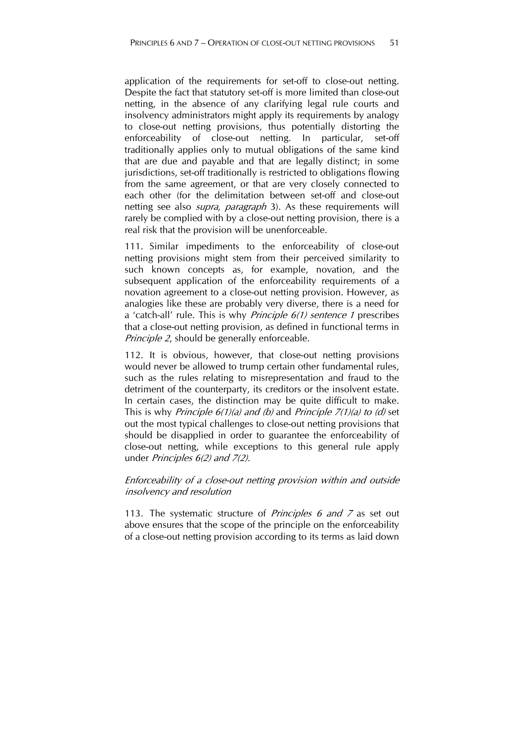application of the requirements for set-off to close-out netting. Despite the fact that statutory set-off is more limited than close-out netting, in the absence of any clarifying legal rule courts and insolvency administrators might apply its requirements by analogy to close-out netting provisions, thus potentially distorting the enforceability of close-out netting. In particular, set-off traditionally applies only to mutual obligations of the same kind that are due and payable and that are legally distinct; in some jurisdictions, set-off traditionally is restricted to obligations flowing from the same agreement, or that are very closely connected to each other (for the delimitation between set-off and close-out netting see also *supra*, *paragraph* 3). As these requirements will rarely be complied with by a close-out netting provision, there is a real risk that the provision will be unenforceable.

111. Similar impediments to the enforceability of close-out netting provisions might stem from their perceived similarity to such known concepts as, for example, novation, and the subsequent application of the enforceability requirements of a novation agreement to a close-out netting provision. However, as analogies like these are probably very diverse, there is a need for a 'catch-all' rule. This is why *Principle 6(1) sentence 1* prescribes that a close-out netting provision, as defined in functional terms in *Principle 2*, should be generally enforceable.

112. It is obvious, however, that close-out netting provisions would never be allowed to trump certain other fundamental rules, such as the rules relating to misrepresentation and fraud to the detriment of the counterparty, its creditors or the insolvent estate. In certain cases, the distinction may be quite difficult to make. This is why *Principle 6(1)(a) and (b)* and *Principle 7(1)(a) to (d)* set out the most typical challenges to close-out netting provisions that should be disapplied in order to guarantee the enforceability of close-out netting, while exceptions to this general rule apply under *Principles 6(2) and 7(2)*.

### *Enforceability of a close-out netting provision within and outside insolvency and resolution*

113. The systematic structure of *Principles 6 and 7* as set out above ensures that the scope of the principle on the enforceability of a close-out netting provision according to its terms as laid down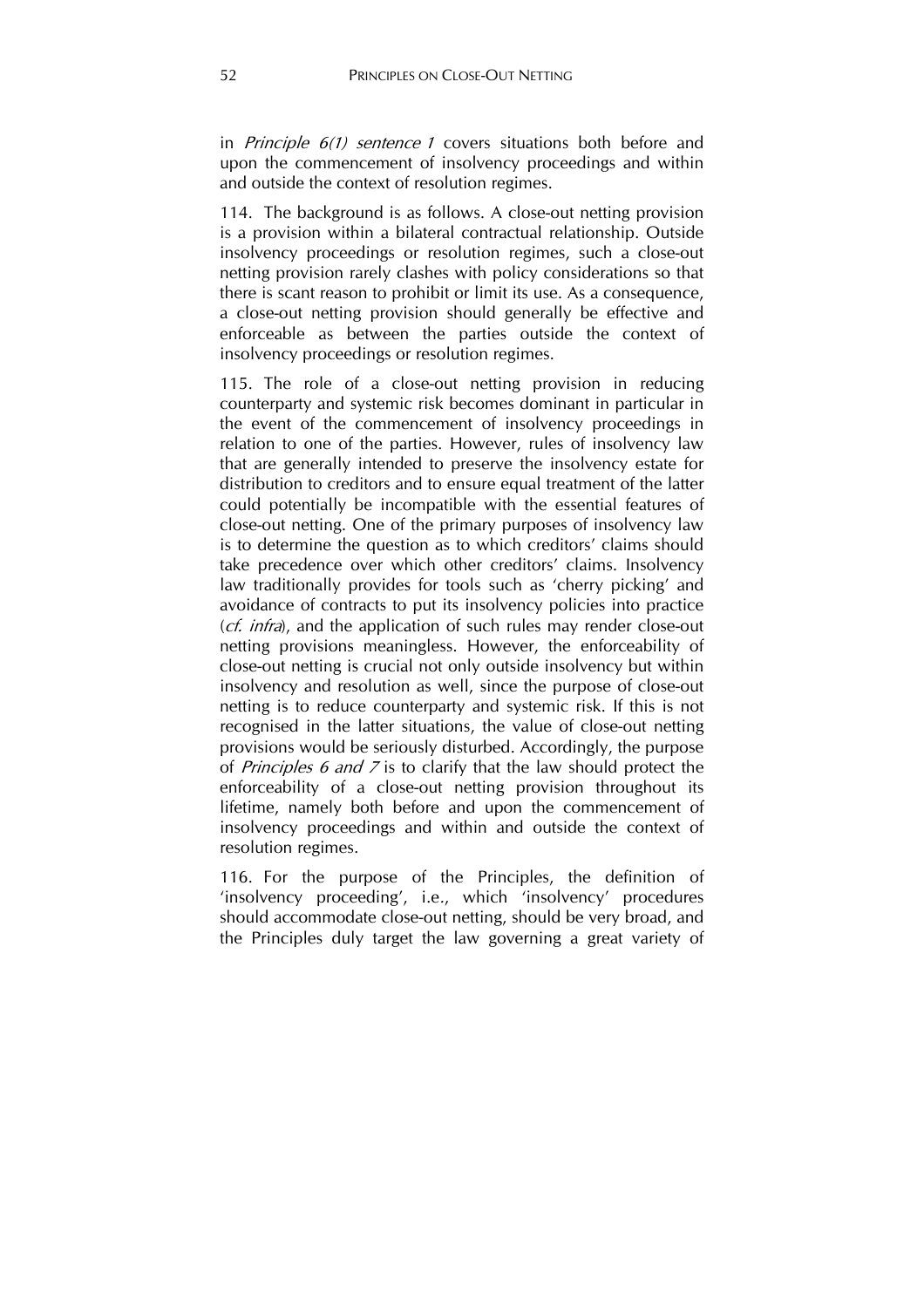in *Principle 6(1) sentence 1* covers situations both before and upon the commencement of insolvency proceedings and within and outside the context of resolution regimes.

114. The background is as follows. A close-out netting provision is a provision within a bilateral contractual relationship. Outside insolvency proceedings or resolution regimes, such a close-out netting provision rarely clashes with policy considerations so that there is scant reason to prohibit or limit its use. As a consequence, a close-out netting provision should generally be effective and enforceable as between the parties outside the context of insolvency proceedings or resolution regimes.

115. The role of a close-out netting provision in reducing counterparty and systemic risk becomes dominant in particular in the event of the commencement of insolvency proceedings in relation to one of the parties. However, rules of insolvency law that are generally intended to preserve the insolvency estate for distribution to creditors and to ensure equal treatment of the latter could potentially be incompatible with the essential features of close-out netting. One of the primary purposes of insolvency law is to determine the question as to which creditors' claims should take precedence over which other creditors' claims. Insolvency law traditionally provides for tools such as 'cherry picking' and avoidance of contracts to put its insolvency policies into practice (*cf. infra*), and the application of such rules may render close-out netting provisions meaningless. However, the enforceability of close-out netting is crucial not only outside insolvency but within insolvency and resolution as well, since the purpose of close-out netting is to reduce counterparty and systemic risk. If this is not recognised in the latter situations, the value of close-out netting provisions would be seriously disturbed. Accordingly, the purpose of *Principles 6 and 7* is to clarify that the law should protect the enforceability of a close-out netting provision throughout its lifetime, namely both before and upon the commencement of insolvency proceedings and within and outside the context of resolution regimes.

116. For the purpose of the Principles, the definition of 'insolvency proceeding', i.e., which 'insolvency' procedures should accommodate close-out netting, should be very broad, and the Principles duly target the law governing a great variety of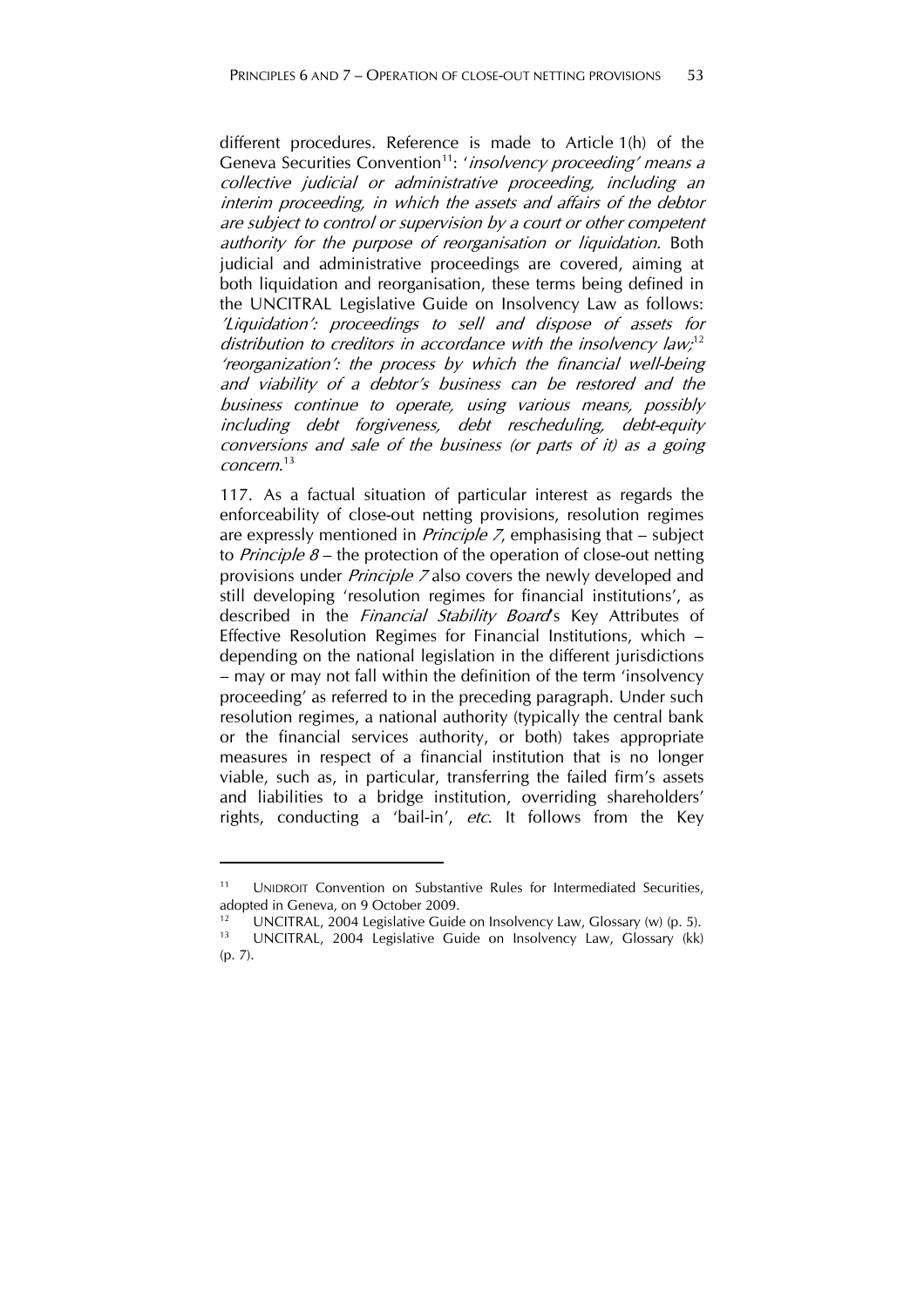different procedures. Reference is made to Article 1(h) of the Geneva Securities Convention[11]: '*insolvency proceeding' means a collective judicial or administrative proceeding, including an interim proceeding, in which the assets and affairs of the debtor are subject to control or supervision by a court or other competent authority for the purpose of reorganisation or liquidation.* Both judicial and administrative proceedings are covered, aiming at both liquidation and reorganisation, these terms being defined in the UNCITRAL Legislative Guide on Insolvency Law as follows: *'Liquidation': proceedings to sell and dispose of assets for distribution to creditors in accordance with the insolvency law;*[12] *'reorganization': the process by which the financial well-being and viability of a debtor's business can be restored and the business continue to operate, using various means, possibly including debt forgiveness, debt rescheduling, debt-equity conversions and sale of the business (or parts of it) as a going concern.*[13]

117. As a factual situation of particular interest as regards the enforceability of close-out netting provisions, resolution regimes are expressly mentioned in *Principle 7*, emphasising that – subject to *Principle 8* – the protection of the operation of close-out netting provisions under *Principle 7* also covers the newly developed and still developing 'resolution regimes for financial institutions', as described in the *Financial Stability Board*'s Key Attributes of Effective Resolution Regimes for Financial Institutions, which – depending on the national legislation in the different jurisdictions – may or may not fall within the definition of the term 'insolvency proceeding' as referred to in the preceding paragraph. Under such resolution regimes, a national authority (typically the central bank or the financial services authority, or both) takes appropriate measures in respect of a financial institution that is no longer viable, such as, in particular, transferring the failed firm's assets and liabilities to a bridge institution, overriding shareholders' rights, conducting a 'bail-in', *etc*. It follows from the Key

---

[11] UNIDROIT Convention on Substantive Rules for Intermediated Securities, adopted in Geneva, on 9 October 2009.

[12] UNCITRAL, 2004 Legislative Guide on Insolvency Law, Glossary (w) (p. 5).

[13] UNCITRAL, 2004 Legislative Guide on Insolvency Law, Glossary (kk) (p. 7).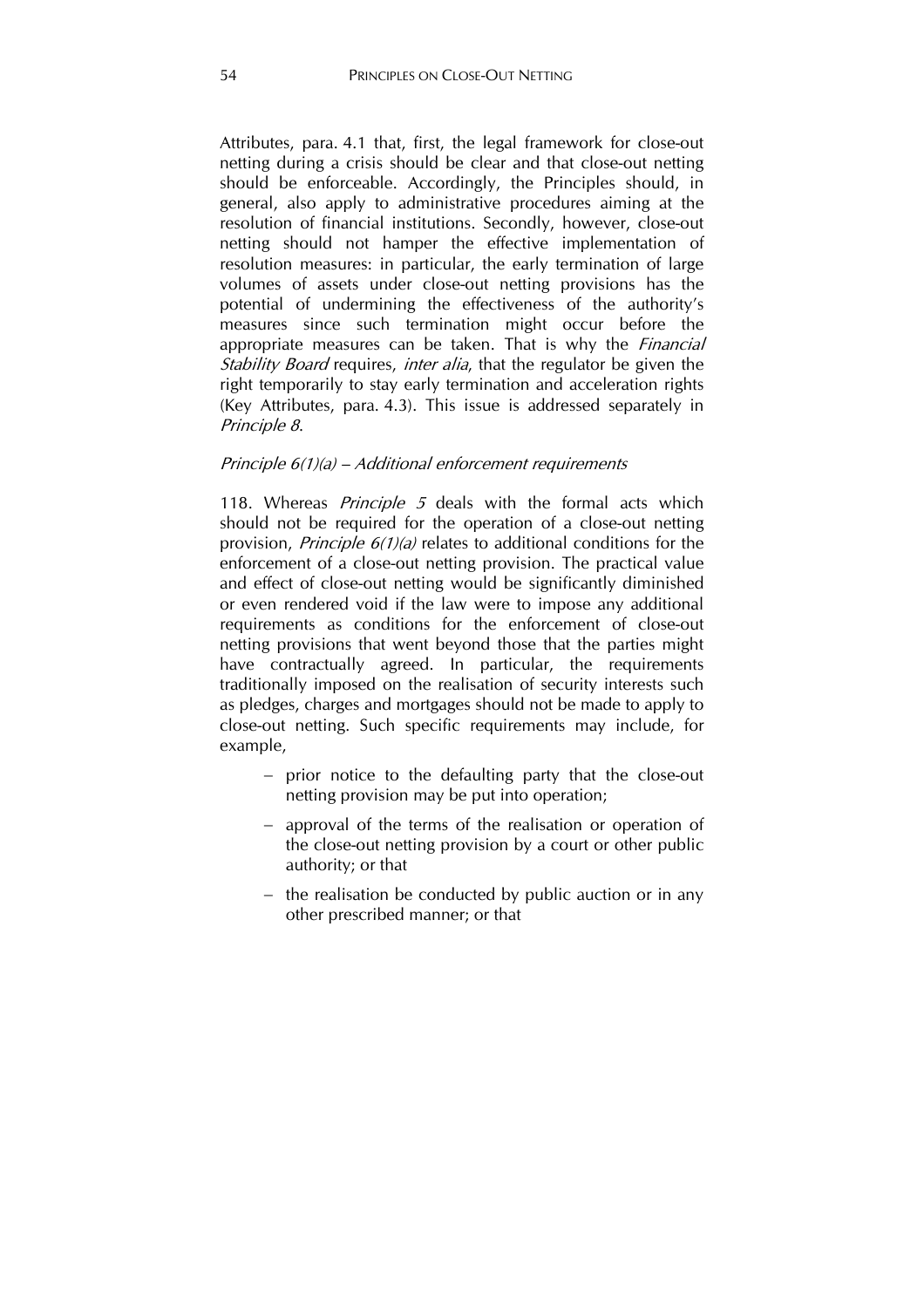Attributes, para. 4.1 that, first, the legal framework for close-out netting during a crisis should be clear and that close-out netting should be enforceable. Accordingly, the Principles should, in general, also apply to administrative procedures aiming at the resolution of financial institutions. Secondly, however, close-out netting should not hamper the effective implementation of resolution measures: in particular, the early termination of large volumes of assets under close-out netting provisions has the potential of undermining the effectiveness of the authority's measures since such termination might occur before the appropriate measures can be taken. That is why the *Financial Stability Board* requires, *inter alia*, that the regulator be given the right temporarily to stay early termination and acceleration rights (Key Attributes, para. 4.3). This issue is addressed separately in *Principle 8*.

*Principle 6(1)(a) – Additional enforcement requirements*

118. Whereas *Principle 5* deals with the formal acts which should not be required for the operation of a close-out netting provision, *Principle 6(1)(a)* relates to additional conditions for the enforcement of a close-out netting provision. The practical value and effect of close-out netting would be significantly diminished or even rendered void if the law were to impose any additional requirements as conditions for the enforcement of close-out netting provisions that went beyond those that the parties might have contractually agreed. In particular, the requirements traditionally imposed on the realisation of security interests such as pledges, charges and mortgages should not be made to apply to close-out netting. Such specific requirements may include, for example,

- prior notice to the defaulting party that the close-out netting provision may be put into operation;
- approval of the terms of the realisation or operation of the close-out netting provision by a court or other public authority; or that
- the realisation be conducted by public auction or in any other prescribed manner; or that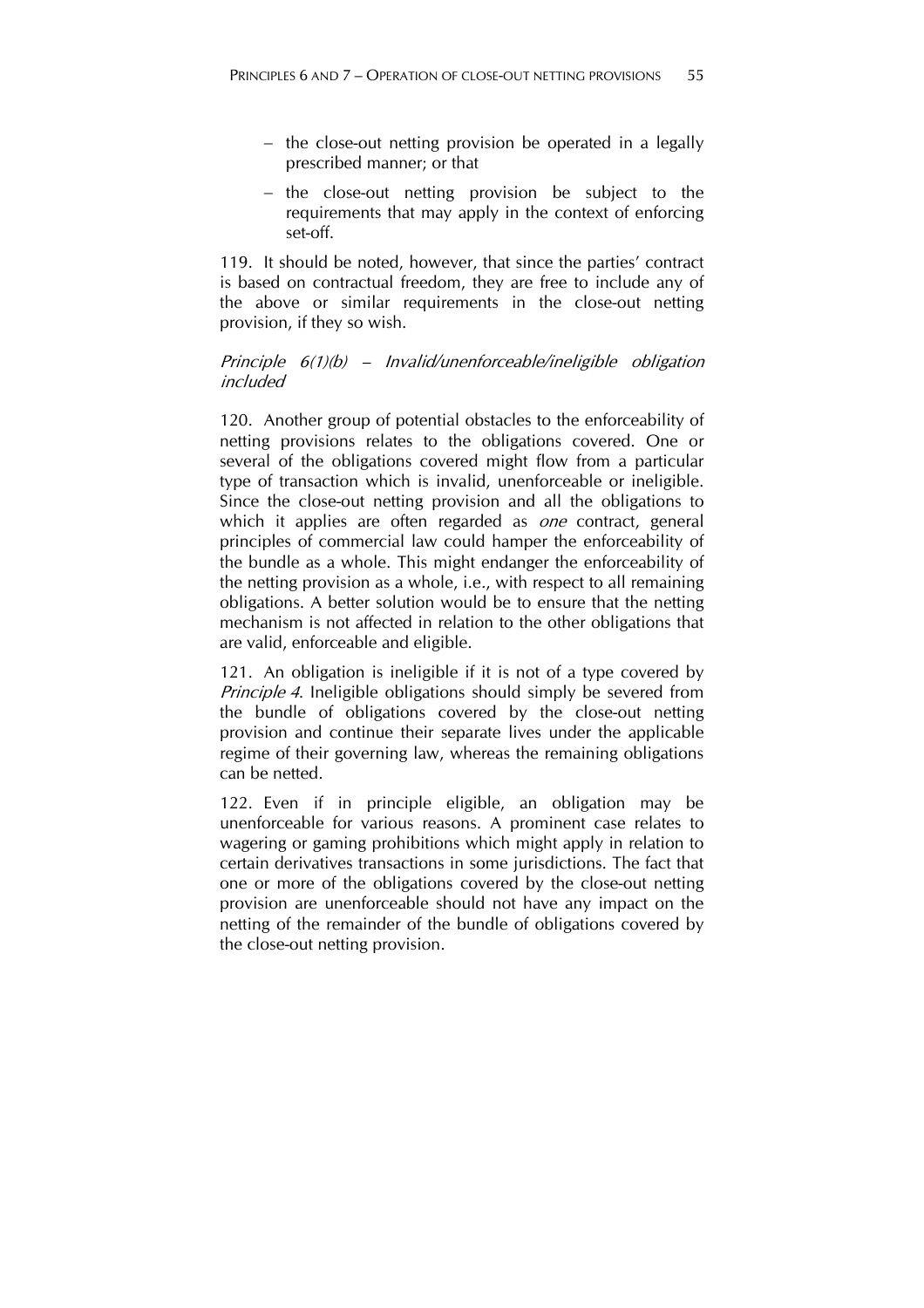- the close-out netting provision be operated in a legally prescribed manner; or that
- the close-out netting provision be subject to the requirements that may apply in the context of enforcing set-off.

119. It should be noted, however, that since the parties' contract is based on contractual freedom, they are free to include any of the above or similar requirements in the close-out netting provision, if they so wish.

### *Principle 6(1)(b) – Invalid/unenforceable/ineligible obligation included*

120. Another group of potential obstacles to the enforceability of netting provisions relates to the obligations covered. One or several of the obligations covered might flow from a particular type of transaction which is invalid, unenforceable or ineligible. Since the close-out netting provision and all the obligations to which it applies are often regarded as *one* contract, general principles of commercial law could hamper the enforceability of the bundle as a whole. This might endanger the enforceability of the netting provision as a whole, i.e., with respect to all remaining obligations. A better solution would be to ensure that the netting mechanism is not affected in relation to the other obligations that are valid, enforceable and eligible.

121. An obligation is ineligible if it is not of a type covered by *Principle 4*. Ineligible obligations should simply be severed from the bundle of obligations covered by the close-out netting provision and continue their separate lives under the applicable regime of their governing law, whereas the remaining obligations can be netted.

122. Even if in principle eligible, an obligation may be unenforceable for various reasons. A prominent case relates to wagering or gaming prohibitions which might apply in relation to certain derivatives transactions in some jurisdictions. The fact that one or more of the obligations covered by the close-out netting provision are unenforceable should not have any impact on the netting of the remainder of the bundle of obligations covered by the close-out netting provision.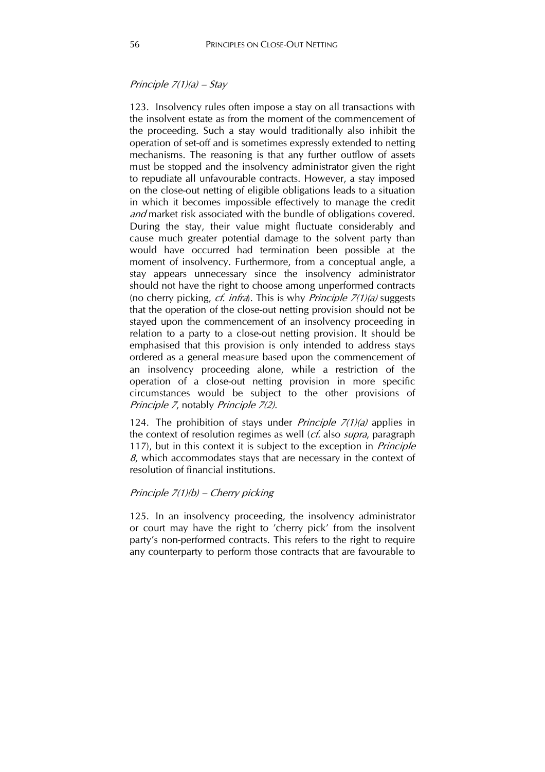*Principle 7(1)(a) – Stay*

123. Insolvency rules often impose a stay on all transactions with the insolvent estate as from the moment of the commencement of the proceeding. Such a stay would traditionally also inhibit the operation of set-off and is sometimes expressly extended to netting mechanisms. The reasoning is that any further outflow of assets must be stopped and the insolvency administrator given the right to repudiate all unfavourable contracts. However, a stay imposed on the close-out netting of eligible obligations leads to a situation in which it becomes impossible effectively to manage the credit *and* market risk associated with the bundle of obligations covered. During the stay, their value might fluctuate considerably and cause much greater potential damage to the solvent party than would have occurred had termination been possible at the moment of insolvency. Furthermore, from a conceptual angle, a stay appears unnecessary since the insolvency administrator should not have the right to choose among unperformed contracts (no cherry picking, *cf. infra*). This is why *Principle 7(1)(a)* suggests that the operation of the close-out netting provision should not be stayed upon the commencement of an insolvency proceeding in relation to a party to a close-out netting provision. It should be emphasised that this provision is only intended to address stays ordered as a general measure based upon the commencement of an insolvency proceeding alone, while a restriction of the operation of a close-out netting provision in more specific circumstances would be subject to the other provisions of *Principle 7*, notably *Principle 7(2)*.

124. The prohibition of stays under *Principle 7(1)(a)* applies in the context of resolution regimes as well (*cf.* also *supra*, paragraph 117), but in this context it is subject to the exception in *Principle 8*, which accommodates stays that are necessary in the context of resolution of financial institutions.

*Principle 7(1)(b) – Cherry picking*

125. In an insolvency proceeding, the insolvency administrator or court may have the right to 'cherry pick' from the insolvent party's non-performed contracts. This refers to the right to require any counterparty to perform those contracts that are favourable to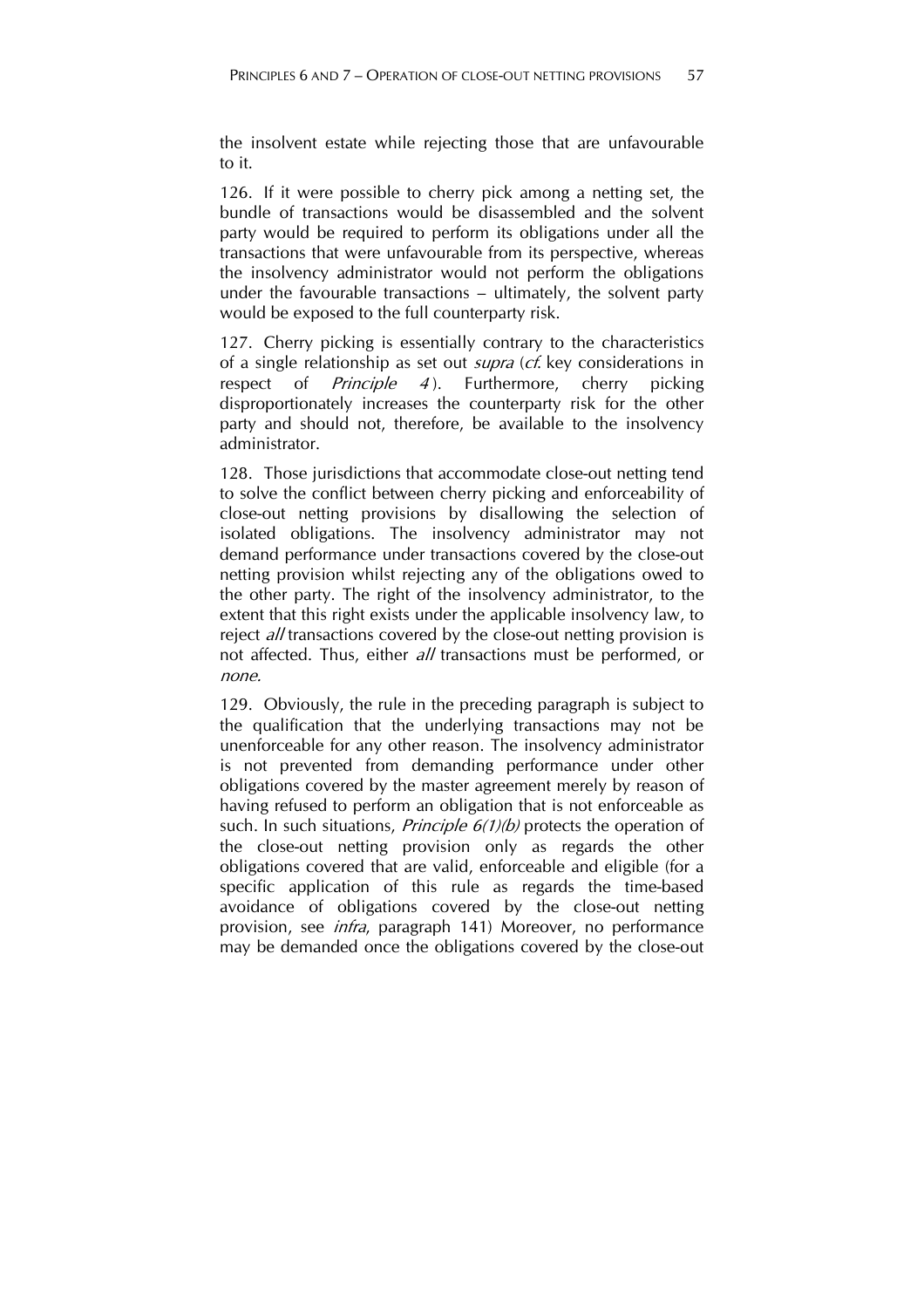the insolvent estate while rejecting those that are unfavourable to it.

126. If it were possible to cherry pick among a netting set, the bundle of transactions would be disassembled and the solvent party would be required to perform its obligations under all the transactions that were unfavourable from its perspective, whereas the insolvency administrator would not perform the obligations under the favourable transactions – ultimately, the solvent party would be exposed to the full counterparty risk.

127. Cherry picking is essentially contrary to the characteristics of a single relationship as set out *supra* (*cf.* key considerations in respect of *Principle 4*). Furthermore, cherry picking disproportionately increases the counterparty risk for the other party and should not, therefore, be available to the insolvency administrator.

128. Those jurisdictions that accommodate close-out netting tend to solve the conflict between cherry picking and enforceability of close-out netting provisions by disallowing the selection of isolated obligations. The insolvency administrator may not demand performance under transactions covered by the close-out netting provision whilst rejecting any of the obligations owed to the other party. The right of the insolvency administrator, to the extent that this right exists under the applicable insolvency law, to reject *all* transactions covered by the close-out netting provision is not affected. Thus, either *all* transactions must be performed, or *none*.

129. Obviously, the rule in the preceding paragraph is subject to the qualification that the underlying transactions may not be unenforceable for any other reason. The insolvency administrator is not prevented from demanding performance under other obligations covered by the master agreement merely by reason of having refused to perform an obligation that is not enforceable as such. In such situations, *Principle 6(1)(b)* protects the operation of the close-out netting provision only as regards the other obligations covered that are valid, enforceable and eligible (for a specific application of this rule as regards the time-based avoidance of obligations covered by the close-out netting provision, see *infra*, paragraph 141) Moreover, no performance may be demanded once the obligations covered by the close-out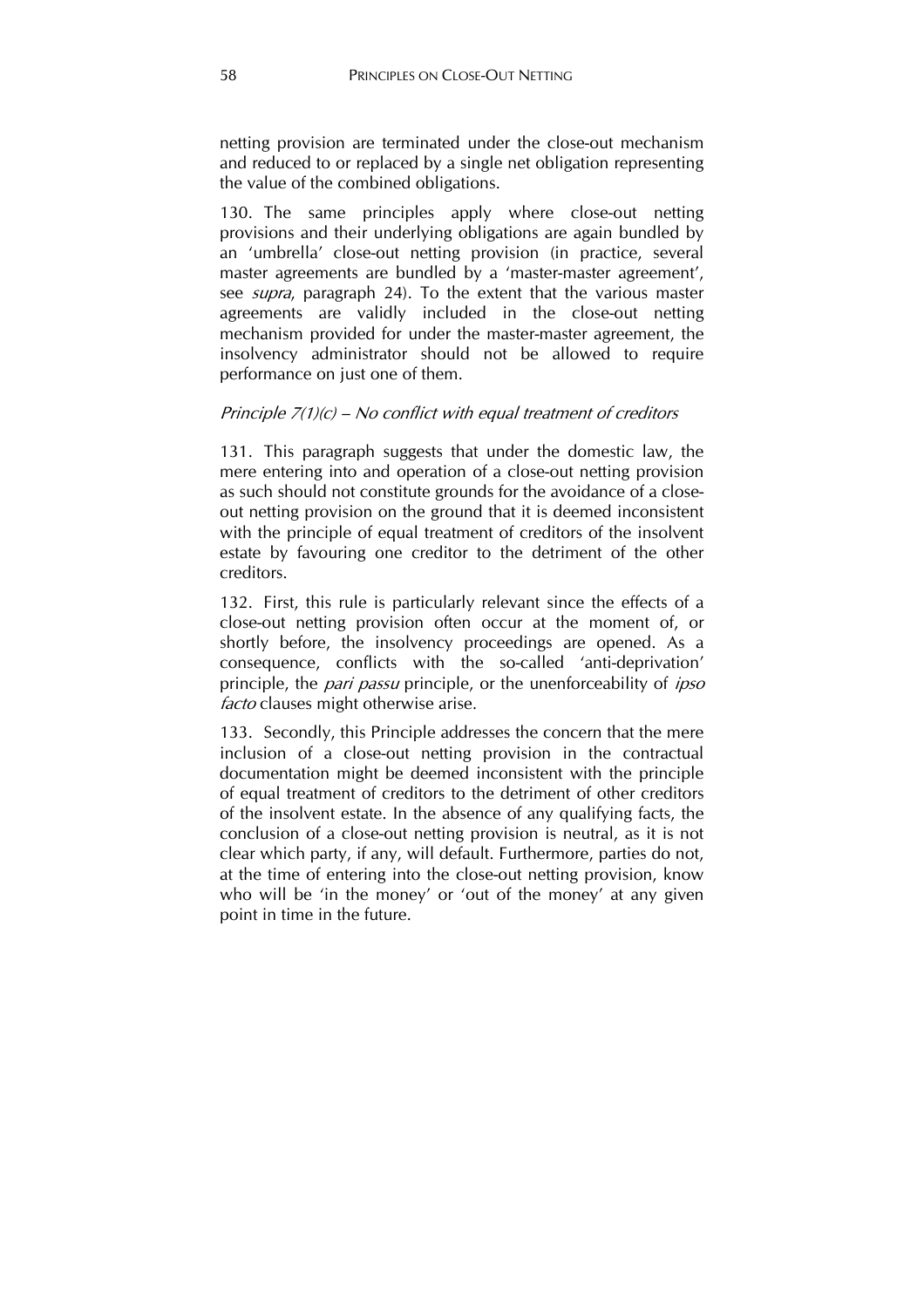netting provision are terminated under the close-out mechanism and reduced to or replaced by a single net obligation representing the value of the combined obligations.

130. The same principles apply where close-out netting provisions and their underlying obligations are again bundled by an 'umbrella' close-out netting provision (in practice, several master agreements are bundled by a 'master-master agreement', see *supra*, paragraph 24). To the extent that the various master agreements are validly included in the close-out netting mechanism provided for under the master-master agreement, the insolvency administrator should not be allowed to require performance on just one of them.

### *Principle 7(1)(c) – No conflict with equal treatment of creditors*

131. This paragraph suggests that under the domestic law, the mere entering into and operation of a close-out netting provision as such should not constitute grounds for the avoidance of a close-out netting provision on the ground that it is deemed inconsistent with the principle of equal treatment of creditors of the insolvent estate by favouring one creditor to the detriment of the other creditors.

132. First, this rule is particularly relevant since the effects of a close-out netting provision often occur at the moment of, or shortly before, the insolvency proceedings are opened. As a consequence, conflicts with the so-called 'anti-deprivation' principle, the *pari passu* principle, or the unenforceability of *ipso facto* clauses might otherwise arise.

133. Secondly, this Principle addresses the concern that the mere inclusion of a close-out netting provision in the contractual documentation might be deemed inconsistent with the principle of equal treatment of creditors to the detriment of other creditors of the insolvent estate. In the absence of any qualifying facts, the conclusion of a close-out netting provision is neutral, as it is not clear which party, if any, will default. Furthermore, parties do not, at the time of entering into the close-out netting provision, know who will be 'in the money' or 'out of the money' at any given point in time in the future.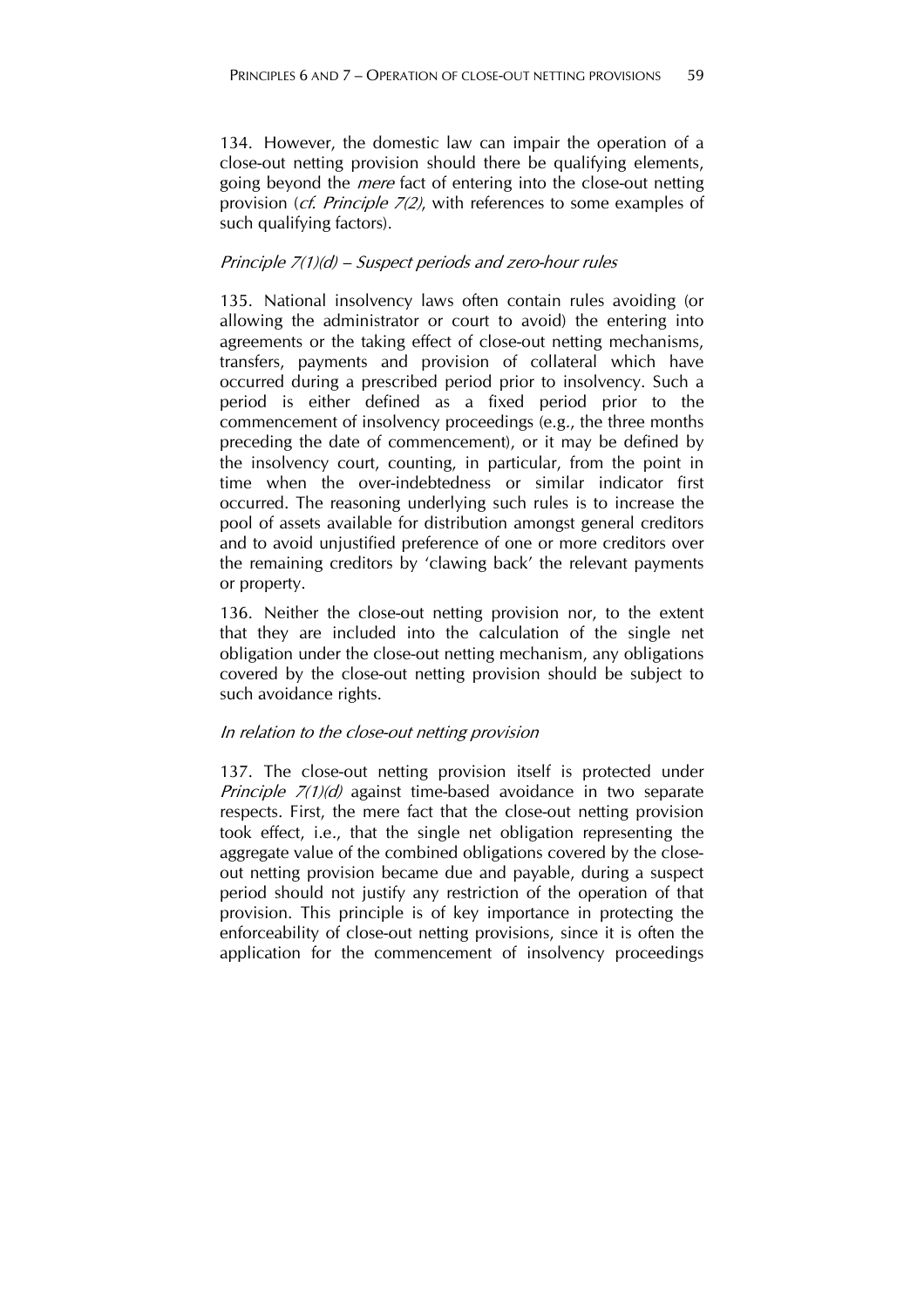134. However, the domestic law can impair the operation of a close-out netting provision should there be qualifying elements, going beyond the *mere* fact of entering into the close-out netting provision (*cf. Principle 7(2)*, with references to some examples of such qualifying factors).

### *Principle 7(1)(d) – Suspect periods and zero-hour rules*

135. National insolvency laws often contain rules avoiding (or allowing the administrator or court to avoid) the entering into agreements or the taking effect of close-out netting mechanisms, transfers, payments and provision of collateral which have occurred during a prescribed period prior to insolvency. Such a period is either defined as a fixed period prior to the commencement of insolvency proceedings (e.g., the three months preceding the date of commencement), or it may be defined by the insolvency court, counting, in particular, from the point in time when the over-indebtedness or similar indicator first occurred. The reasoning underlying such rules is to increase the pool of assets available for distribution amongst general creditors and to avoid unjustified preference of one or more creditors over the remaining creditors by 'clawing back' the relevant payments or property.

136. Neither the close-out netting provision nor, to the extent that they are included into the calculation of the single net obligation under the close-out netting mechanism, any obligations covered by the close-out netting provision should be subject to such avoidance rights.

#### *In relation to the close-out netting provision*

137. The close-out netting provision itself is protected under *Principle 7(1)(d)* against time-based avoidance in two separate respects. First, the mere fact that the close-out netting provision took effect, i.e., that the single net obligation representing the aggregate value of the combined obligations covered by the close-out netting provision became due and payable, during a suspect period should not justify any restriction of the operation of that provision. This principle is of key importance in protecting the enforceability of close-out netting provisions, since it is often the application for the commencement of insolvency proceedings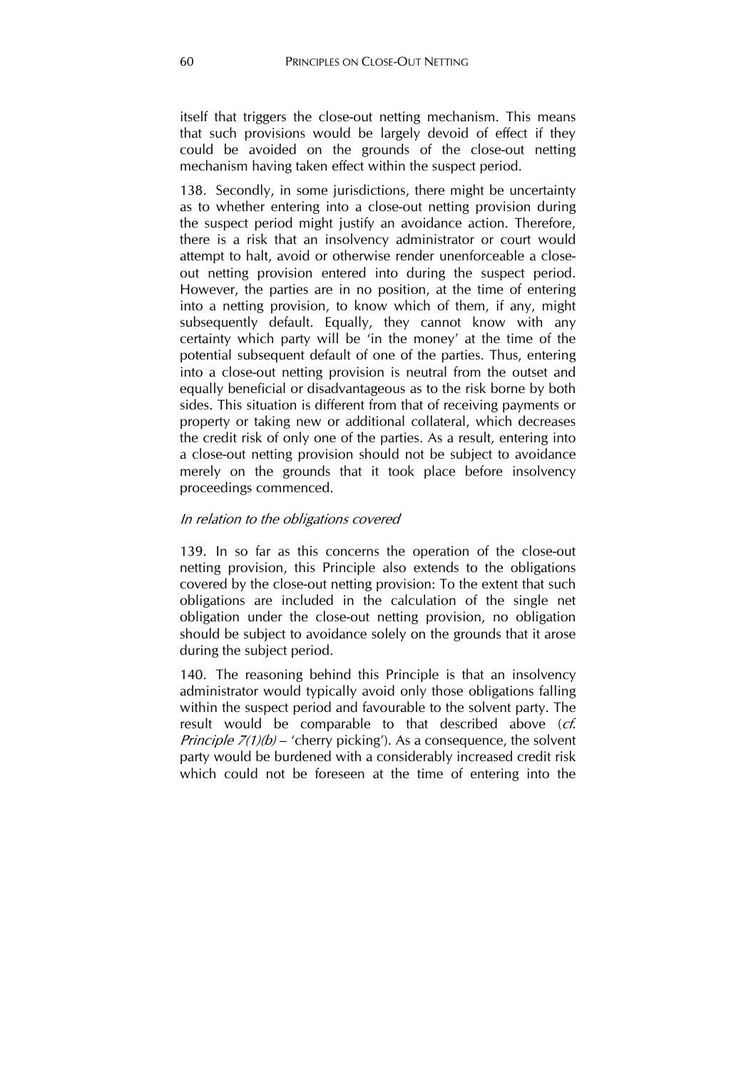itself that triggers the close-out netting mechanism. This means that such provisions would be largely devoid of effect if they could be avoided on the grounds of the close-out netting mechanism having taken effect within the suspect period.

138. Secondly, in some jurisdictions, there might be uncertainty as to whether entering into a close-out netting provision during the suspect period might justify an avoidance action. Therefore, there is a risk that an insolvency administrator or court would attempt to halt, avoid or otherwise render unenforceable a close-out netting provision entered into during the suspect period. However, the parties are in no position, at the time of entering into a netting provision, to know which of them, if any, might subsequently default. Equally, they cannot know with any certainty which party will be 'in the money' at the time of the potential subsequent default of one of the parties. Thus, entering into a close-out netting provision is neutral from the outset and equally beneficial or disadvantageous as to the risk borne by both sides. This situation is different from that of receiving payments or property or taking new or additional collateral, which decreases the credit risk of only one of the parties. As a result, entering into a close-out netting provision should not be subject to avoidance merely on the grounds that it took place before insolvency proceedings commenced.

*In relation to the obligations covered*

139. In so far as this concerns the operation of the close-out netting provision, this Principle also extends to the obligations covered by the close-out netting provision: To the extent that such obligations are included in the calculation of the single net obligation under the close-out netting provision, no obligation should be subject to avoidance solely on the grounds that it arose during the subject period.

140. The reasoning behind this Principle is that an insolvency administrator would typically avoid only those obligations falling within the suspect period and favourable to the solvent party. The result would be comparable to that described above (*cf. Principle 7(1)(b)* – 'cherry picking'). As a consequence, the solvent party would be burdened with a considerably increased credit risk which could not be foreseen at the time of entering into the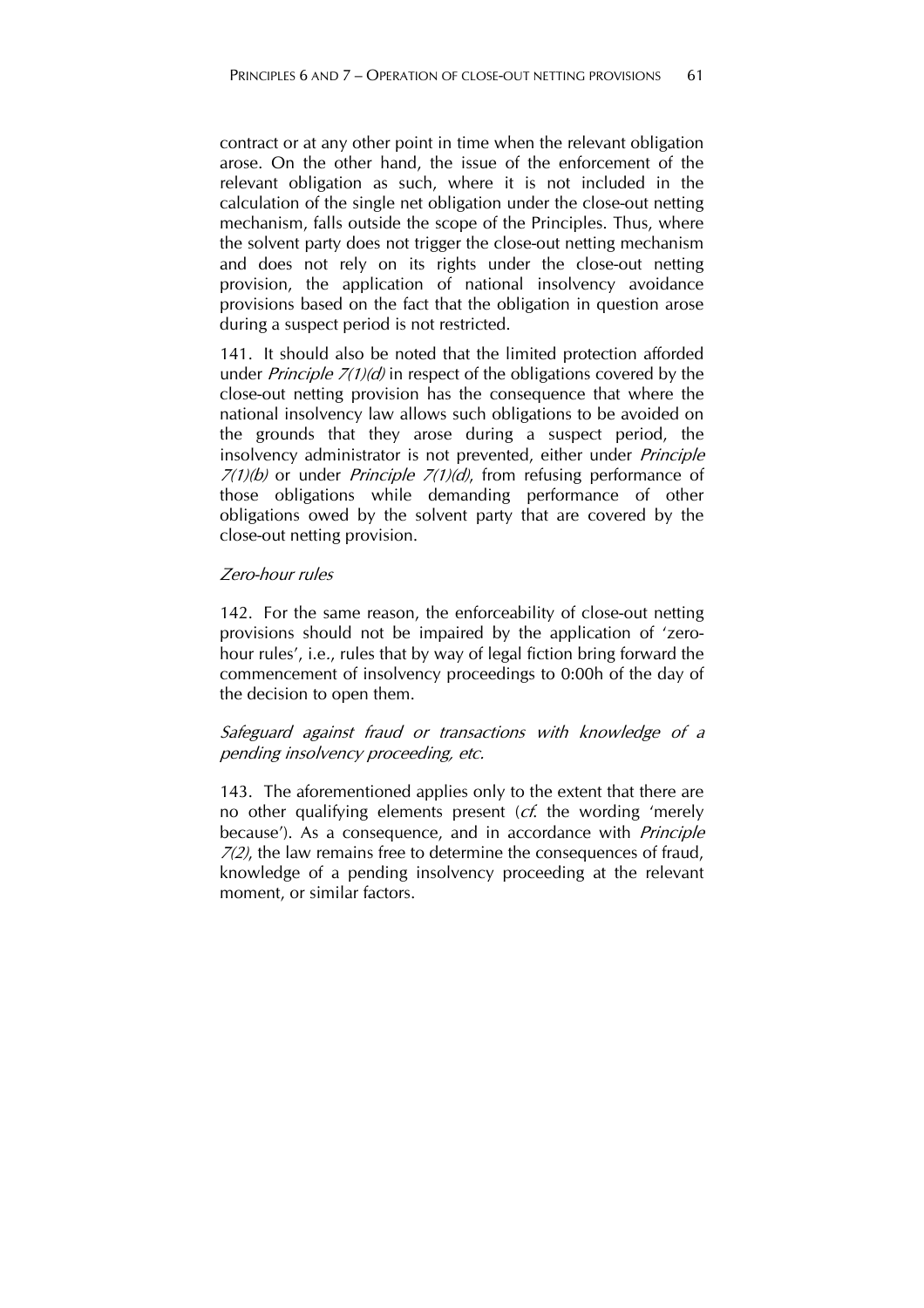contract or at any other point in time when the relevant obligation arose. On the other hand, the issue of the enforcement of the relevant obligation as such, where it is not included in the calculation of the single net obligation under the close-out netting mechanism, falls outside the scope of the Principles. Thus, where the solvent party does not trigger the close-out netting mechanism and does not rely on its rights under the close-out netting provision, the application of national insolvency avoidance provisions based on the fact that the obligation in question arose during a suspect period is not restricted.

141. It should also be noted that the limited protection afforded under *Principle 7(1)(d)* in respect of the obligations covered by the close-out netting provision has the consequence that where the national insolvency law allows such obligations to be avoided on the grounds that they arose during a suspect period, the insolvency administrator is not prevented, either under *Principle 7(1)(b)* or under *Principle 7(1)(d)*, from refusing performance of those obligations while demanding performance of other obligations owed by the solvent party that are covered by the close-out netting provision.

*Zero-hour rules*

142. For the same reason, the enforceability of close-out netting provisions should not be impaired by the application of 'zero-hour rules', i.e., rules that by way of legal fiction bring forward the commencement of insolvency proceedings to 0:00h of the day of the decision to open them.

*Safeguard against fraud or transactions with knowledge of a pending insolvency proceeding, etc.*

143. The aforementioned applies only to the extent that there are no other qualifying elements present (*cf.* the wording 'merely because'). As a consequence, and in accordance with *Principle 7(2)*, the law remains free to determine the consequences of fraud, knowledge of a pending insolvency proceeding at the relevant moment, or similar factors.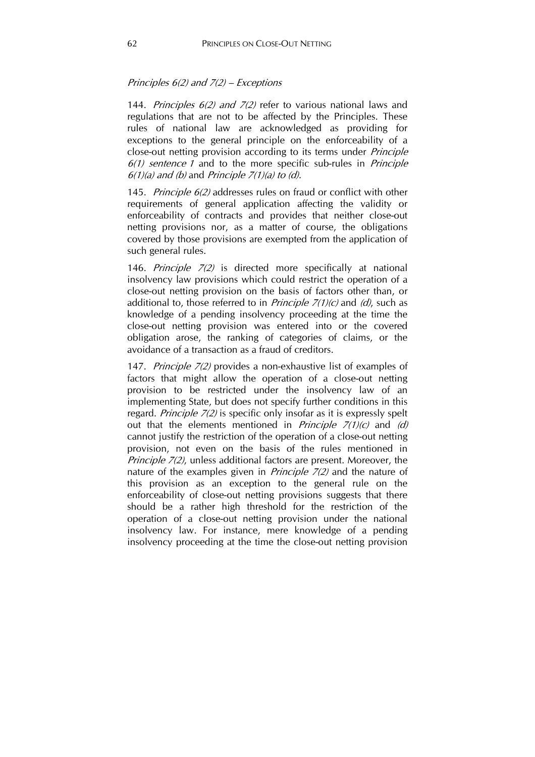*Principles 6(2) and 7(2) – Exceptions*

144. *Principles 6(2) and 7(2)* refer to various national laws and regulations that are not to be affected by the Principles. These rules of national law are acknowledged as providing for exceptions to the general principle on the enforceability of a close-out netting provision according to its terms under *Principle 6(1) sentence 1* and to the more specific sub-rules in *Principle 6(1)(a) and (b)* and *Principle 7(1)(a) to (d).*

145. *Principle 6(2)* addresses rules on fraud or conflict with other requirements of general application affecting the validity or enforceability of contracts and provides that neither close-out netting provisions nor, as a matter of course, the obligations covered by those provisions are exempted from the application of such general rules.

146. *Principle 7(2)* is directed more specifically at national insolvency law provisions which could restrict the operation of a close-out netting provision on the basis of factors other than, or additional to, those referred to in *Principle 7(1)(c)* and *(d)*, such as knowledge of a pending insolvency proceeding at the time the close-out netting provision was entered into or the covered obligation arose, the ranking of categories of claims, or the avoidance of a transaction as a fraud of creditors.

147. *Principle 7(2)* provides a non-exhaustive list of examples of factors that might allow the operation of a close-out netting provision to be restricted under the insolvency law of an implementing State, but does not specify further conditions in this regard. *Principle 7(2)* is specific only insofar as it is expressly spelt out that the elements mentioned in *Principle 7(1)(c)* and *(d)* cannot justify the restriction of the operation of a close-out netting provision, not even on the basis of the rules mentioned in *Principle 7(2)*, unless additional factors are present. Moreover, the nature of the examples given in *Principle 7(2)* and the nature of this provision as an exception to the general rule on the enforceability of close-out netting provisions suggests that there should be a rather high threshold for the restriction of the operation of a close-out netting provision under the national insolvency law. For instance, mere knowledge of a pending insolvency proceeding at the time the close-out netting provision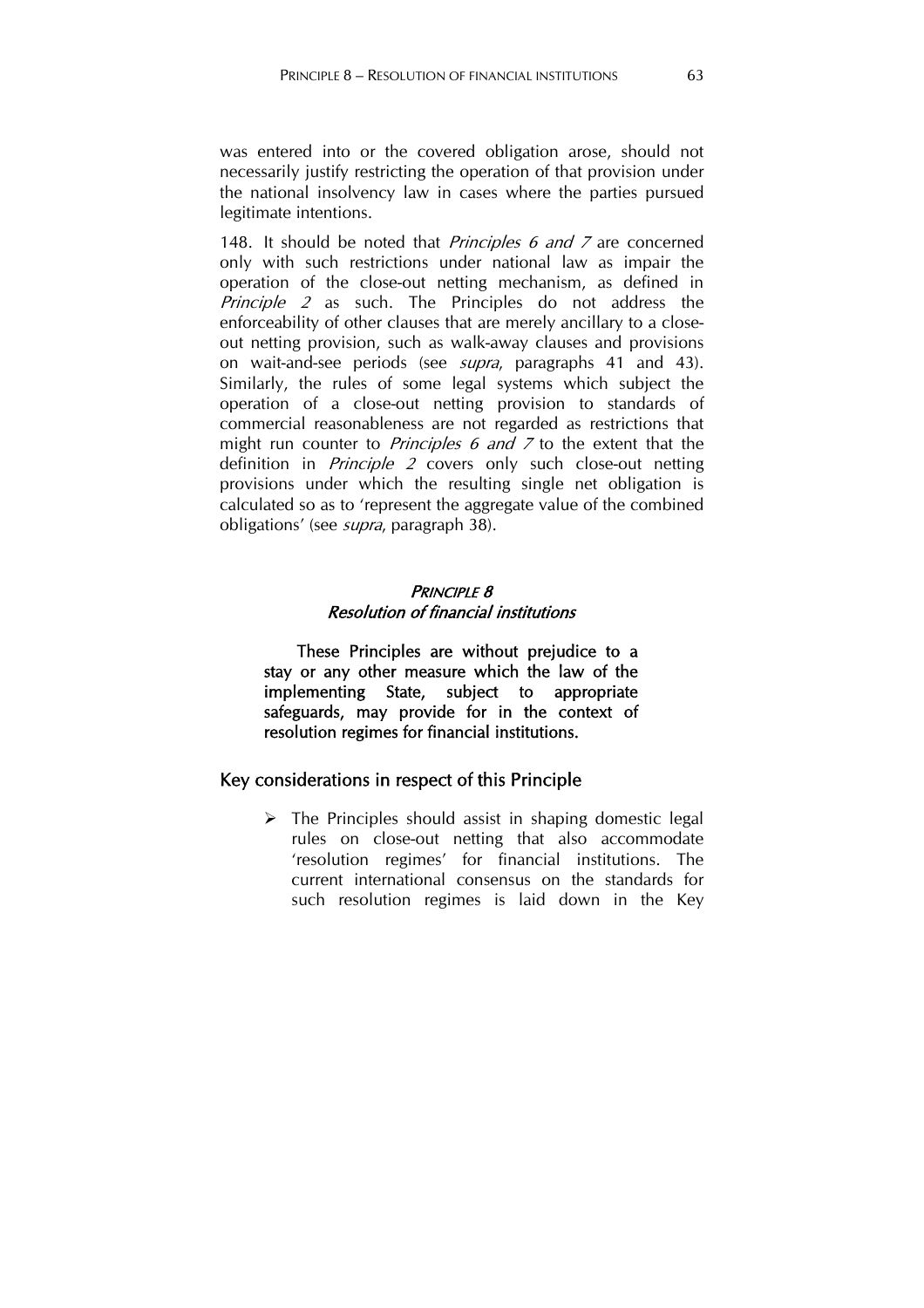was entered into or the covered obligation arose, should not necessarily justify restricting the operation of that provision under the national insolvency law in cases where the parties pursued legitimate intentions.

148. It should be noted that *Principles 6 and 7* are concerned only with such restrictions under national law as impair the operation of the close-out netting mechanism, as defined in *Principle 2* as such. The Principles do not address the enforceability of other clauses that are merely ancillary to a close-out netting provision, such as walk-away clauses and provisions on wait-and-see periods (see *supra*, paragraphs 41 and 43). Similarly, the rules of some legal systems which subject the operation of a close-out netting provision to standards of commercial reasonableness are not regarded as restrictions that might run counter to *Principles 6 and 7* to the extent that the definition in *Principle 2* covers only such close-out netting provisions under which the resulting single net obligation is calculated so as to 'represent the aggregate value of the combined obligations' (see *supra*, paragraph 38).

## *PRINCIPLE 8*
## *Resolution of financial institutions*

**These Principles are without prejudice to a stay or any other measure which the law of the implementing State, subject to appropriate safeguards, may provide for in the context of resolution regimes for financial institutions.**

### Key considerations in respect of this Principle

- The Principles should assist in shaping domestic legal rules on close-out netting that also accommodate 'resolution regimes' for financial institutions. The current international consensus on the standards for such resolution regimes is laid down in the Key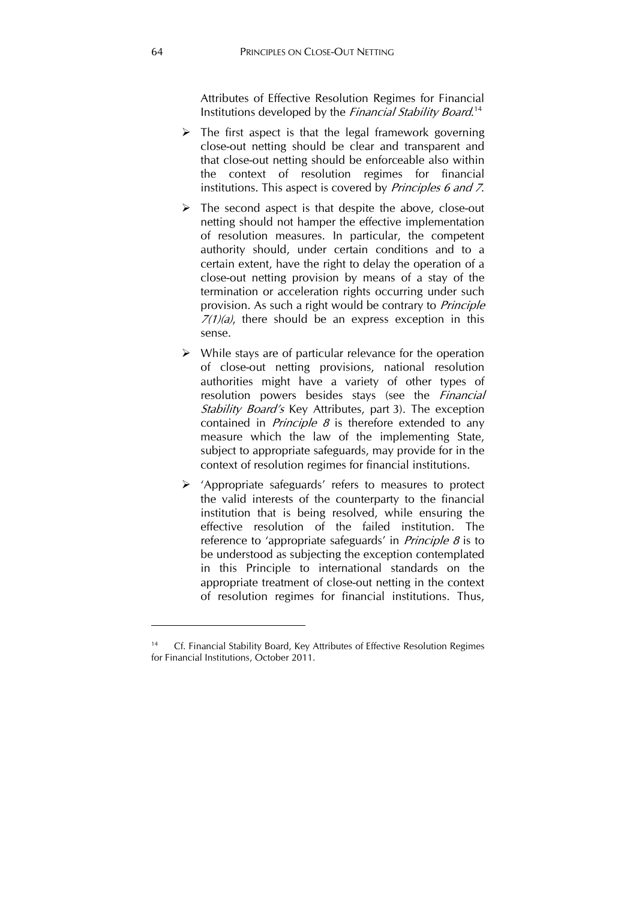Attributes of Effective Resolution Regimes for Financial Institutions developed by the *Financial Stability Board*.[14]

- The first aspect is that the legal framework governing close-out netting should be clear and transparent and that close-out netting should be enforceable also within the context of resolution regimes for financial institutions. This aspect is covered by *Principles 6 and 7*.
- The second aspect is that despite the above, close-out netting should not hamper the effective implementation of resolution measures. In particular, the competent authority should, under certain conditions and to a certain extent, have the right to delay the operation of a close-out netting provision by means of a stay of the termination or acceleration rights occurring under such provision. As such a right would be contrary to *Principle 7(1)(a)*, there should be an express exception in this sense.
- While stays are of particular relevance for the operation of close-out netting provisions, national resolution authorities might have a variety of other types of resolution powers besides stays (see the *Financial Stability Board's* Key Attributes, part 3). The exception contained in *Principle 8* is therefore extended to any measure which the law of the implementing State, subject to appropriate safeguards, may provide for in the context of resolution regimes for financial institutions.
- 'Appropriate safeguards' refers to measures to protect the valid interests of the counterparty to the financial institution that is being resolved, while ensuring the effective resolution of the failed institution. The reference to 'appropriate safeguards' in *Principle 8* is to be understood as subjecting the exception contemplated in this Principle to international standards on the appropriate treatment of close-out netting in the context of resolution regimes for financial institutions. Thus,

[14] Cf. Financial Stability Board, Key Attributes of Effective Resolution Regimes for Financial Institutions, October 2011.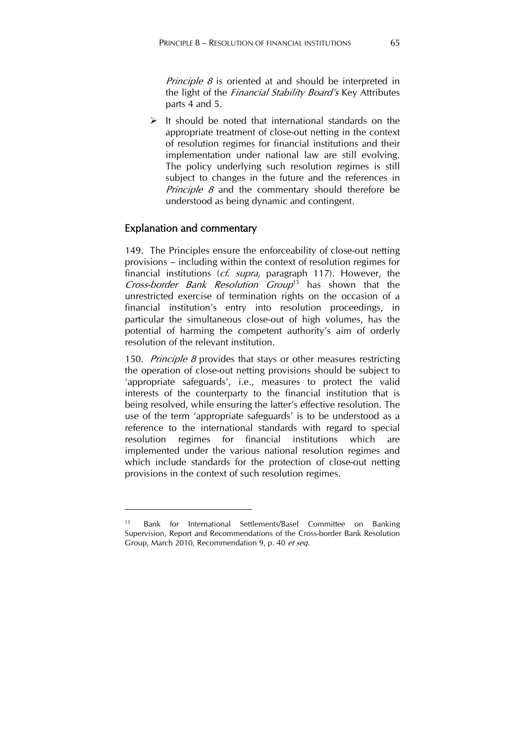*Principle 8* is oriented at and should be interpreted in the light of the *Financial Stability Board's* Key Attributes parts 4 and 5.

- It should be noted that international standards on the appropriate treatment of close-out netting in the context of resolution regimes for financial institutions and their implementation under national law are still evolving. The policy underlying such resolution regimes is still subject to changes in the future and the references in *Principle 8* and the commentary should therefore be understood as being dynamic and contingent.

## Explanation and commentary

149. The Principles ensure the enforceability of close-out netting provisions – including within the context of resolution regimes for financial institutions (*cf. supra*, paragraph 117). However, the *Cross-border Bank Resolution Group*[15] has shown that the unrestricted exercise of termination rights on the occasion of a financial institution's entry into resolution proceedings, in particular the simultaneous close-out of high volumes, has the potential of harming the competent authority's aim of orderly resolution of the relevant institution.

150. *Principle 8* provides that stays or other measures restricting the operation of close-out netting provisions should be subject to 'appropriate safeguards', i.e., measures to protect the valid interests of the counterparty to the financial institution that is being resolved, while ensuring the latter's effective resolution. The use of the term 'appropriate safeguards' is to be understood as a reference to the international standards with regard to special resolution regimes for financial institutions which are implemented under the various national resolution regimes and which include standards for the protection of close-out netting provisions in the context of such resolution regimes.

---

[15] Bank for International Settlements/Basel Committee on Banking Supervision, Report and Recommendations of the Cross-border Bank Resolution Group, March 2010, Recommendation 9, p. 40 *et seq*.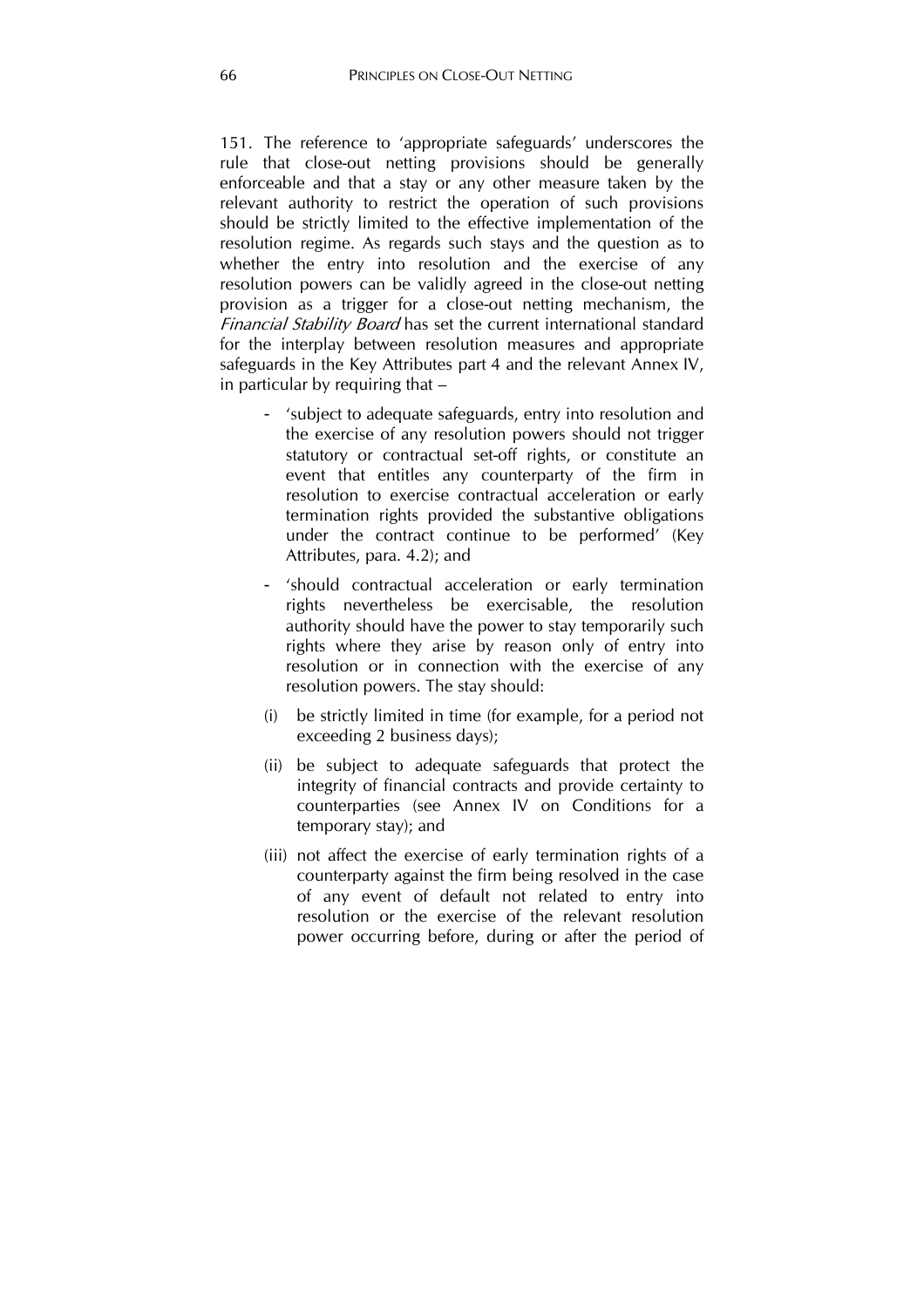151. The reference to 'appropriate safeguards' underscores the rule that close-out netting provisions should be generally enforceable and that a stay or any other measure taken by the relevant authority to restrict the operation of such provisions should be strictly limited to the effective implementation of the resolution regime. As regards such stays and the question as to whether the entry into resolution and the exercise of any resolution powers can be validly agreed in the close-out netting provision as a trigger for a close-out netting mechanism, the *Financial Stability Board* has set the current international standard for the interplay between resolution measures and appropriate safeguards in the Key Attributes part 4 and the relevant Annex IV, in particular by requiring that –

- 'subject to adequate safeguards, entry into resolution and the exercise of any resolution powers should not trigger statutory or contractual set-off rights, or constitute an event that entitles any counterparty of the firm in resolution to exercise contractual acceleration or early termination rights provided the substantive obligations under the contract continue to be performed' (Key Attributes, para. 4.2); and
- 'should contractual acceleration or early termination rights nevertheless be exercisable, the resolution authority should have the power to stay temporarily such rights where they arise by reason only of entry into resolution or in connection with the exercise of any resolution powers. The stay should:

  (i) be strictly limited in time (for example, for a period not exceeding 2 business days);

  (ii) be subject to adequate safeguards that protect the integrity of financial contracts and provide certainty to counterparties (see Annex IV on Conditions for a temporary stay); and

  (iii) not affect the exercise of early termination rights of a counterparty against the firm being resolved in the case of any event of default not related to entry into resolution or the exercise of the relevant resolution power occurring before, during or after the period of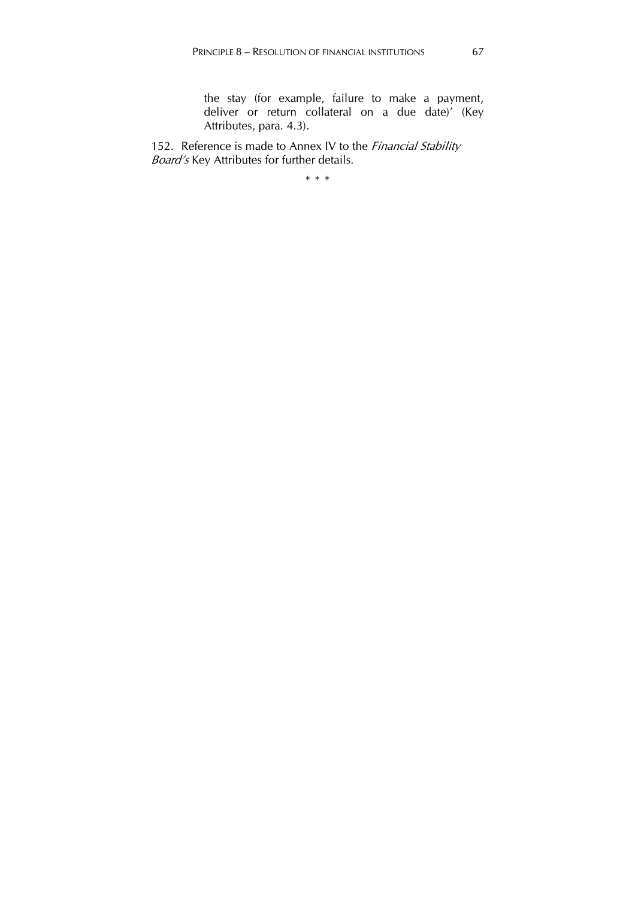the stay (for example, failure to make a payment, deliver or return collateral on a due date)' (Key Attributes, para. 4.3).

152. Reference is made to Annex IV to the *Financial Stability Board's* Key Attributes for further details.

\* \* \*